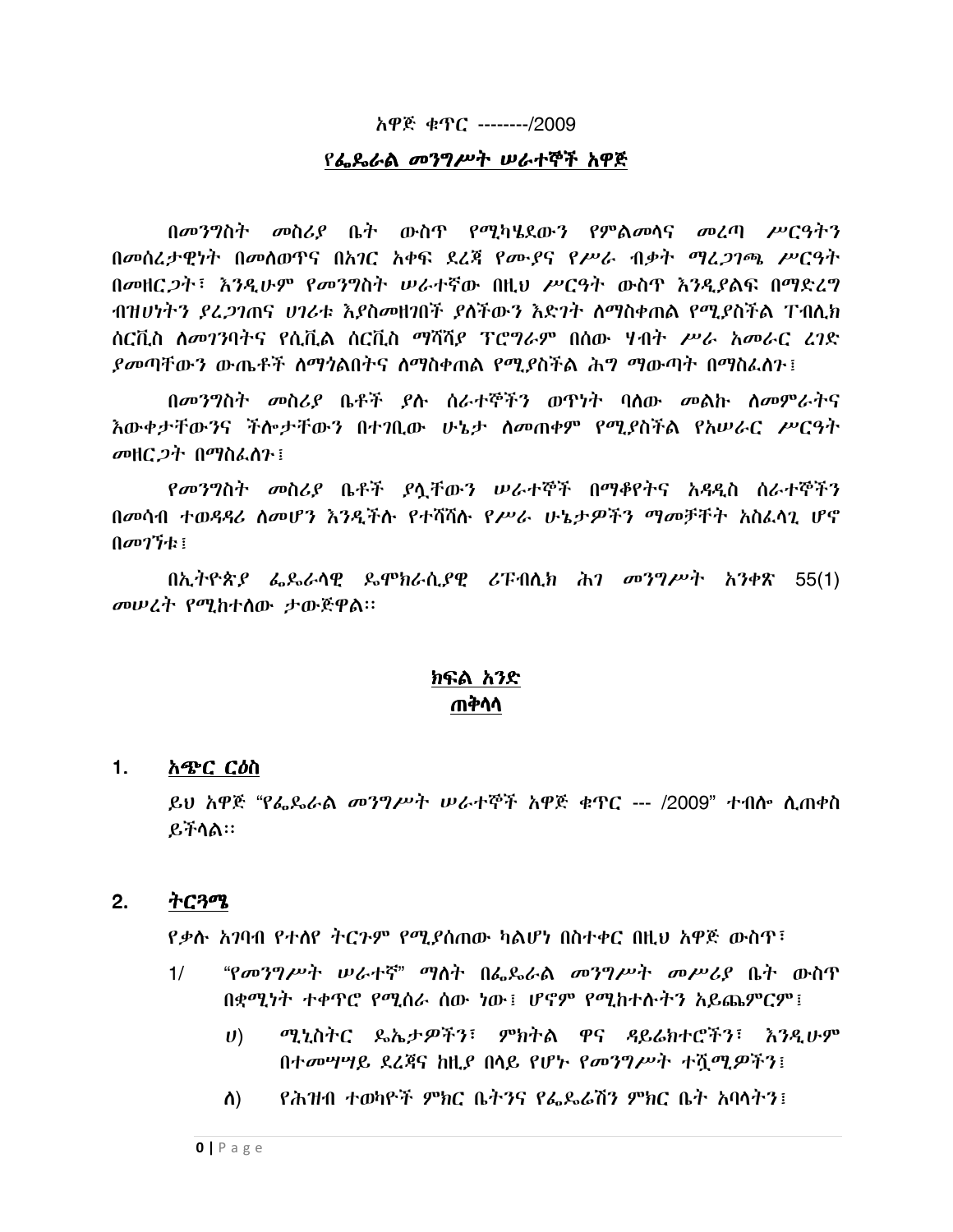አዋጅ ቁጥር --------/2009

## *የፌዴራል መንግሥት ሠራተኞች አዋጅ*

*በመንግስት መስሪያ ቤት ውስጥ የሚካሄደውን የምልመላና መረጣ ሥርዓትን በመሰረታዊነት በመለወጥና በአገር አቀፍ ደረጃ የሙያና የሥራ ብቃት ማረጋገጫ ሥርዓት በመዘርጋት፣ እንዲሁም የመንግስት ሠራተኛው በዚህ ሥርዓት ውስጥ እንዲያልፍ በማድረግ ብዝሀነትን ያረጋገጠና ሀገሪቱ እያስመዘገበች ያለችውን እድገት ለማስቀጠል የሚያስችል ፐብሊክ ሰርቪስ ለመገንባትና የሲቪል ሰርቪስ ማሻሻያ ፕሮግራም በሰው ሃብት ሥራ አመራር ረገድ ያመጣቸውን ውጤቶች ለማጎልበትና ለማስቀጠል የሚያስችል ሕግ ማውጣት በማስፈለጉ፤*

*በመንግስት መስሪያ ቤቶች ያሉ ሰራተኞችን ወጥነት ባለው መልኩ ለመምራትና እውቀታቸውንና ችሎታቸውን በተገቢው ሁኔታ ለመጠቀም የሚያስችል የአሠራር ሥርዓት መዘርጋት በማስፈለጉ፤*

*የመንግስት መስሪያ ቤቶች ያሏቸውን ሠራተኞች በማቆየትና አዳዲስ ሰራተኞችን በመሳብ ተወዳዳሪ ለመሆን እንዲችሉ የተሻሻሉ የሥራ ሁኔታዎችን ማመቻቸት አስፈላጊ ሆኖ በመገኘቱ፤*

*በኢትዮጵያ ፌዴራላዊ ዴሞክራሲያዊ ሪፐብሊክ ሕገ መንግሥት አንቀጽ* 55(1) *መሠረት የሚከተለው ታውጅዋል፡፡*

## ክፍል አንድ
## ጠቅላላ

### 1. *አጭር ርዕስ*

*ይህ አዋጅ "የፌዴራል መንግሥት ሠራተኞች አዋጅ ቁጥር* --- /2009" *ተብሎ ሊጠቀስ ይችላል፡፡*

### 2. *ትርጓሜ*

*የቃሉ አገባብ የተለየ ትርጉም የሚያሰጠው ካልሆነ በስተቀር በዚህ አዋጅ ውስጥ፣*

1/ *"የመንግሥት ሠራተኛ" ማለት በፌዴራል መንግሥት መሥሪያ ቤት ውስጥ በቋሚነት ተቀጥሮ የሚሰራ ሰው ነው፤ ሆኖም የሚከተሉትን አይጨምርም፤*

ሀ) *ሚኒስትር ዴኤታዎችን፣ ምክትል ዋና ዳይሬክተሮችን፣ እንዲሁም በተመሣሣይ ደረጃና ከዚያ በላይ የሆኑ የመንግሥት ተሿሚዎችን፤*

ለ) *የሕዝብ ተወካዮች ምክር ቤትንና የፌዴሬሽን ምክር ቤት አባላትን፤*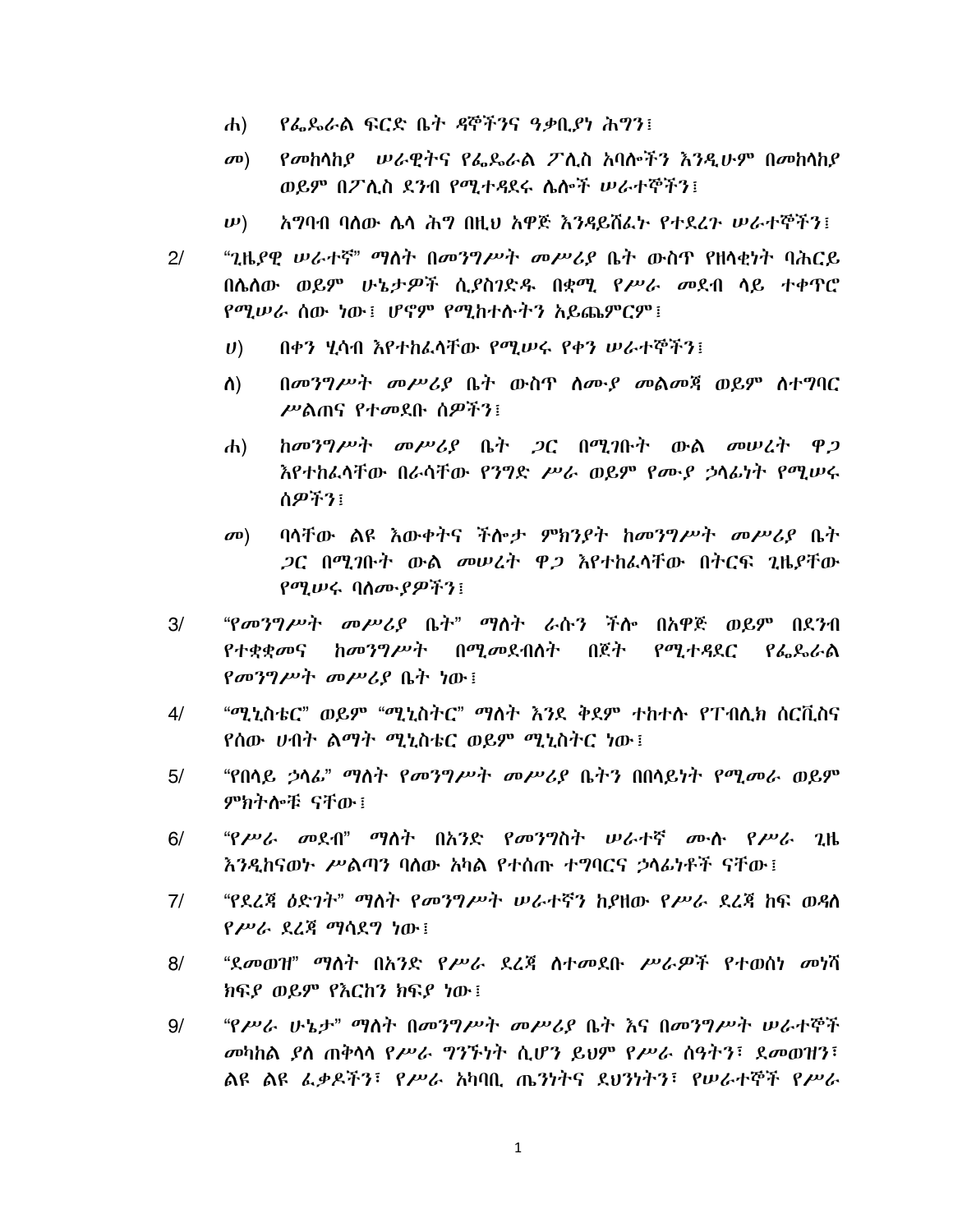ሐ) የፌዴራል ፍርድ ቤት ዳኞችንና ዓቃቢያነ ሕግን፤

መ) የመከላከያ ሠራዊትና የፌዴራል ፖሊስ አባሎችን እንዲሁም በመከላከያ ወይም በፖሊስ ደንብ የሚተዳደሩ ሌሎች ሠራተኞችን፤

ሠ) አግባብ ባለው ሌላ ሕግ በዚህ አዋጅ እንዳይሸፈኑ የተደረጉ ሠራተኞችን፤

2/ "ጊዜያዊ ሠራተኛ" ማለት በመንግሥት መሥሪያ ቤት ውስጥ የዘላቂነት ባሕርይ በሌለው ወይም ሁኔታዎች ሲያስገድዱ በቋሚ የሥራ መደብ ላይ ተቀጥሮ የሚሠራ ሰው ነው፤ ሆኖም የሚከተሉትን አይጨምርም፤

ሀ) በቀን ሂሳብ እየተከፈላቸው የሚሠሩ የቀን ሠራተኞችን፤

ለ) በመንግሥት መሥሪያ ቤት ውስጥ ለሙያ መልመጃ ወይም ለተግባር ሥልጠና የተመደቡ ሰዎችን፤

ሐ) ከመንግሥት መሥሪያ ቤት ጋር በሚገቡት ውል መሠረት ዋጋ እየተከፈላቸው በራሳቸው የንግድ ሥራ ወይም የሙያ ኃላፊነት የሚሠሩ ሰዎችን፤

መ) ባላቸው ልዩ እውቀትና ችሎታ ምክንያት ከመንግሥት መሥሪያ ቤት ጋር በሚገቡት ውል መሠረት ዋጋ እየተከፈላቸው በትርፍ ጊዜያቸው የሚሠሩ ባለሙያዎችን፤

3/ "የመንግሥት መሥሪያ ቤት" ማለት ራሱን ችሎ በአዋጅ ወይም በደንብ የተቋቋመና ከመንግሥት በሚመደብለት በጀት የሚተዳደር የፌዴራል የመንግሥት መሥሪያ ቤት ነው፤

4/ "ሚኒስቴር" ወይም "ሚኒስትር" ማለት እንደ ቅደም ተከተሉ የፐብሊክ ሰርቪስና የሰው ሀብት ልማት ሚኒስቴር ወይም ሚኒስትር ነው፤

5/ "የበላይ ኃላፊ" ማለት የመንግሥት መሥሪያ ቤትን በበላይነት የሚመራ ወይም ምክትሎቹ ናቸው፤

6/ "የሥራ መደብ" ማለት በአንድ የመንግስት ሠራተኛ ሙሉ የሥራ ጊዜ እንዲከናወኑ ሥልጣን ባለው አካል የተሰጡ ተግባርና ኃላፊነቶች ናቸው፤

7/ "የደረጃ ዕድገት" ማለት የመንግሥት ሠራተኛን ከያዘው የሥራ ደረጃ ከፍ ወዳለ የሥራ ደረጃ ማሳደግ ነው፤

8/ "ደመወዝ" ማለት በአንድ የሥራ ደረጃ ለተመደቡ ሥራዎች የተወሰነ መነሻ ክፍያ ወይም የእርከን ክፍያ ነው፤

9/ "የሥራ ሁኔታ" ማለት በመንግሥት መሥሪያ ቤት እና በመንግሥት ሠራተኞች መካከል ያለ ጠቅላላ የሥራ ግንኙነት ሲሆን ይህም የሥራ ሰዓትን፣ ደመወዝን፣ ልዩ ልዩ ፈቃዶችን፣ የሥራ አካባቢ ጤንነትና ደህንነትን፣ የሠራተኞች የሥራ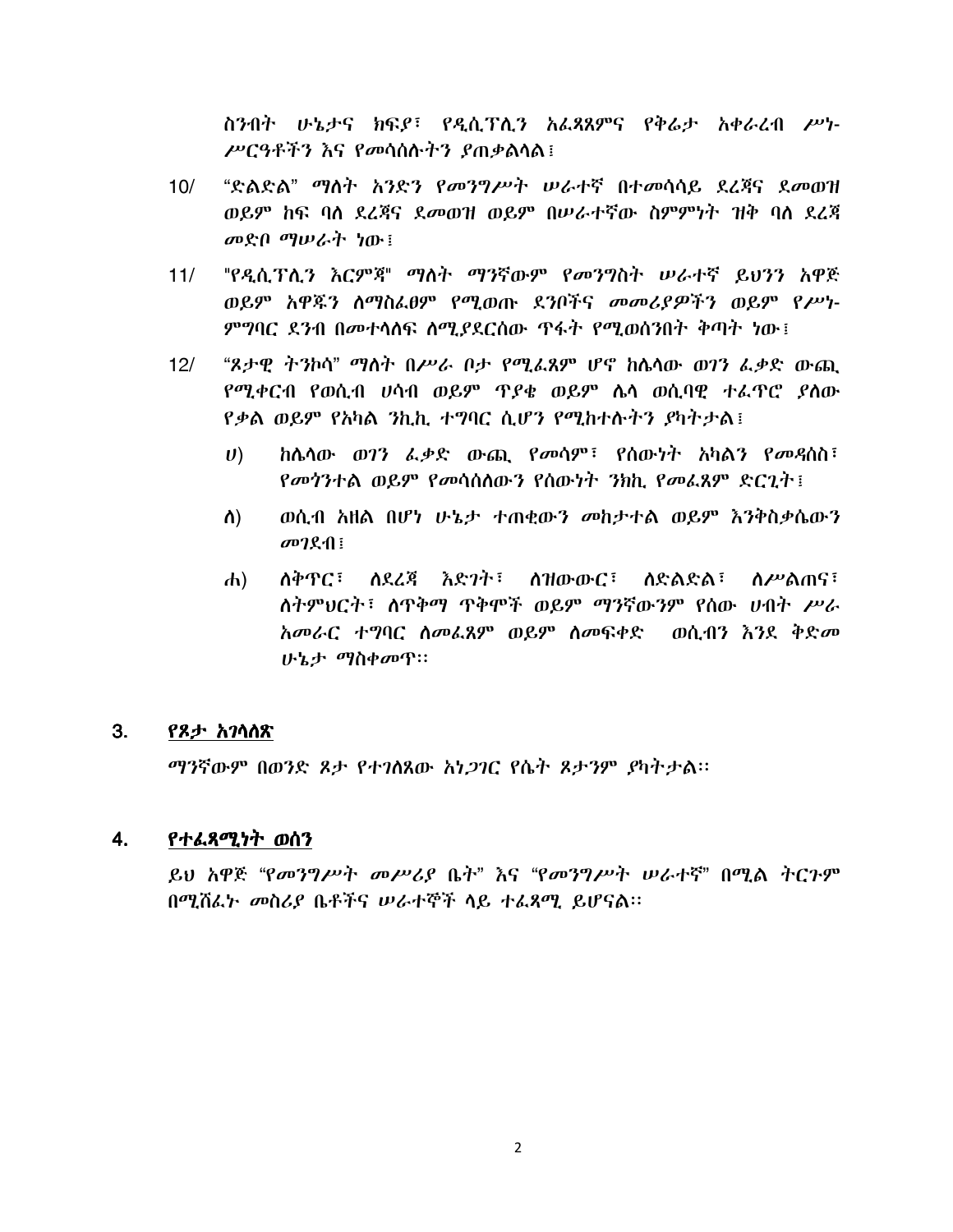ስንብት ሁኔታና ክፍያ፣ የዲሲፕሊን አፈጻጸምና የቅሬታ አቀራረብ ሥነ-ሥርዓቶችን እና የመሳሰሉትን ያጠቃልላል፤

10/ "ድልድል" ማለት አንድን የመንግሥት ሠራተኛ በተመሳሳይ ደረጃና ደመወዝ ወይም ከፍ ባለ ደረጃና ደመወዝ ወይም በሠራተኛው ስምምነት ዝቅ ባለ ደረጃ መድቦ ማሠራት ነው፤

11/ "የዲሲፕሊን እርምጃ" ማለት ማንኛውም የመንግስት ሠራተኛ ይህንን አዋጅ ወይም አዋጁን ለማስፈፀም የሚወጡ ደንቦችና መመሪያዎችን ወይም የሥነ-ምግባር ደንብ በመተላለፍ ለሚያደርሰው ጥፋት የሚወሰንበት ቅጣት ነው፤

12/ "ጾታዊ ትንኮሳ" ማለት በሥራ ቦታ የሚፈጸም ሆኖ ከሌላው ወገን ፈቃድ ውጪ የሚቀርብ የወሲብ ሀሳብ ወይም ጥያቄ ወይም ሌላ ወሲባዊ ተፈጥሮ ያለው የቃል ወይም የአካል ንኪኪ ተግባር ሲሆን የሚከተሉትን ያካትታል፤

ሀ) ከሌላው ወገን ፈቃድ ውጪ የመሳም፣ የሰውነት አካልን የመዳሰስ፣ የመጎንተል ወይም የመሳሰለውን የሰውነት ንክኪ የመፈጸም ድርጊት፤

ለ) ወሲብ አዘል በሆነ ሁኔታ ተጠቂውን መከታተል ወይም እንቅስቃሴውን መገደብ፤

ሐ) ለቅጥር፣ ለደረጃ እድገት፣ ለዝውውር፣ ለድልድል፣ ለሥልጠና፣ ለትምህርት፣ ለጥቅማ ጥቅሞች ወይም ማንኛውንም የሰው ሀብት ሥራ አመራር ተግባር ለመፈጸም ወይም ለመፍቀድ ወሲብን እንደ ቅድመ ሁኔታ ማስቀመጥ።

## 3. <u>የጾታ አገላለጽ</u>

ማንኛውም በወንድ ጾታ የተገለጸው አነጋገር የሴት ጾታንም ያካትታል።

## 4. <u>የተፈጻሚነት ወሰን</u>

ይህ አዋጅ "የመንግሥት መሥሪያ ቤት" እና "የመንግሥት ሠራተኛ" በሚል ትርጉም በሚሸፈኑ መስሪያ ቤቶችና ሠራተኞች ላይ ተፈጻሚ ይሆናል።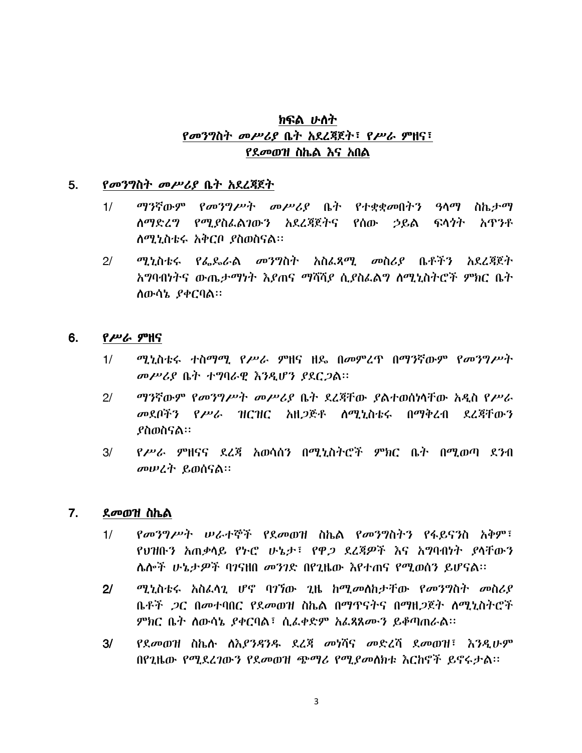## ክፍል ሁለት
## የመንግስት መሥሪያ ቤት አደረጃጀት፣ የሥራ ምዘና፣ የደመወዝ ስኬል እና አበል

### 5. የመንግስት መሥሪያ ቤት አደረጃጀት

1/ ማንኛውም የመንግሥት መሥሪያ ቤት የተቋቋመበትን ዓላማ ስኬታማ ለማድረግ የሚያስፈልገውን አደረጃጀትና የሰው ኃይል ፍላጎት አጥንቶ ለሚኒስቴሩ አቅርቦ ያስወስናል፡፡

2/ ሚኒስቴሩ የፌዴራል መንግስት አስፈጻሚ መስሪያ ቤቶችን አደረጃጀት አግባብነትና ውጤታማነት እያጠና ማሻሻያ ሲያስፈልግ ለሚኒስትሮች ምክር ቤት ለውሳኔ ያቀርባል፡፡

### 6. የሥራ ምዘና

1/ ሚኒስቴሩ ተስማሚ የሥራ ምዘና ዘዴ በመምረጥ በማንኛውም የመንግሥት መሥሪያ ቤት ተግባራዊ እንዲሆን ያደርጋል፡፡

2/ ማንኛውም የመንግሥት መሥሪያ ቤት ደረጃቸው ያልተወሰነላቸው አዲስ የሥራ መደቦችን የሥራ ዝርዝር አዘጋጅቶ ለሚኒስቴሩ በማቅረብ ደረጃቸውን ያስወስናል፡፡

3/ የሥራ ምዘናና ደረጃ አወሳሰን በሚኒስትሮች ምክር ቤት በሚወጣ ደንብ መሠረት ይወሰናል፡፡

### 7. ደመወዝ ስኬል

1/ የመንግሥት ሠራተኞች የደመወዝ ስኬል የመንግስትን የፋይናንስ አቅም፣ የህዝቡን አጠቃላይ የኑሮ ሁኔታ፣ የዋጋ ደረጃዎች እና አግባብነት ያላቸውን ሌሎች ሁኔታዎች ባገናዘበ መንገድ በየጊዜው እየተጠና የሚወሰን ይሆናል፡፡

2/ ሚኒስቴሩ አስፈላጊ ሆኖ ባገኘው ጊዜ ከሚመለከታቸው የመንግስት መስሪያ ቤቶች ጋር በመተባበር የደመወዝ ስኬል በማጥናትና በማዘጋጀት ለሚኒስትሮች ምክር ቤት ለውሳኔ ያቀርባል፣ ሲፈቀድም አፈጻጸሙን ይቆጣጠራል፡፡

3/ የደመወዝ ስኬሉ ለእያንዳንዱ ደረጃ መነሻና መድረሻ ደመወዝ፣ እንዲሁም በየጊዜው የሚደረገውን የደመወዝ ጭማሪ የሚያመለክቱ እርከኖች ይኖሩታል፡፡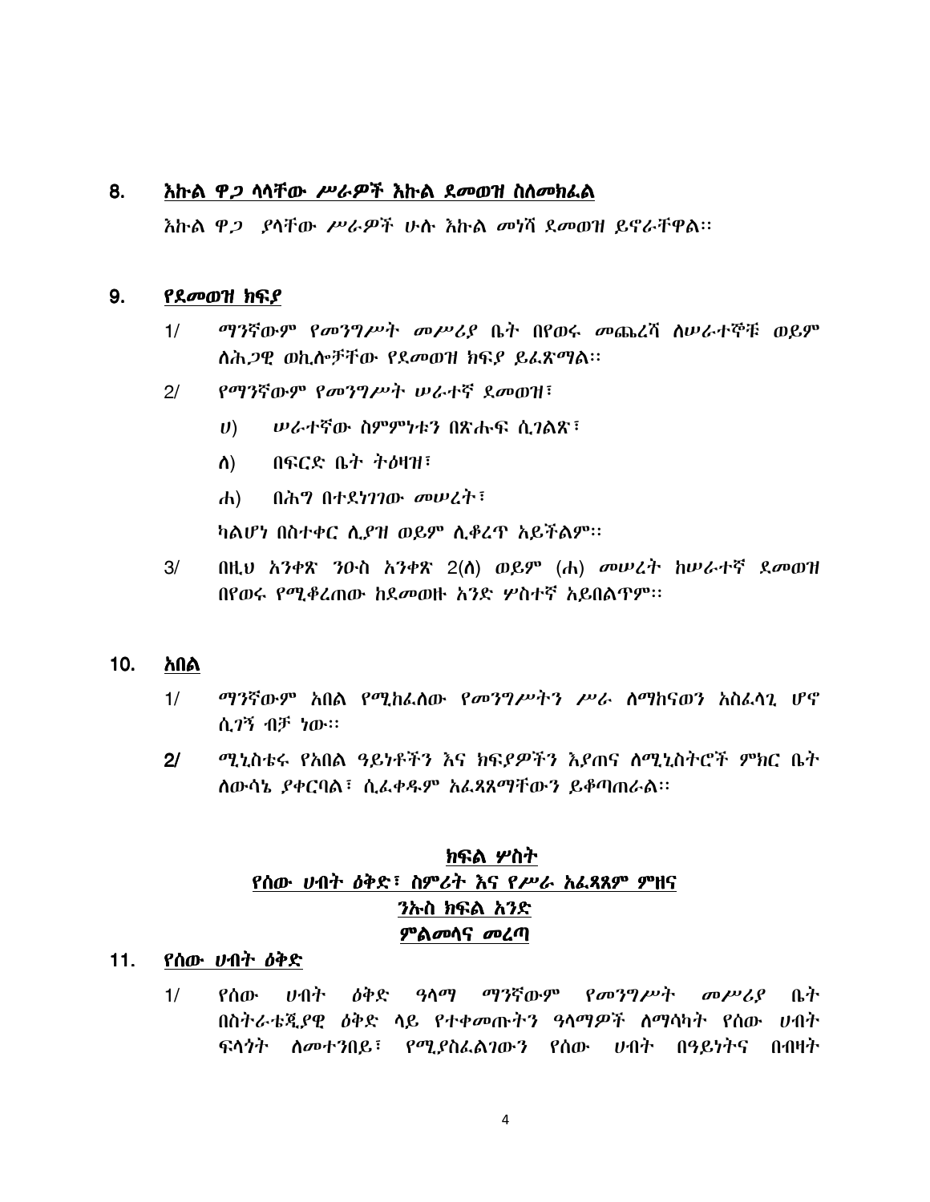## 8. እኩል ዋጋ ላላቸው ሥራዎች እኩል ደመወዝ ስለመክፈል

እኩል ዋጋ ያላቸው ሥራዎች ሁሉ እኩል መነሻ ደመወዝ ይኖራቸዋል፡፡

## 9. የደመወዝ ክፍያ

1/ ማንኛውም የመንግሥት መሥሪያ ቤት በየወሩ መጨረሻ ለሠራተኞቹ ወይም ለሕጋዊ ወኪሎቻቸው የደመወዝ ክፍያ ይፈጽማል፡፡

2/ የማንኛውም የመንግሥት ሠራተኛ ደመወዝ፣

ሀ) ሠራተኛው ስምምነቱን በጽሑፍ ሲገልጽ፣

ለ) በፍርድ ቤት ትዕዛዝ፣

ሐ) በሕግ በተደነገገው መሠረት፣

ካልሆነ በስተቀር ሊያዝ ወይም ሊቆረጥ አይችልም፡፡

3/ በዚህ አንቀጽ ንዑስ አንቀጽ 2(ለ) ወይም (ሐ) መሠረት ከሠራተኛ ደመወዝ በየወሩ የሚቆረጠው ከደመወዙ አንድ ሦስተኛ አይበልጥም፡፡

## 10. አበል

1/ ማንኛውም አበል የሚከፈለው የመንግሥትን ሥራ ለማከናወን አስፈላጊ ሆኖ ሲገኝ ብቻ ነው፡፡

**2/** ሚኒስቴሩ የአበል ዓይነቶችን እና ክፍያዎችን እያጠና ለሚኒስትሮች ምክር ቤት ለውሳኔ ያቀርባል፣ ሲፈቀዱም አፈጻጸማቸውን ይቆጣጠራል፡፡

# ክፍል ሦስት
# የሰው ሀብት ዕቅድ፣ ስምሪት እና የሥራ አፈጻጸም ምዘና
## ንኡስ ክፍል አንድ
## ምልመላና መረጣ

## 11. የሰው ሀብት ዕቅድ

1/ የሰው ሀብት ዕቅድ ዓላማ ማንኛውም የመንግሥት መሥሪያ ቤት በስትራቴጂያዊ ዕቅድ ላይ የተቀመጡትን ዓላማዎች ለማሳካት የሰው ሀብት ፍላጎት ለመተንበይ፣ የሚያስፈልገውን የሰው ሀብት በዓይነትና በብዛት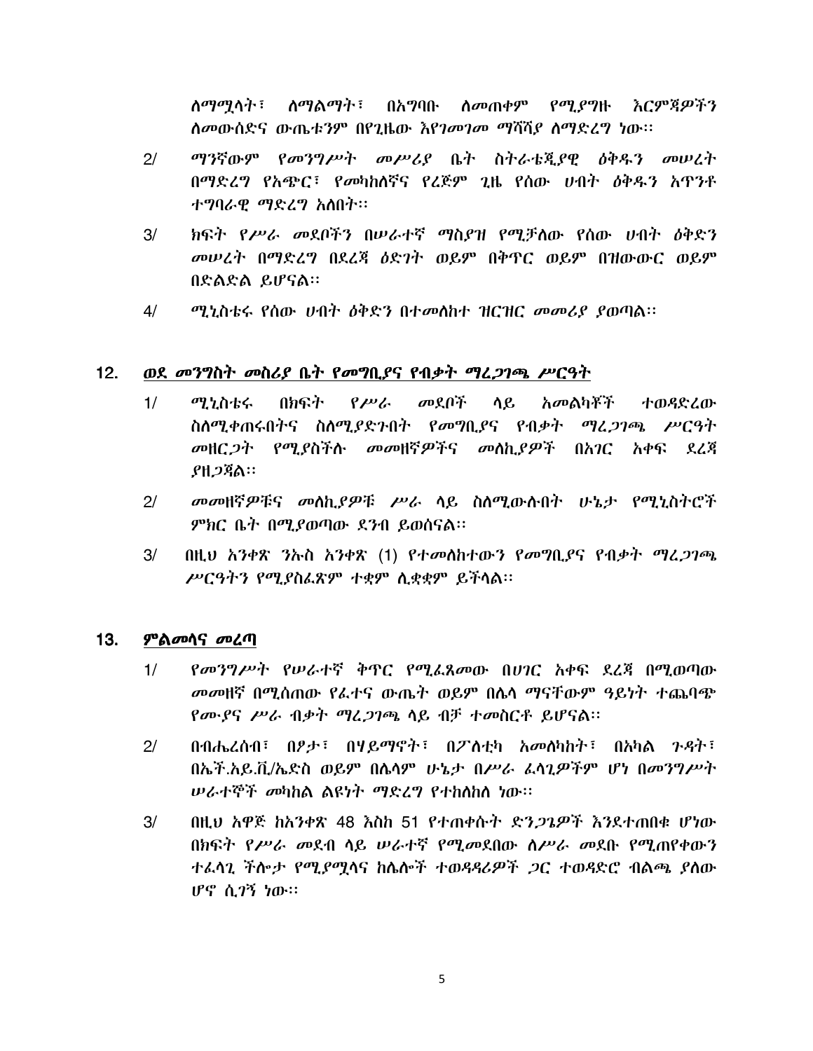ለማሟላት፣ ለማልማት፣ በአግባቡ ለመጠቀም የሚያግዙ እርምጃዎችን ለመውሰድና ውጤቱንም በየጊዜው እየገመገመ ማሻሻያ ለማድረግ ነው፡፡

2/ ማንኛውም የመንግሥት መሥሪያ ቤት ስትራቴጂያዊ ዕቅዱን መሠረት በማድረግ የአጭር፣ የመካከለኛና የረጅም ጊዜ የሰው ሀብት ዕቅዱን አጥንቶ ተግባራዊ ማድረግ አለበት፡፡

3/ ክፍት የሥራ መደቦችን በሠራተኛ ማስያዝ የሚቻለው የሰው ሀብት ዕቅድን መሠረት በማድረግ በደረጃ ዕድገት ወይም በቅጥር ወይም በዝውውር ወይም በድልድል ይሆናል፡፡

4/ ሚኒስቴሩ የሰው ሀብት ዕቅድን በተመለከተ ዝርዝር መመሪያ ያወጣል፡፡

## 12. ወደ መንግስት መስሪያ ቤት የመግቢያና የብቃት ማረጋገጫ ሥርዓት

1/ ሚኒስቴሩ በክፍት የሥራ መደቦች ላይ አመልካቾች ተወዳድረው ስለሚቀጠሩበትና ስለሚያድጉበት የመግቢያና የብቃት ማረጋገጫ ሥርዓት መዘርጋት የሚያስችሉ መመዘኛዎችና መለኪያዎች በአገር አቀፍ ደረጃ ያዘጋጃል፡፡

2/ መመዘኛዎቹና መለኪያዎቹ ሥራ ላይ ስለሚውሉበት ሁኔታ የሚኒስትሮች ምክር ቤት በሚያወጣው ደንብ ይወሰናል፡፡

3/ በዚህ አንቀጽ ንኡስ አንቀጽ (1) የተመለከተውን የመግቢያና የብቃት ማረጋገጫ ሥርዓትን የሚያስፈጽም ተቋም ሊቋቋም ይችላል፡፡

## 13. ምልመላና መረጣ

1/ የመንግሥት የሠራተኛ ቅጥር የሚፈጸመው በሀገር አቀፍ ደረጃ በሚወጣው መመዘኛ በሚሰጠው የፈተና ውጤት ወይም በሌላ ማናቸውም ዓይነት ተጨባጭ የሙያና ሥራ ብቃት ማረጋገጫ ላይ ብቻ ተመስርቶ ይሆናል፡፡

2/ በብሔረሰብ፣ በፆታ፣ በሃይማኖት፣ በፖለቲካ አመለካከት፣ በአካል ጉዳት፣ በኤች.አይ.ቪ/ኤድስ ወይም በሌላም ሁኔታ በሥራ ፈላጊዎችም ሆነ በመንግሥት ሠራተኞች መካከል ልዩነት ማድረግ የተከለከለ ነው፡፡

3/ በዚህ አዋጅ ከአንቀጽ 48 እስከ 51 የተጠቀሱት ድንጋጌዎች እንደተጠበቁ ሆነው በክፍት የሥራ መደብ ላይ ሠራተኛ የሚመደበው ለሥራ መደቡ የሚጠየቀውን ተፈላጊ ችሎታ የሚያሟላና ከሌሎች ተወዳዳሪዎች ጋር ተወዳድሮ ብልጫ ያለው ሆኖ ሲገኝ ነው፡፡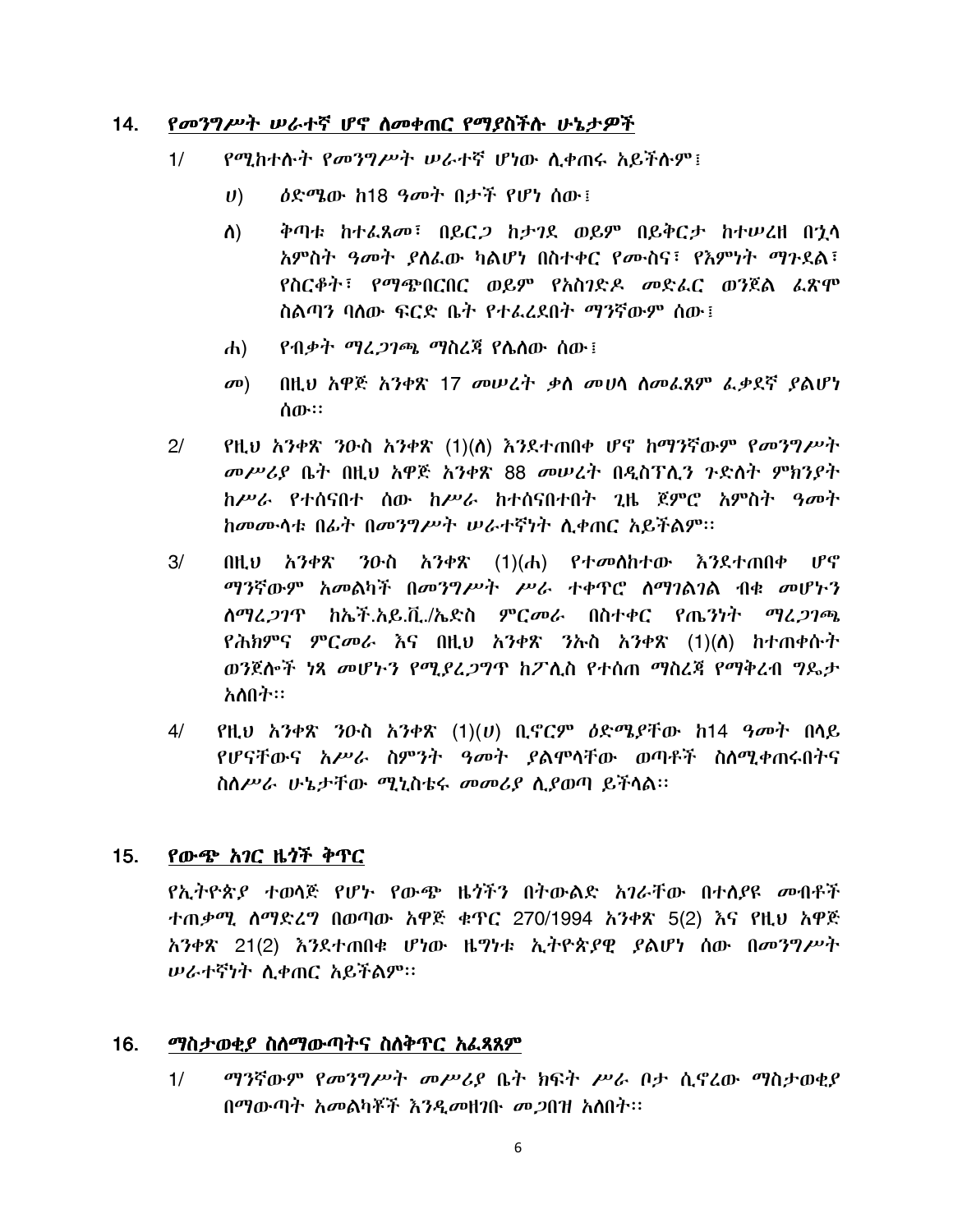## 14. *የመንግሥት ሠራተኛ ሆኖ ለመቀጠር የማያስችሉ ሁኔታዎች*

1/ *የሚከተሉት የመንግሥት ሠራተኛ ሆነው ሊቀጠሩ አይችሉም፤*

   ሀ) *ዕድሜው ከ18 ዓመት በታች የሆነ ሰው፤*

   ለ) *ቅጣቱ ከተፈጸመ፣ በይርጋ ከታገደ ወይም በይቅርታ ከተሠረዘ በኋላ አምስት ዓመት ያለፈው ካልሆነ በስተቀር የሙስና፣ የእምነት ማጉደል፣ የስርቆት፣ የማጭበርበር ወይም የአስገድዶ መድፈር ወንጀል ፈጽሞ ስልጣን ባለው ፍርድ ቤት የተፈረደበት ማንኛውም ሰው፤*

   ሐ) *የብቃት ማረጋገጫ ማስረጃ የሌለው ሰው፤*

   መ) *በዚህ አዋጅ አንቀጽ 17 መሠረት ቃለ መሀላ ለመፈጸም ፈቃደኛ ያልሆነ ሰው፡፡*

2/ *የዚህ አንቀጽ ንዑስ አንቀጽ (1)(ለ) እንደተጠበቀ ሆኖ ከማንኛውም የመንግሥት መሥሪያ ቤት በዚህ አዋጅ አንቀጽ 88 መሠረት በዲስፕሊን ጉድለት ምክንያት ከሥራ የተሰናበተ ሰው ከሥራ ከተሰናበተበት ጊዜ ጀምሮ አምስት ዓመት ከመሙላቱ በፊት በመንግሥት ሠራተኛነት ሊቀጠር አይችልም፡፡*

3/ *በዚህ አንቀጽ ንዑስ አንቀጽ (1)(ሐ) የተመለከተው እንደተጠበቀ ሆኖ ማንኛውም አመልካች በመንግሥት ሥራ ተቀጥሮ ለማገልገል ብቁ መሆኑን ለማረጋገጥ ከኤች.አይ.ቪ./ኤድስ ምርመራ በስተቀር የጤንነት ማረጋገጫ የሕክምና ምርመራ እና በዚህ አንቀጽ ንኡስ አንቀጽ (1)(ለ) ከተጠቀሱት ወንጀሎች ነጻ መሆኑን የሚያረጋግጥ ከፖሊስ የተሰጠ ማስረጃ የማቅረብ ግዴታ አለበት፡፡*

4/ *የዚህ አንቀጽ ንዑስ አንቀጽ (1)(ሀ) ቢኖርም ዕድሜያቸው ከ14 ዓመት በላይ የሆናቸውና አሥራ ስምንት ዓመት ያልሞላቸው ወጣቶች ስለሚቀጠሩበትና ስለሥራ ሁኔታቸው ሚኒስቴሩ መመሪያ ሊያወጣ ይችላል፡፡*

## 15. *የውጭ አገር ዜጎች ቅጥር*

*የኢትዮጵያ ተወላጅ የሆኑ የውጭ ዜጎችን በትውልድ አገራቸው በተለያዩ መብቶች ተጠቃሚ ለማድረግ በወጣው አዋጅ ቁጥር 270/1994 አንቀጽ 5(2) እና የዚህ አዋጅ አንቀጽ 21(2) እንደተጠበቁ ሆነው ዜግነቱ ኢትዮጵያዊ ያልሆነ ሰው በመንግሥት ሠራተኛነት ሊቀጠር አይችልም፡፡*

## 16. *ማስታወቂያ ስለማውጣትና ስለቅጥር አፈጻጸም*

1/ *ማንኛውም የመንግሥት መሥሪያ ቤት ክፍት ሥራ ቦታ ሲኖረው ማስታወቂያ በማውጣት አመልካቾች እንዲመዘገቡ መጋበዝ አለበት፡፡*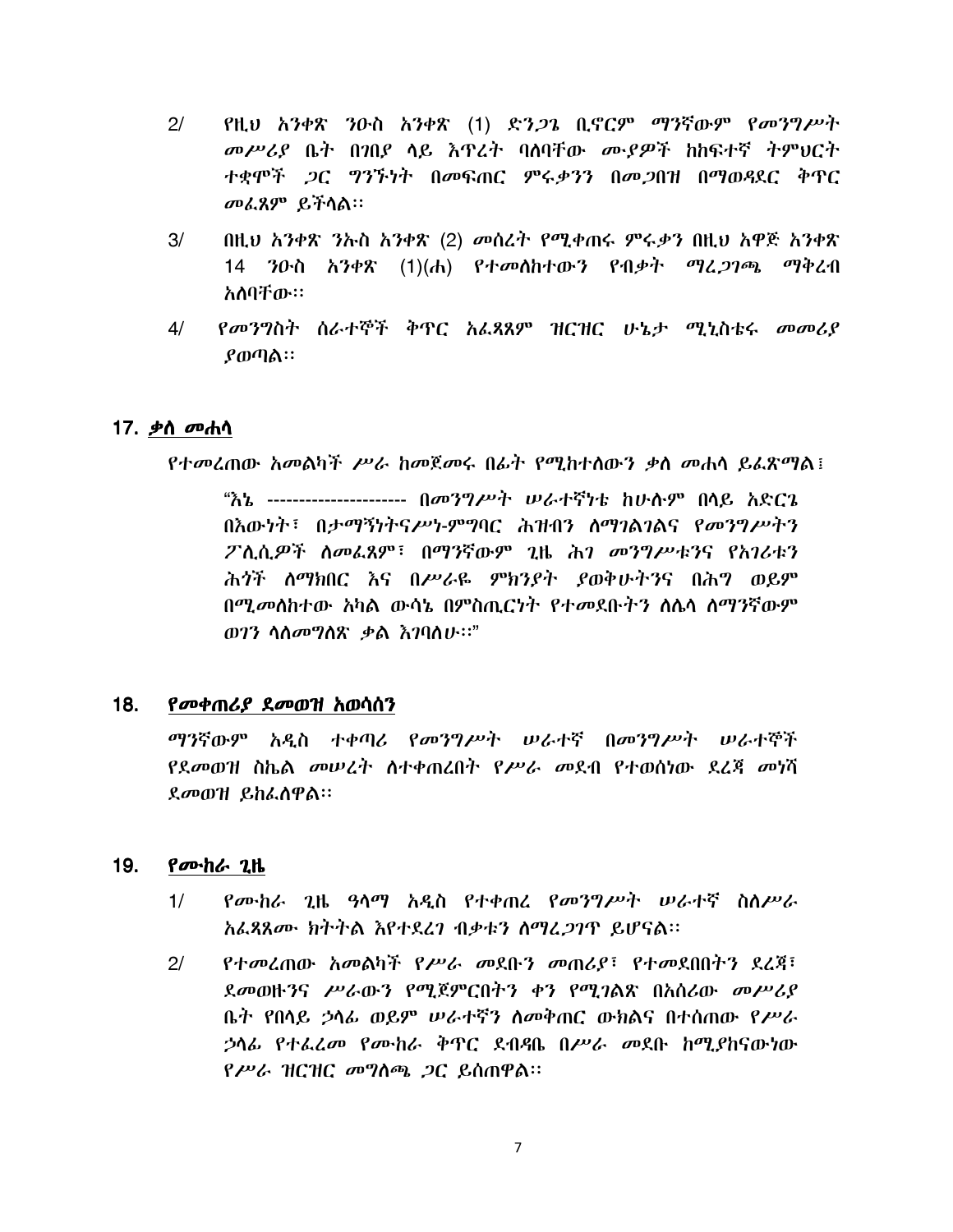2/ የዚህ አንቀጽ ንዑስ አንቀጽ (1) ድንጋጌ ቢኖርም ማንኛውም የመንግሥት መሥሪያ ቤት በገበያ ላይ እጥረት ባለባቸው ሙያዎች ከከፍተኛ ትምህርት ተቋሞች ጋር ግንኙነት በመፍጠር ምሩቃንን በመጋበዝ በማወዳደር ቅጥር መፈጸም ይችላል፡፡

3/ በዚህ አንቀጽ ንኡስ አንቀጽ (2) መሰረት የሚቀጠሩ ምሩቃን በዚህ አዋጅ አንቀጽ 14 ንዑስ አንቀጽ (1)(ሐ) የተመለከተውን የብቃት ማረጋገጫ ማቅረብ አለባቸው፡፡

4/ የመንግስት ሰራተኞች ቅጥር አፈጻጸም ዝርዝር ሁኔታ ሚኒስቴሩ መመሪያ ያወጣል፡፡

## 17. ቃለ መሐላ

የተመረጠው አመልካች ሥራ ከመጀመሩ በፊት የሚከተለውን ቃለ መሐላ ይፈጽማል፤

> "እኔ --------------------- በመንግሥት ሠራተኛነቴ ከሁሉም በላይ አድርጌ በእውነት፣ በታማኝነትና ሥነ-ምግባር ሕዝብን ለማገልገልና የመንግሥትን ፖሊሲዎች ለመፈጸም፣ በማንኛውም ጊዜ ሕገ መንግሥቱንና የአገሪቱን ሕጎች ለማክበር እና በሥራዬ ምክንያት ያወቅሁትንና በሕግ ወይም በሚመለከተው አካል ውሳኔ በምስጢርነት የተመደቡትን ለሌላ ለማንኛውም ወገን ላለመግለጽ ቃል እገባለሁ፡፡"

## 18. የመቀጠሪያ ደመወዝ አወሳሰን

ማንኛውም አዲስ ተቀጣሪ የመንግሥት ሠራተኛ በመንግሥት ሠራተኞች የደመወዝ ስኬል መሠረት ለተቀጠረበት የሥራ መደብ የተወሰነው ደረጃ መነሻ ደመወዝ ይከፈለዋል፡፡

## 19. የሙከራ ጊዜ

1/ የሙከራ ጊዜ ዓላማ አዲስ የተቀጠረ የመንግሥት ሠራተኛ ስለሥራ አፈጻጸሙ ክትትል እየተደረገ ብቃቱን ለማረጋገጥ ይሆናል፡፡

2/ የተመረጠው አመልካች የሥራ መደቡን መጠሪያ፣ የተመደበበትን ደረጃ፣ ደመወዙንና ሥራውን የሚጀምርበትን ቀን የሚገልጽ በአሰሪው መሥሪያ ቤት የበላይ ኃላፊ ወይም ሠራተኛን ለመቅጠር ውክልና በተሰጠው የሥራ ኃላፊ የተፈረመ የሙከራ ቅጥር ደብዳቤ በሥራ መደቡ ከሚያከናውነው የሥራ ዝርዝር መግለጫ ጋር ይሰጠዋል፡፡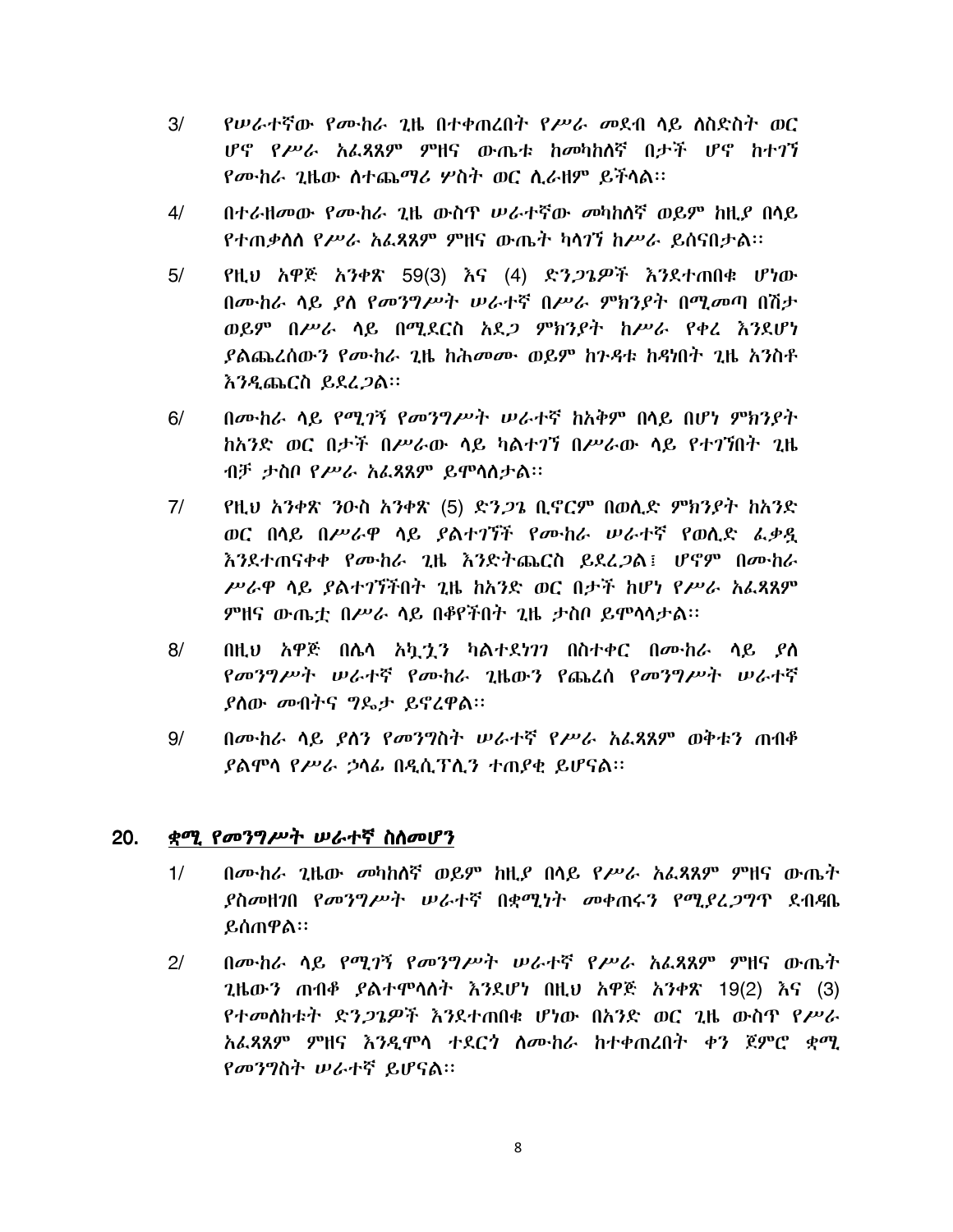3/ የሠራተኛው የሙከራ ጊዜ በተቀጠረበት የሥራ መደብ ላይ ለስድስት ወር ሆኖ የሥራ አፈጻጸም ምዘና ውጤቱ ከመካከለኛ በታች ሆኖ ከተገኘ የሙከራ ጊዜው ለተጨማሪ ሦስት ወር ሊራዘም ይችላል፡፡

4/ በተራዘመው የሙከራ ጊዜ ውስጥ ሠራተኛው መካከለኛ ወይም ከዚያ በላይ የተጠቃለለ የሥራ አፈጻጸም ምዘና ውጤት ካላገኘ ከሥራ ይሰናበታል፡፡

5/ የዚህ አዋጅ አንቀጽ 59(3) እና (4) ድንጋጌዎች እንደተጠበቁ ሆነው በሙከራ ላይ ያለ የመንግሥት ሠራተኛ በሥራ ምክንያት በሚመጣ በሽታ ወይም በሥራ ላይ በሚደርስ አደጋ ምክንያት ከሥራ የቀረ እንደሆነ ያልጨረሰውን የሙከራ ጊዜ ከሕመሙ ወይም ከጉዳቱ ከዳነበት ጊዜ አንስቶ እንዲጨርስ ይደረጋል፡፡

6/ በሙከራ ላይ የሚገኝ የመንግሥት ሠራተኛ ከአቅም በላይ በሆነ ምክንያት ከአንድ ወር በታች በሥራው ላይ ካልተገኘ በሥራው ላይ የተገኘበት ጊዜ ብቻ ታስቦ የሥራ አፈጻጸም ይሞላለታል፡፡

7/ የዚህ አንቀጽ ንዑስ አንቀጽ (5) ድንጋጌ ቢኖርም በወሊድ ምክንያት ከአንድ ወር በላይ በሥራዋ ላይ ያልተገኘች የሙከራ ሠራተኛ የወሊድ ፈቃዷ እንደተጠናቀቀ የሙከራ ጊዜ እንድትጨርስ ይደረጋል፤ ሆኖም በሙከራ ሥራዋ ላይ ያልተገኘችበት ጊዜ ከአንድ ወር በታች ከሆነ የሥራ አፈጻጸም ምዘና ውጤቷ በሥራ ላይ በቆየችበት ጊዜ ታስቦ ይሞላላታል፡፡

8/ በዚህ አዋጅ በሌላ አኳኋን ካልተደነገገ በስተቀር በሙከራ ላይ ያለ የመንግሥት ሠራተኛ የሙከራ ጊዜውን የጨረሰ የመንግሥት ሠራተኛ ያለው መብትና ግዴታ ይኖረዋል፡፡

9/ በሙከራ ላይ ያለን የመንግስት ሠራተኛ የሥራ አፈጻጸም ወቅቱን ጠብቆ ያልሞላ የሥራ ኃላፊ በዲሲፕሊን ተጠያቂ ይሆናል፡፡

## 20. ቋሚ የመንግሥት ሠራተኛ ስለመሆን

1/ በሙከራ ጊዜው መካከለኛ ወይም ከዚያ በላይ የሥራ አፈጻጸም ምዘና ውጤት ያስመዘገበ የመንግሥት ሠራተኛ በቋሚነት መቀጠሩን የሚያረጋግጥ ደብዳቤ ይሰጠዋል፡፡

2/ በሙከራ ላይ የሚገኝ የመንግሥት ሠራተኛ የሥራ አፈጻጸም ምዘና ውጤት ጊዜውን ጠብቆ ያልተሞላለት እንደሆነ በዚህ አዋጅ አንቀጽ 19(2) እና (3) የተመለከቱት ድንጋጌዎች እንደተጠበቁ ሆነው በአንድ ወር ጊዜ ውስጥ የሥራ አፈጻጸም ምዘና እንዲሞላ ተደርጎ ለሙከራ ከተቀጠረበት ቀን ጀምሮ ቋሚ የመንግስት ሠራተኛ ይሆናል፡፡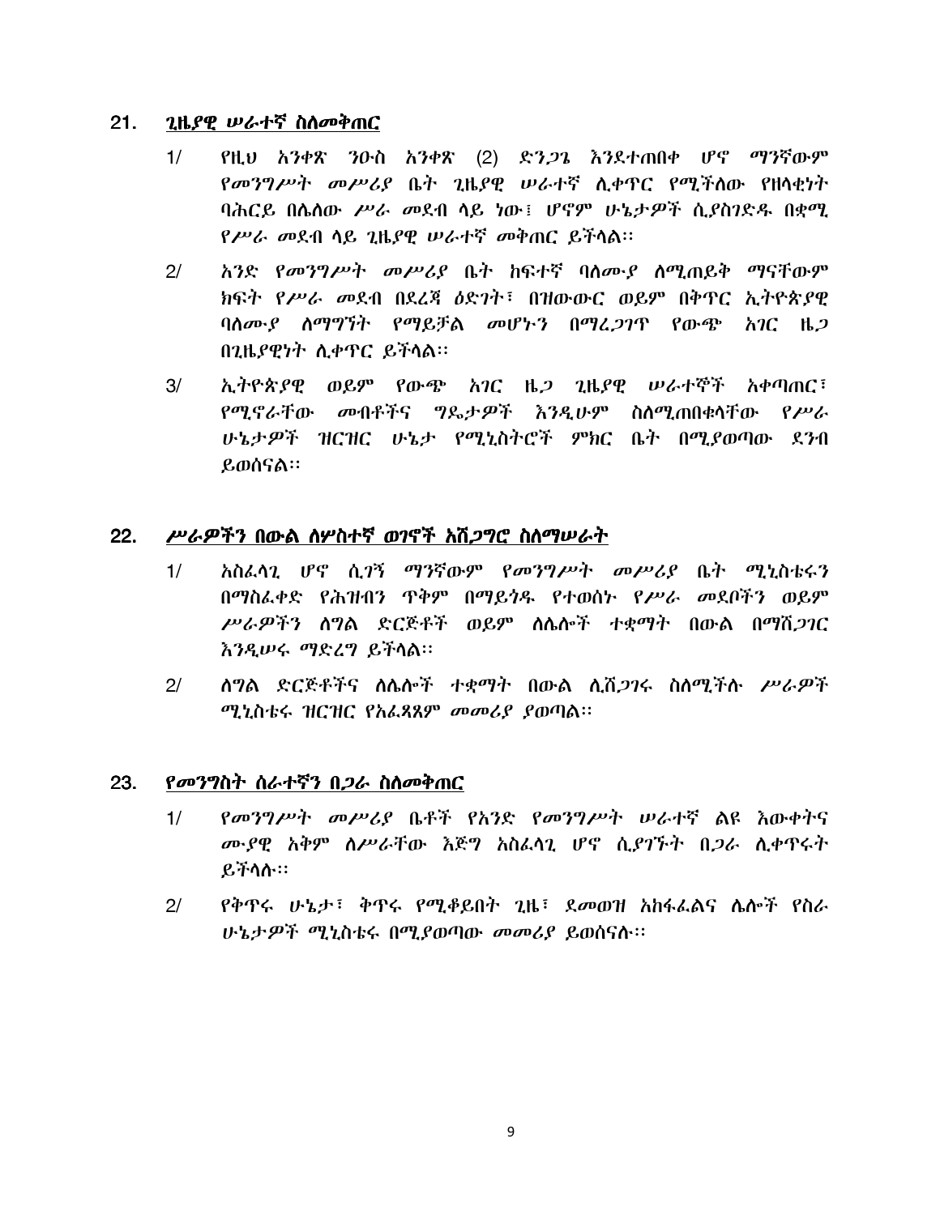## 21. ***ጊዜያዊ ሠራተኛ ስለመቅጠር***

1/ *የዚህ አንቀጽ ንዑስ አንቀጽ (2) ድንጋጌ እንደተጠበቀ ሆኖ ማንኛውም የመንግሥት መሥሪያ ቤት ጊዜያዊ ሠራተኛ ሊቀጥር የሚችለው የዘላቂነት ባሕርይ በሌለው ሥራ መደብ ላይ ነው፤ ሆኖም ሁኔታዎች ሲያስገድዱ በቋሚ የሥራ መደብ ላይ ጊዜያዊ ሠራተኛ መቅጠር ይችላል፡፡*

2/ *አንድ የመንግሥት መሥሪያ ቤት ከፍተኛ ባለሙያ ለሚጠይቅ ማናቸውም ክፍት የሥራ መደብ በደረጃ ዕድገት፣ በዝውውር ወይም በቅጥር ኢትዮጵያዊ ባለሙያ ለማግኘት የማይቻል መሆኑን በማረጋገጥ የውጭ አገር ዜጋ በጊዜያዊነት ሊቀጥር ይችላል፡፡*

3/ *ኢትዮጵያዊ ወይም የውጭ አገር ዜጋ ጊዜያዊ ሠራተኞች አቀጣጠር፣ የሚኖራቸው መብቶችና ግዴታዎች እንዲሁም ስለሚጠበቁላቸው የሥራ ሁኔታዎች ዝርዝር ሁኔታ የሚኒስትሮች ምክር ቤት በሚያወጣው ደንብ ይወሰናል፡፡*

## 22. ***ሥራዎችን በውል ለሦስተኛ ወገኖች አሸጋግሮ ስለማሠራት***

1/ *አስፈላጊ ሆኖ ሲገኝ ማንኛውም የመንግሥት መሥሪያ ቤት ሚኒስቴሩን በማስፈቀድ የሕዝብን ጥቅም በማይጎዱ የተወሰኑ የሥራ መደቦችን ወይም ሥራዎችን ለግል ድርጅቶች ወይም ለሌሎች ተቋማት በውል በማሸጋገር እንዲሠሩ ማድረግ ይችላል፡፡*

2/ *ለግል ድርጅቶችና ለሌሎች ተቋማት በውል ሊሸጋገሩ ስለሚችሉ ሥራዎች ሚኒስቴሩ ዝርዝር የአፈጻጸም መመሪያ ያወጣል፡፡*

## 23. ***የመንግስት ሰራተኛን በጋራ ስለመቅጠር***

1/ *የመንግሥት መሥሪያ ቤቶች የአንድ የመንግሥት ሠራተኛ ልዩ እውቀትና ሙያዊ አቅም ለሥራቸው እጅግ አስፈላጊ ሆኖ ሲያገኙት በጋራ ሊቀጥሩት ይችላሉ፡፡*

2/ *የቅጥሩ ሁኔታ፣ ቅጥሩ የሚቆይበት ጊዜ፣ ደመወዝ አከፋፈልና ሌሎች የስራ ሁኔታዎች ሚኒስቴሩ በሚያወጣው መመሪያ ይወሰናሉ፡፡*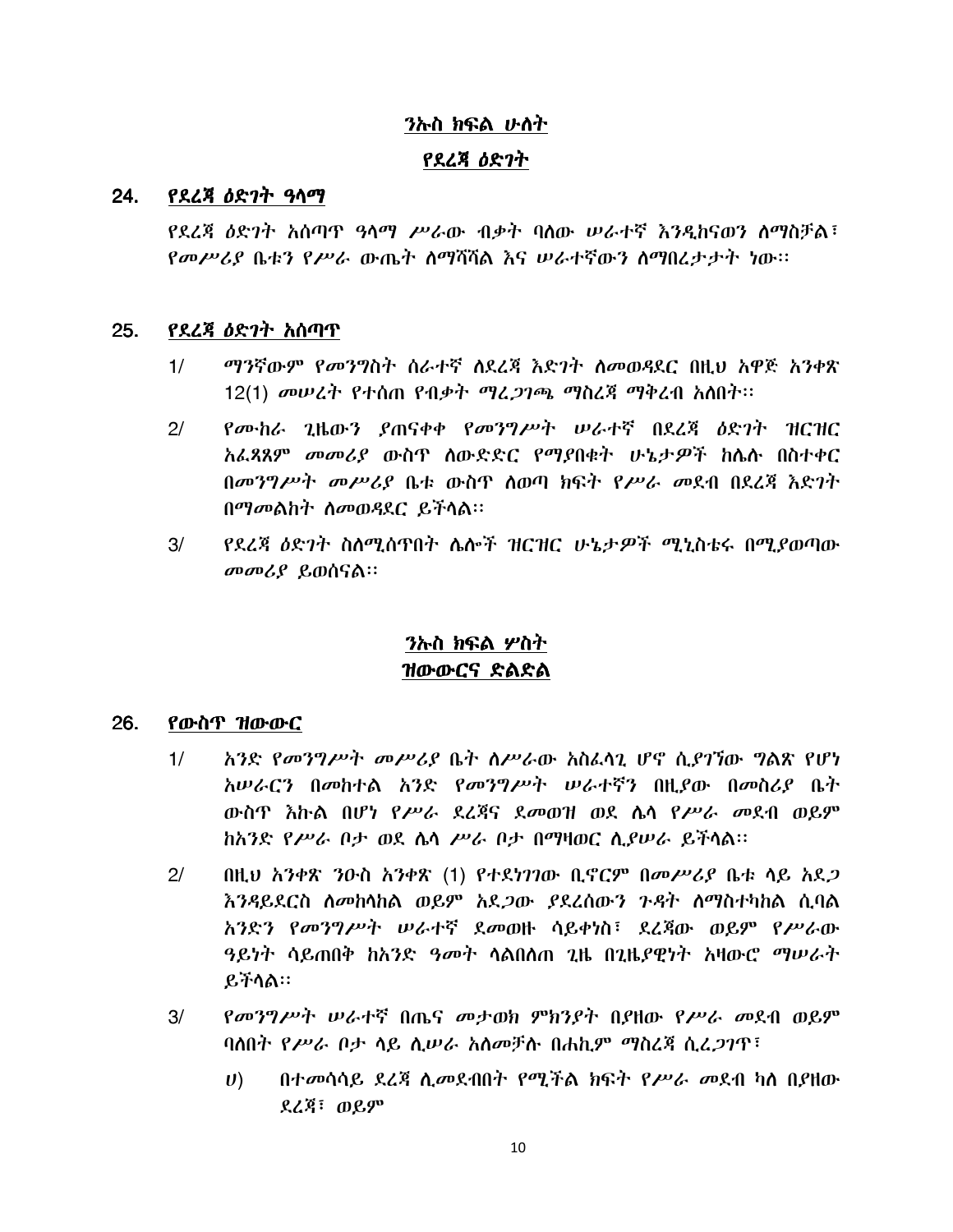## ንኡስ ክፍል ሁለት

## የደረጃ ዕድገት

### 24. የደረጃ ዕድገት ዓላማ

የደረጃ ዕድገት አሰጣጥ ዓላማ ሥራው ብቃት ባለው ሠራተኛ እንዲከናወን ለማስቻል፣ የመሥሪያ ቤቱን የሥራ ውጤት ለማሻሻል እና ሠራተኛውን ለማበረታታት ነው፡፡

### 25. የደረጃ ዕድገት አሰጣጥ

1/ ማንኛውም የመንግስት ሰራተኛ ለደረጃ እድገት ለመወዳደር በዚህ አዋጅ አንቀጽ 12(1) መሠረት የተሰጠ የብቃት ማረጋገጫ ማስረጃ ማቅረብ አለበት፡፡

2/ የሙከራ ጊዜውን ያጠናቀቀ የመንግሥት ሠራተኛ በደረጃ ዕድገት ዝርዝር አፈጻጸም መመሪያ ውስጥ ለውድድር የማያበቁት ሁኔታዎች ከሌሉ በስተቀር በመንግሥት መሥሪያ ቤቱ ውስጥ ለወጣ ክፍት የሥራ መደብ በደረጃ እድገት በማመልከት ለመወዳደር ይችላል፡፡

3/ የደረጃ ዕድገት ስለሚሰጥበት ሌሎች ዝርዝር ሁኔታዎች ሚኒስቴሩ በሚያወጣው መመሪያ ይወሰናል፡፡

## ንኡስ ክፍል ሦስት

## ዝውውርና ድልድል

### 26. የውስጥ ዝውውር

1/ አንድ የመንግሥት መሥሪያ ቤት ለሥራው አስፈላጊ ሆኖ ሲያገኘው ግልጽ የሆነ አሠራርን በመከተል አንድ የመንግሥት ሠራተኛን በዚያው በመስሪያ ቤት ውስጥ እኩል በሆነ የሥራ ደረጃና ደመወዝ ወደ ሌላ የሥራ መደብ ወይም ከአንድ የሥራ ቦታ ወደ ሌላ ሥራ ቦታ በማዛወር ሊያሠራ ይችላል፡፡

2/ በዚህ አንቀጽ ንዑስ አንቀጽ (1) የተደነገገው ቢኖርም በመሥሪያ ቤቱ ላይ አደጋ እንዳይደርስ ለመከላከል ወይም አደጋው ያደረሰውን ጉዳት ለማስተካከል ሲባል አንድን የመንግሥት ሠራተኛ ደመወዙ ሳይቀነስ፣ ደረጃው ወይም የሥራው ዓይነት ሳይጠበቅ ከአንድ ዓመት ላልበለጠ ጊዜ በጊዜያዊነት አዛውሮ ማሠራት ይችላል፡፡

3/ የመንግሥት ሠራተኛ በጤና መታወክ ምክንያት በያዘው የሥራ መደብ ወይም ባለበት የሥራ ቦታ ላይ ሊሠራ አለመቻሉ በሐኪም ማስረጃ ሲረጋገጥ፣

ሀ) በተመሳሳይ ደረጃ ሊመደብበት የሚችል ክፍት የሥራ መደብ ካለ በያዘው ደረጃ፣ ወይም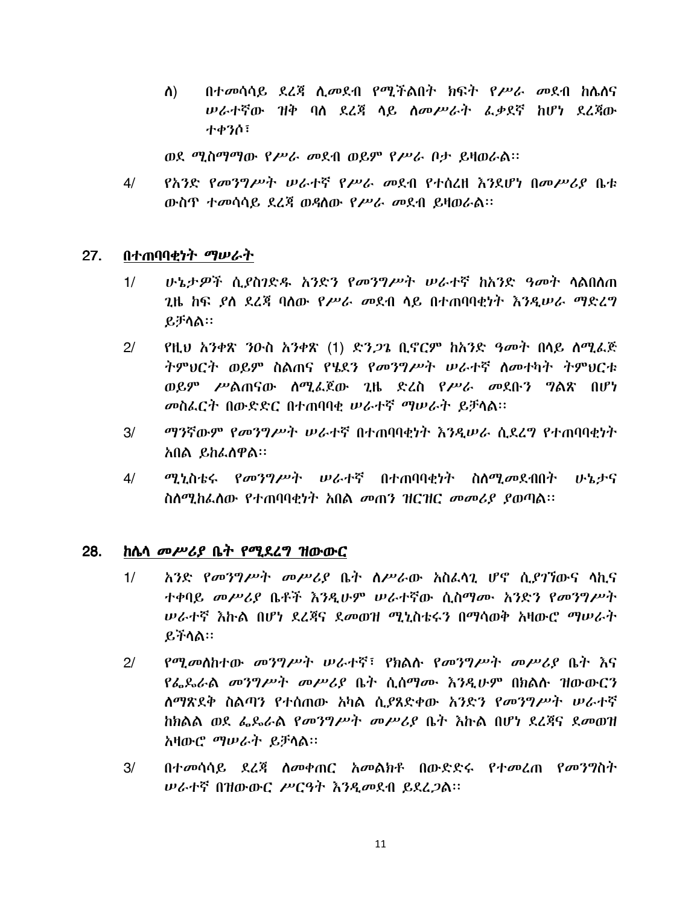ለ) በተመሳሳይ ደረጃ ሊመደብ የሚችልበት ክፍት የሥራ መደብ ከሌለና ሠራተኛው ዝቅ ባለ ደረጃ ላይ ለመሥራት ፈቃደኛ ከሆነ ደረጃው ተቀንሶ፣

ወደ ሚስማማው የሥራ መደብ ወይም የሥራ ቦታ ይዛወራል፡፡

4/ የአንድ የመንግሥት ሠራተኛ የሥራ መደብ የተሰረዘ እንደሆነ በመሥሪያ ቤቱ ውስጥ ተመሳሳይ ደረጃ ወዳለው የሥራ መደብ ይዛወራል፡፡

## 27. <u>በተጠባባቂነት ማሠራት</u>

1/ ሁኔታዎች ሲያስገድዱ አንድን የመንግሥት ሠራተኛ ከአንድ ዓመት ላልበለጠ ጊዜ ከፍ ያለ ደረጃ ባለው የሥራ መደብ ላይ በተጠባባቂነት እንዲሠራ ማድረግ ይቻላል፡፡

2/ የዚህ አንቀጽ ንዑስ አንቀጽ (1) ድንጋጌ ቢኖርም ከአንድ ዓመት በላይ ለሚፈጅ ትምህርት ወይም ስልጠና የሄደን የመንግሥት ሠራተኛ ለመተካት ትምህርቱ ወይም ሥልጠናው ለሚፈጀው ጊዜ ድረስ የሥራ መደቡን ግልጽ በሆነ መስፈርት በውድድር በተጠባባቂ ሠራተኛ ማሠራት ይቻላል፡፡

3/ ማንኛውም የመንግሥት ሠራተኛ በተጠባባቂነት እንዲሠራ ሲደረግ የተጠባባቂነት አበል ይከፈለዋል፡፡

4/ ሚኒስቴሩ የመንግሥት ሠራተኛ በተጠባባቂነት ስለሚመደብበት ሁኔታና ስለሚከፈለው የተጠባባቂነት አበል መጠን ዝርዝር መመሪያ ያወጣል፡፡

## 28. <u>ከሌላ መሥሪያ ቤት የሚደረግ ዝውውር</u>

1/ አንድ የመንግሥት መሥሪያ ቤት ለሥራው አስፈላጊ ሆኖ ሲያገኘውና ላኪና ተቀባይ መሥሪያ ቤቶች እንዲሁም ሠራተኛው ሲስማሙ አንድን የመንግሥት ሠራተኛ እኩል በሆነ ደረጃና ደመወዝ ሚኒስቴሩን በማሳወቅ አዛውሮ ማሠራት ይችላል፡፡

2/ የሚመለከተው መንግሥት ሠራተኛ፣ የክልሉ የመንግሥት መሥሪያ ቤት እና የፌዴራል መንግሥት መሥሪያ ቤት ሲሰማሙ እንዲሁም በክልሉ ዝውውርን ለማጽደቅ ስልጣን የተሰጠው አካል ሲያጸድቀው አንድን የመንግሥት ሠራተኛ ከክልል ወደ ፌዴራል የመንግሥት መሥሪያ ቤት እኩል በሆነ ደረጃና ደመወዝ አዛውሮ ማሠራት ይቻላል፡፡

3/ በተመሳሳይ ደረጃ ለመቀጠር አመልክቶ በውድድሩ የተመረጠ የመንግስት ሠራተኛ በዝውውር ሥርዓት እንዲመደብ ይደረጋል፡፡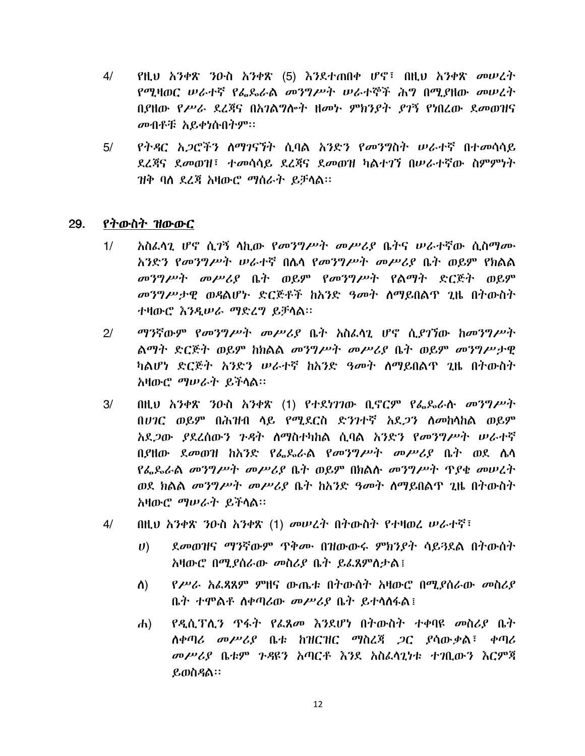4/ የዚህ አንቀጽ ንዑስ አንቀጽ (5) እንደተጠበቀ ሆኖ፣ በዚህ አንቀጽ መሠረት የሚዛወር ሠራተኛ የፌዴራል መንግሥት ሠራተኞች ሕግ በሚያዘው መሠረት በያዘው የሥራ ደረጃና በአገልግሎት ዘመኑ ምክንያት ያገኝ የነበረው ደመወዝና መብቶቹ አይቀነሱበትም፡፡

5/ የትዳር አጋሮችን ለማገናኘት ሲባል አንድን የመንግስት ሠራተኛ በተመሳሳይ ደረጃና ደመወዝ፣ ተመሳሳይ ደረጃና ደመወዝ ካልተገኘ በሠራተኛው ስምምነት ዝቅ ባለ ደረጃ አዛውሮ ማሰራት ይቻላል፡፡

## 29. <u>የትውስት ዝውውር</u>

1/ አስፈላጊ ሆኖ ሲገኝ ላኪው የመንግሥት መሥሪያ ቤትና ሠራተኛው ሲስማሙ አንድን የመንግሥት ሠራተኛ በሌላ የመንግሥት መሥሪያ ቤት ወይም የክልል መንግሥት መሥሪያ ቤት ወይም የመንግሥት የልማት ድርጅት ወይም መንግሥታዊ ወዳልሆኑ ድርጅቶች ከአንድ ዓመት ለማይበልጥ ጊዜ በትውስት ተዛውሮ እንዲሠራ ማድረግ ይቻላል፡፡

2/ ማንኛውም የመንግሥት መሥሪያ ቤት አስፈላጊ ሆኖ ሲያገኘው ከመንግሥት ልማት ድርጅት ወይም ከክልል መንግሥት መሥሪያ ቤት ወይም መንግሥታዊ ካልሆነ ድርጅት አንድን ሠራተኛ ከአንድ ዓመት ለማይበልጥ ጊዜ በትውስት አዛውሮ ማሠራት ይችላል፡፡

3/ በዚህ አንቀጽ ንዑስ አንቀጽ (1) የተደነገገው ቢኖርም የፌዴራሉ መንግሥት በሀገር ወይም በሕዝብ ላይ የሚደርስ ድንገተኛ አደጋን ለመከላከል ወይም አደጋው ያደረሰውን ጉዳት ለማስተካከል ሲባል አንድን የመንግሥት ሠራተኛ በያዘው ደመወዝ ከአንድ የፌዴራል የመንግሥት መሥሪያ ቤት ወደ ሌላ የፌዴራል መንግሥት መሥሪያ ቤት ወይም በክልሉ መንግሥት ጥያቄ መሠረት ወደ ክልል መንግሥት መሥሪያ ቤት ከአንድ ዓመት ለማይበልጥ ጊዜ በትውስት አዛውሮ ማሠራት ይችላል፡፡

4/ በዚህ አንቀጽ ንዑስ አንቀጽ (1) መሠረት በትውስት የተዛወረ ሠራተኛ፣

ሀ) ደመወዝና ማንኛውም ጥቅሙ በዝውውሩ ምክንያት ሳይጓደል በትውሰት አዛውሮ በሚያሰራው መስሪያ ቤት ይፈጸምለታል፤

ለ) የሥራ አፈጻጸም ምዘና ውጤቱ በትውሰት አዛውሮ በሚያሰራው መስሪያ ቤት ተሞልቶ ለቀጣሪው መሥሪያ ቤት ይተላለፋል፤

ሐ) የዲሲፕሊን ጥፋት የፈጸመ እንደሆነ በትውስት ተቀባዩ መስሪያ ቤት ለቀጣሪ መሥሪያ ቤቱ ከዝርዝር ማስረጃ ጋር ያሳውቃል፣ ቀጣሪ መሥሪያ ቤቱም ጉዳዩን አጣርቶ እንደ አስፈላጊነቱ ተገቢውን እርምጃ ይወስዳል፡፡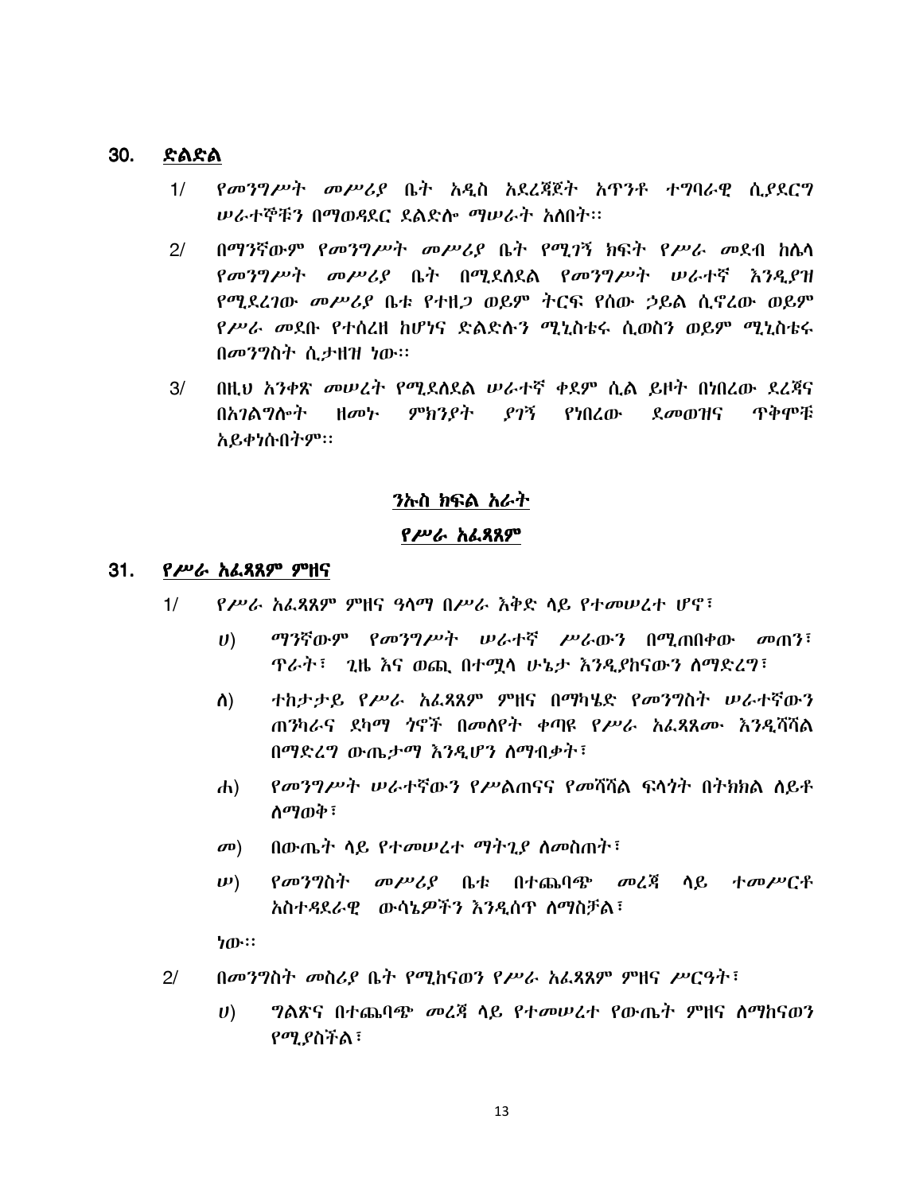## 30. ድልድል

1/ የመንግሥት መሥሪያ ቤት አዲስ አደረጃጀት አጥንቶ ተግባራዊ ሲያደርግ ሠራተኞቹን በማወዳደር ደልድሎ ማሠራት አለበት፡፡

2/ በማንኛውም የመንግሥት መሥሪያ ቤት የሚገኝ ክፍት የሥራ መደብ ከሌላ የመንግሥት መሥሪያ ቤት በሚደለደል የመንግሥት ሠራተኛ እንዲያዝ የሚደረገው መሥሪያ ቤቱ የተዘጋ ወይም ትርፍ የሰው ኃይል ሲኖረው ወይም የሥራ መደቡ የተሰረዘ ከሆነና ድልድሉን ሚኒስቴሩ ሲወስን ወይም ሚኒስቴሩ በመንግስት ሲታዘዝ ነው፡፡

3/ በዚህ አንቀጽ መሠረት የሚደለደል ሠራተኛ ቀደም ሲል ይዞት በነበረው ደረጃና በአገልግሎት ዘመኑ ምክንያት ያገኝ የነበረው ደመወዝና ጥቅሞቹ አይቀነሱበትም፡፡

## ንኡስ ክፍል አራት

## የሥራ አፈጻጸም

## 31. የሥራ አፈጻጸም ምዘና

1/ የሥራ አፈጻጸም ምዘና ዓላማ በሥራ እቅድ ላይ የተመሠረተ ሆኖ፣

ሀ) ማንኛውም የመንግሥት ሠራተኛ ሥራውን በሚጠበቀው መጠን፣ ጥራት፣ ጊዜ እና ወጪ በተሟላ ሁኔታ እንዲያከናውን ለማድረግ፣

ለ) ተከታታይ የሥራ አፈጻጸም ምዘና በማካሄድ የመንግስት ሠራተኛውን ጠንካራና ደካማ ጎኖች በመለየት ቀጣዩ የሥራ አፈጻጸሙ እንዲሻሻል በማድረግ ውጤታማ እንዲሆን ለማብቃት፣

ሐ) የመንግሥት ሠራተኛውን የሥልጠናና የመሻሻል ፍላጎት በትክክል ለይቶ ለማወቅ፣

መ) በውጤት ላይ የተመሠረተ ማትጊያ ለመስጠት፣

ሠ) የመንግስት መሥሪያ ቤቱ በተጨባጭ መረጃ ላይ ተመሥርቶ አስተዳደራዊ ውሳኔዎችን እንዲሰጥ ለማስቻል፣

ነው፡፡

2/ በመንግስት መስሪያ ቤት የሚከናወን የሥራ አፈጻጸም ምዘና ሥርዓት፣

ሀ) ግልጽና በተጨባጭ መረጃ ላይ የተመሠረተ የውጤት ምዘና ለማከናወን የሚያስችል፣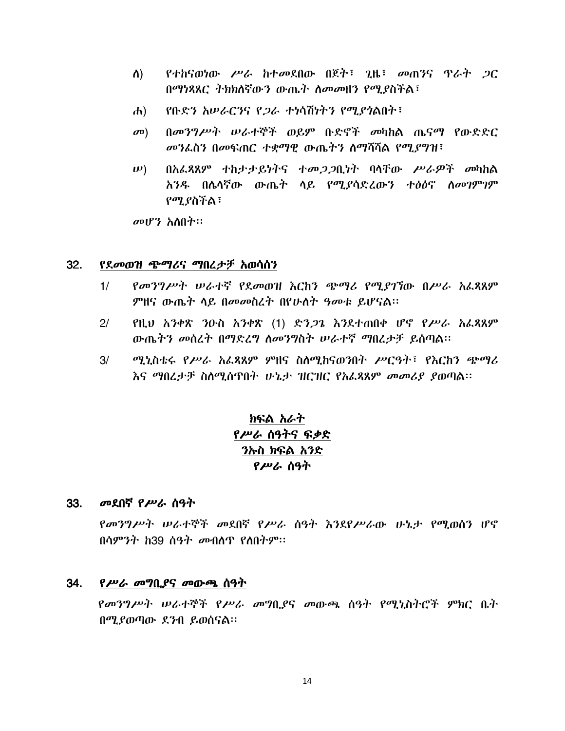ለ) የተከናወነው ሥራ ከተመደበው በጀት፣ ጊዜ፣ መጠንና ጥራት ጋር በማነጻጸር ትክክለኛውን ውጤት ለመመዘን የሚያስችል፣

ሐ) የቡድን አሠራርንና የጋራ ተነሳሽነትን የሚያጎለብት፣

መ) በመንግሥት ሠራተኞች ወይም ቡድኖች መካከል ጤናማ የውድድር መንፈስን በመፍጠር ተቋማዊ ውጤትን ለማሻሻል የሚያግዝ፣

ሠ) በአፈጻጸም ተከታታይነትና ተመጋጋቢነት ባላቸው ሥራዎች መካከል አንዱ በሌላኛው ውጤት ላይ የሚያሳድረውን ተፅዕኖ ለመገምገም የሚያስችል፣

መሆን አለበት፡፡

## 32. የደመወዝ ጭማሪና ማበረታቻ አወሳሰን

1/ የመንግሥት ሠራተኛ የደመወዝ እርከን ጭማሪ የሚያገኘው በሥራ አፈጻጸም ምዘና ውጤት ላይ በመመስረት በየሁለት ዓመቱ ይሆናል፡፡

2/ የዚህ አንቀጽ ንዑስ አንቀጽ (1) ድንጋጌ እንደተጠበቀ ሆኖ የሥራ አፈጻጸም ውጤትን መሰረት በማድረግ ለመንግስት ሠራተኛ ማበረታቻ ይሰጣል፡፡

3/ ሚኒስቴሩ የሥራ አፈጻጸም ምዘና ስለሚከናወንበት ሥርዓት፣ የእርከን ጭማሪ እና ማበረታቻ ስለሚሰጥበት ሁኔታ ዝርዝር የአፈጻጸም መመሪያ ያወጣል፡፡

# ክፍል አራት
# የሥራ ሰዓትና ፍቃድ
## ንኡስ ክፍል አንድ
## የሥራ ሰዓት

## 33. መደበኛ የሥራ ሰዓት

የመንግሥት ሠራተኞች መደበኛ የሥራ ሰዓት እንደየሥራው ሁኔታ የሚወሰን ሆኖ በሳምንት ከ39 ሰዓት መብለጥ የለበትም፡፡

## 34. የሥራ መግቢያና መውጫ ሰዓት

የመንግሥት ሠራተኞች የሥራ መግቢያና መውጫ ሰዓት የሚኒስትሮች ምክር ቤት በሚያወጣው ደንብ ይወሰናል፡፡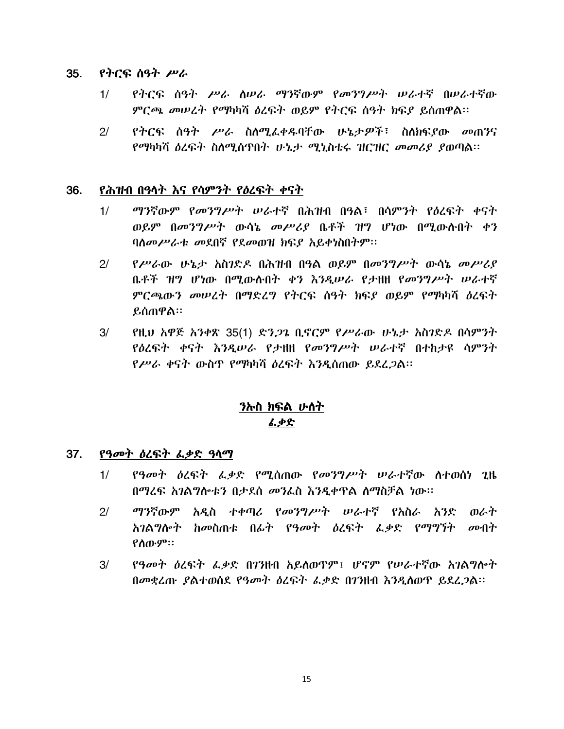## 35. <u>የትርፍ ሰዓት ሥራ</u>

1/ የትርፍ ሰዓት ሥራ ለሠራ ማንኛውም የመንግሥት ሠራተኛ በሠራተኛው ምርጫ መሠረት የማካካሻ ዕረፍት ወይም የትርፍ ሰዓት ክፍያ ይሰጠዋል፡፡

2/ የትርፍ ሰዓት ሥራ ስለሚፈቀዱባቸው ሁኔታዎች፣ ስለክፍያው መጠንና የማካካሻ ዕረፍት ስለሚሰጥበት ሁኔታ ሚኒስቴሩ ዝርዝር መመሪያ ያወጣል፡፡

## 36. <u>የሕዝብ በዓላት እና የሳምንት የዕረፍት ቀናት</u>

1/ ማንኛውም የመንግሥት ሠራተኛ በሕዝብ በዓል፣ በሳምንት የዕረፍት ቀናት ወይም በመንግሥት ውሳኔ መሥሪያ ቤቶች ዝግ ሆነው በሚውሉበት ቀን ባለመሥራቱ መደበኛ የደመወዝ ክፍያ አይቀነስበትም፡፡

2/ የሥራው ሁኔታ አስገድዶ በሕዝብ በዓል ወይም በመንግሥት ውሳኔ መሥሪያ ቤቶች ዝግ ሆነው በሚውሉበት ቀን እንዲሠራ የታዘዘ የመንግሥት ሠራተኛ ምርጫውን መሠረት በማድረግ የትርፍ ሰዓት ክፍያ ወይም የማካካሻ ዕረፍት ይሰጠዋል፡፡

3/ የዚህ አዋጅ አንቀጽ 35(1) ድንጋጌ ቢኖርም የሥራው ሁኔታ አስገድዶ በሳምንት የዕረፍት ቀናት እንዲሠራ የታዘዘ የመንግሥት ሠራተኛ በተከታዩ ሳምንት የሥራ ቀናት ውስጥ የማካካሻ ዕረፍት እንዲሰጠው ይደረጋል፡፡

# <u>ንኡስ ክፍል ሁለት</u>
# <u>ፈቃድ</u>

## 37. <u>የዓመት ዕረፍት ፈቃድ ዓላማ</u>

1/ የዓመት ዕረፍት ፈቃድ የሚሰጠው የመንግሥት ሠራተኛው ለተወሰነ ጊዜ በማረፍ አገልግሎቱን በታደሰ መንፈስ እንዲቀጥል ለማስቻል ነው፡፡

2/ ማንኛውም አዲስ ተቀጣሪ የመንግሥት ሠራተኛ የአስራ አንድ ወራት አገልግሎት ከመስጠቱ በፊት የዓመት ዕረፍት ፈቃድ የማግኘት መብት የለውም፡፡

3/ የዓመት ዕረፍት ፈቃድ በገንዘብ አይለወጥም፤ ሆኖም የሠራተኛው አገልግሎት በመቋረጡ ያልተወሰደ የዓመት ዕረፍት ፈቃድ በገንዘብ እንዲለወጥ ይደረጋል፡፡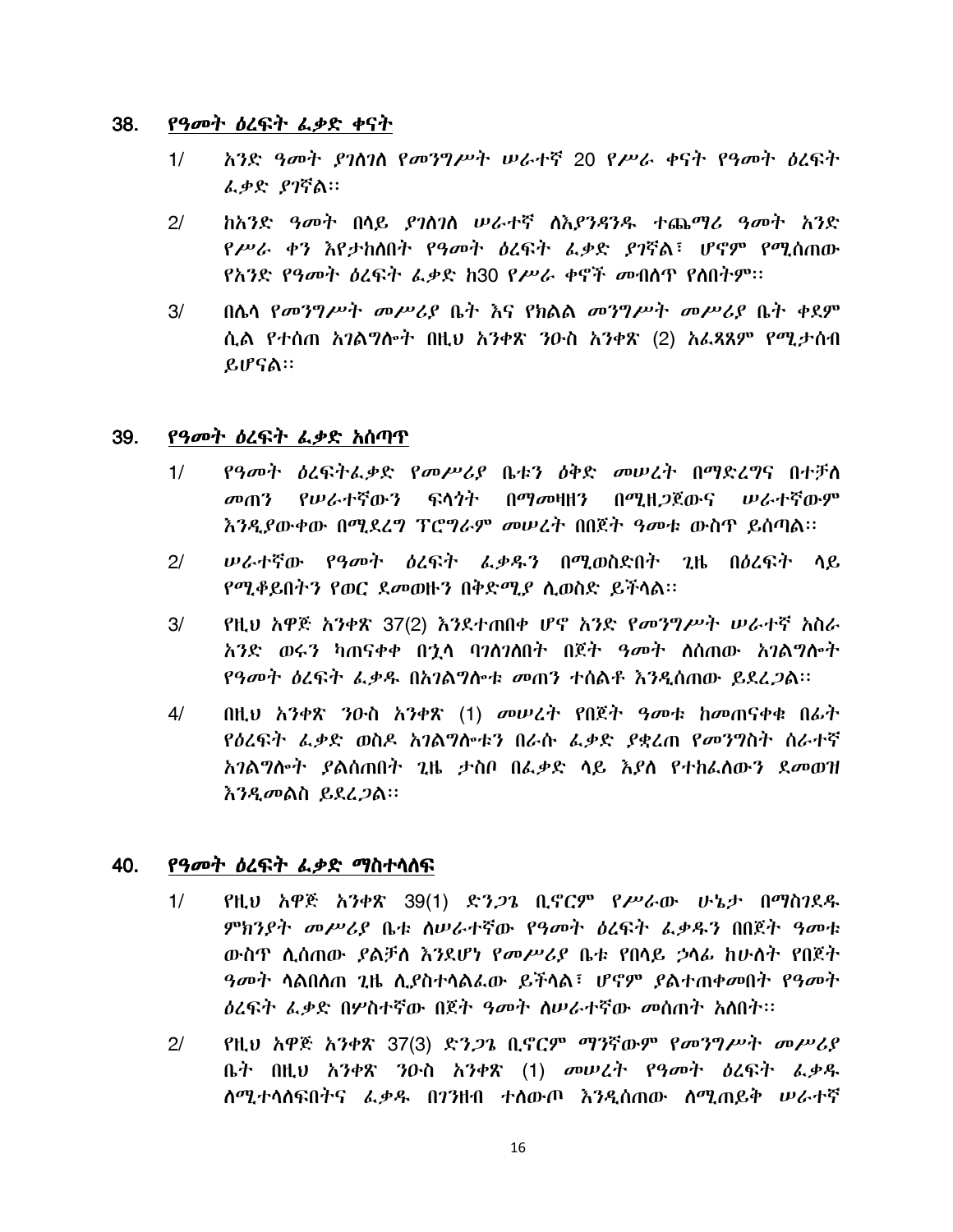## 38. *የዓመት ዕረፍት ፈቃድ ቀናት*

1/ *አንድ ዓመት ያገለገለ የመንግሥት ሠራተኛ 20 የሥራ ቀናት የዓመት ዕረፍት ፈቃድ ያገኛል፡፡*

2/ *ከአንድ ዓመት በላይ ያገለገለ ሠራተኛ ለእያንዳንዱ ተጨማሪ ዓመት አንድ የሥራ ቀን እየታከለበት የዓመት ዕረፍት ፈቃድ ያገኛል፣ ሆኖም የሚሰጠው የአንድ የዓመት ዕረፍት ፈቃድ ከ30 የሥራ ቀኖች መብለጥ የለበትም፡፡*

3/ *በሌላ የመንግሥት መሥሪያ ቤት እና የክልል መንግሥት መሥሪያ ቤት ቀደም ሲል የተሰጠ አገልግሎት በዚህ አንቀጽ ንዑስ አንቀጽ (2) አፈጻጸም የሚታሰብ ይሆናል፡፡*

## 39. *የዓመት ዕረፍት ፈቃድ አሰጣጥ*

1/ *የዓመት ዕረፍትፈቃድ የመሥሪያ ቤቱን ዕቅድ መሠረት በማድረግና በተቻለ መጠን የሠራተኛውን ፍላጎት በማመዛዘን በሚዘጋጀውና ሠራተኛውም እንዲያውቀው በሚደረግ ፕሮግራም መሠረት በበጀት ዓመቱ ውስጥ ይሰጣል፡፡*

2/ *ሠራተኛው የዓመት ዕረፍት ፈቃዱን በሚወስድበት ጊዜ በዕረፍት ላይ የሚቆይበትን የወር ደመወዙን በቅድሚያ ሊወስድ ይችላል፡፡*

3/ *የዚህ አዋጅ አንቀጽ 37(2) እንደተጠበቀ ሆኖ አንድ የመንግሥት ሠራተኛ አስራ አንድ ወሩን ካጠናቀቀ በኋላ ባገለገለበት በጀት ዓመት ለሰጠው አገልግሎት የዓመት ዕረፍት ፈቃዱ በአገልግሎቱ መጠን ተሰልቶ እንዲሰጠው ይደረጋል፡፡*

4/ *በዚህ አንቀጽ ንዑስ አንቀጽ (1) መሠረት የበጀት ዓመቱ ከመጠናቀቁ በፊት የዕረፍት ፈቃድ ወስዶ አገልግሎቱን በራሱ ፈቃድ ያቋረጠ የመንግስት ሰራተኛ አገልግሎት ያልሰጠበት ጊዜ ታስቦ በፈቃድ ላይ እያለ የተከፈለውን ደመወዝ እንዲመልስ ይደረጋል፡፡*

## 40. *የዓመት ዕረፍት ፈቃድ ማስተላለፍ*

1/ *የዚህ አዋጅ አንቀጽ 39(1) ድንጋጌ ቢኖርም የሥራው ሁኔታ በማስገደዱ ምክንያት መሥሪያ ቤቱ ለሠራተኛው የዓመት ዕረፍት ፈቃዱን በበጀት ዓመቱ ውስጥ ሊሰጠው ያልቻለ እንደሆነ የመሥሪያ ቤቱ የበላይ ኃላፊ ከሁለት የበጀት ዓመት ላልበለጠ ጊዜ ሊያስተላልፈው ይችላል፣ ሆኖም ያልተጠቀመበት የዓመት ዕረፍት ፈቃድ በሦስተኛው በጀት ዓመት ለሠራተኛው መሰጠት አለበት፡፡*

2/ *የዚህ አዋጅ አንቀጽ 37(3) ድንጋጌ ቢኖርም ማንኛውም የመንግሥት መሥሪያ ቤት በዚህ አንቀጽ ንዑስ አንቀጽ (1) መሠረት የዓመት ዕረፍት ፈቃዱ ለሚተላለፍበትና ፈቃዱ በገንዘብ ተለውጦ እንዲሰጠው ለሚጠይቅ ሠራተኛ*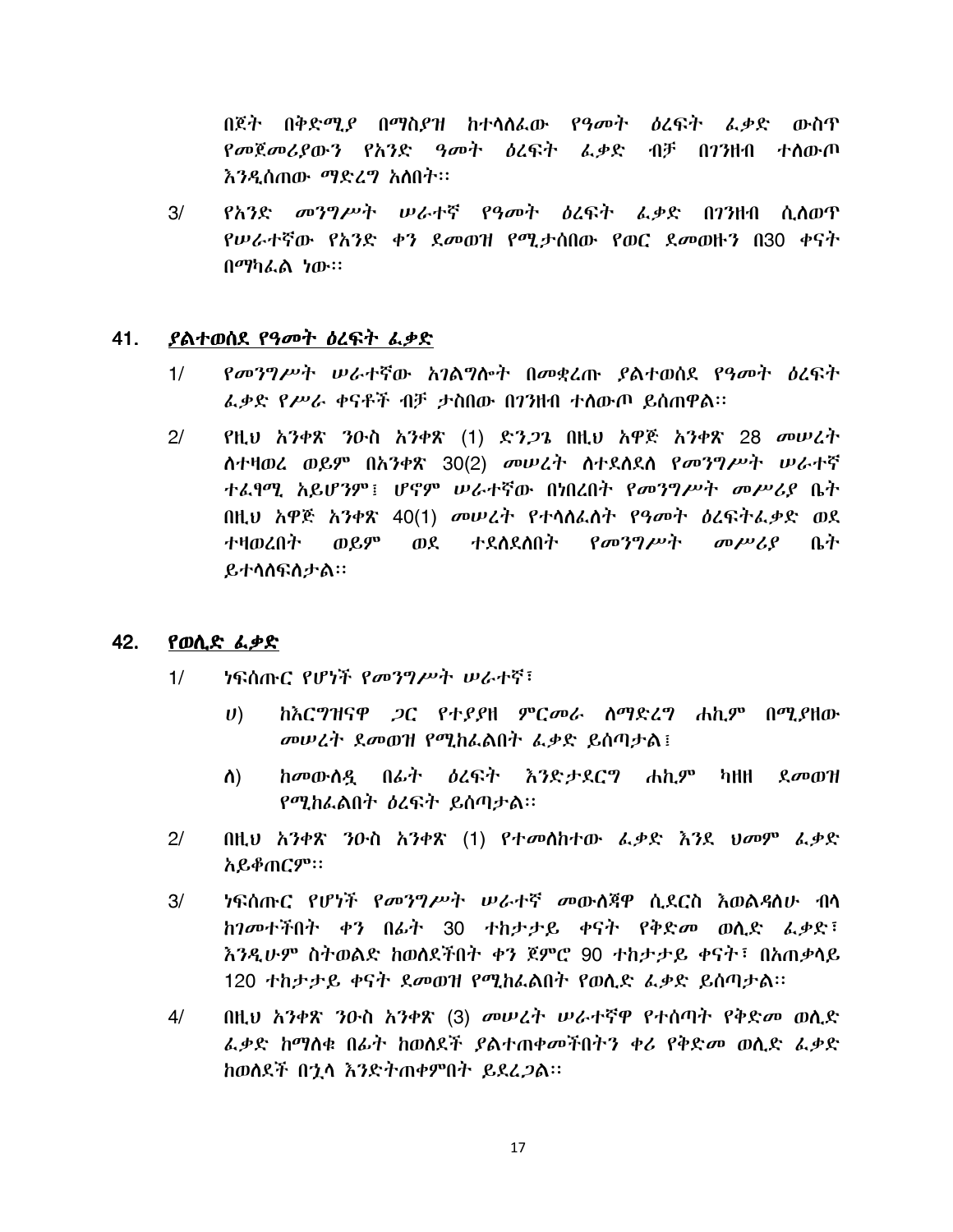በጀት በቅድሚያ በማስያዝ ከተላለፈው የዓመት ዕረፍት ፈቃድ ውስጥ የመጀመሪያውን የአንድ ዓመት ዕረፍት ፈቃድ ብቻ በገንዘብ ተለውጦ እንዲሰጠው ማድረግ አለበት፡፡

3/ የአንድ መንግሥት ሠራተኛ የዓመት ዕረፍት ፈቃድ በገንዘብ ሲለወጥ የሠራተኛው የአንድ ቀን ደመወዝ የሚታሰበው የወር ደመወዙን በ30 ቀናት በማካፈል ነው፡፡

## 41. ያልተወሰደ የዓመት ዕረፍት ፈቃድ

1/ የመንግሥት ሠራተኛው አገልግሎት በመቋረጡ ያልተወሰደ የዓመት ዕረፍት ፈቃድ የሥራ ቀናቶች ብቻ ታስበው በገንዘብ ተለውጦ ይሰጠዋል፡፡

2/ የዚህ አንቀጽ ንዑስ አንቀጽ (1) ድንጋጌ በዚህ አዋጅ አንቀጽ 28 መሠረት ለተዛወረ ወይም በአንቀጽ 30(2) መሠረት ለተደለደለ የመንግሥት ሠራተኛ ተፈፃሚ አይሆንም፤ ሆኖም ሠራተኛው በነበረበት የመንግሥት መሥሪያ ቤት በዚህ አዋጅ አንቀጽ 40(1) መሠረት የተላለፈለት የዓመት ዕረፍትፈቃድ ወደ ተዛወረበት ወይም ወደ ተደለደለበት የመንግሥት መሥሪያ ቤት ይተላለፍለታል፡፡

## 42. የወሊድ ፈቃድ

1/ ነፍሰጡር የሆነች የመንግሥት ሠራተኛ፣

ሀ) ከእርግዝናዋ ጋር የተያያዘ ምርመራ ለማድረግ ሐኪም በሚያዘው መሠረት ደመወዝ የሚከፈልበት ፈቃድ ይሰጣታል፤

ለ) ከመውለዷ በፊት ዕረፍት እንድታደርግ ሐኪም ካዘዘ ደመወዝ የሚከፈልበት ዕረፍት ይሰጣታል፡፡

2/ በዚህ አንቀጽ ንዑስ አንቀጽ (1) የተመለከተው ፈቃድ እንደ ህመም ፈቃድ አይቆጠርም፡፡

3/ ነፍሰጡር የሆነች የመንግሥት ሠራተኛ መውለጃዋ ሲደርስ እወልዳለሁ ብላ ከገመተችበት ቀን በፊት 30 ተከታታይ ቀናት የቅድመ ወሊድ ፈቃድ፣ እንዲሁም ስትወልድ ከወለደችበት ቀን ጀምሮ 90 ተከታታይ ቀናት፣ በአጠቃላይ 120 ተከታታይ ቀናት ደመወዝ የሚከፈልበት የወሊድ ፈቃድ ይሰጣታል፡፡

4/ በዚህ አንቀጽ ንዑስ አንቀጽ (3) መሠረት ሠራተኛዋ የተሰጣት የቅድመ ወሊድ ፈቃድ ከማለቁ በፊት ከወለደች ያልተጠቀመችበትን ቀሪ የቅድመ ወሊድ ፈቃድ ከወለደች በኋላ እንድትጠቀምበት ይደረጋል፡፡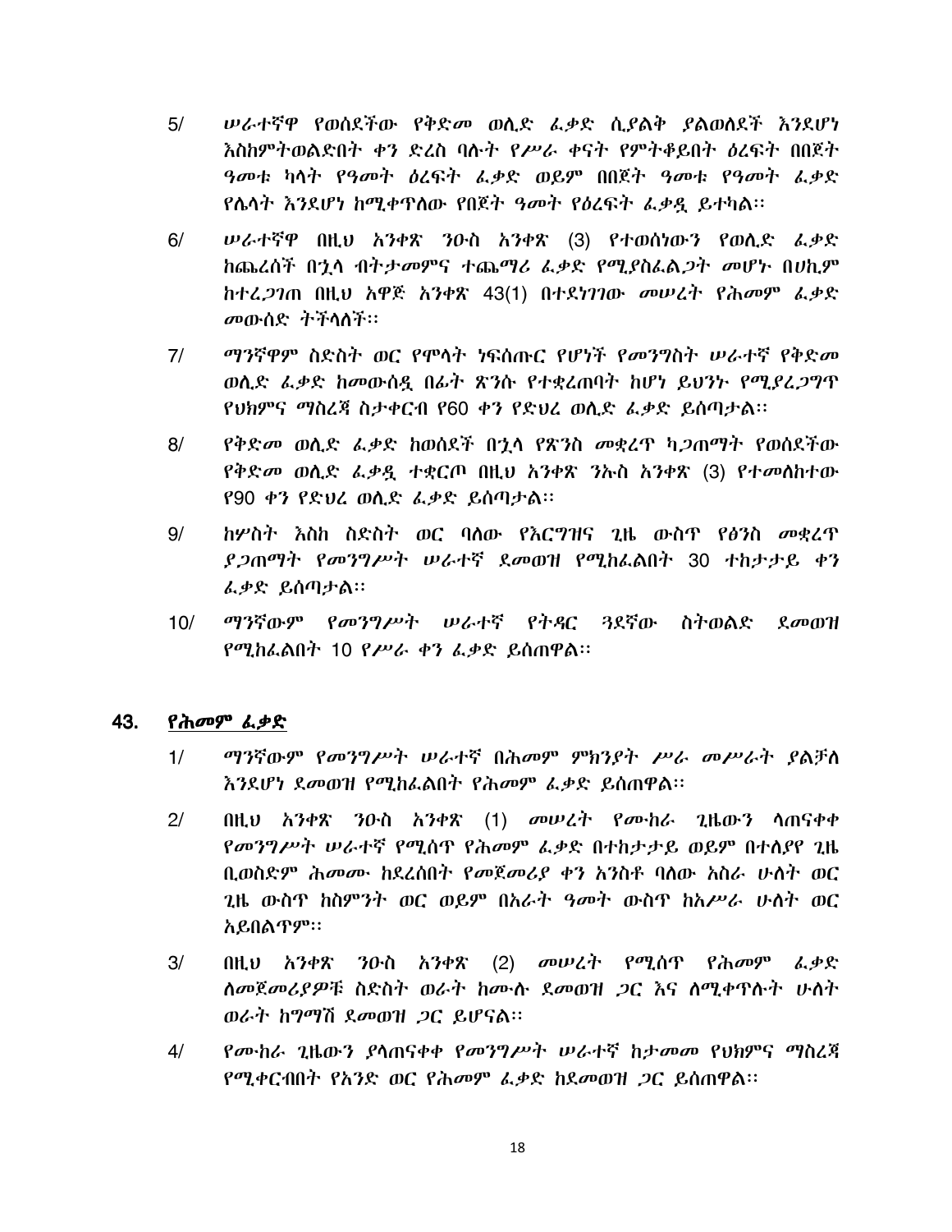5/ ሠራተኛዋ የወሰደችው የቅድመ ወሊድ ፈቃድ ሲያልቅ ያልወለደች እንደሆነ እስከምትወልድበት ቀን ድረስ ባሉት የሥራ ቀናት የምትቆይበት ዕረፍት በበጀት ዓመቱ ካላት የዓመት ዕረፍት ፈቃድ ወይም በበጀት ዓመቱ የዓመት ፈቃድ የሌላት እንደሆነ ከሚቀጥለው የበጀት ዓመት የዕረፍት ፈቃዷ ይተካል፡፡

6/ ሠራተኛዋ በዚህ አንቀጽ ንዑስ አንቀጽ (3) የተወሰነውን የወሊድ ፈቃድ ከጨረሰች በኋላ ብትታመምና ተጨማሪ ፈቃድ የሚያስፈልጋት መሆኑ በሀኪም ከተረጋገጠ በዚህ አዋጅ አንቀጽ 43(1) በተደነገገው መሠረት የሕመም ፈቃድ መውሰድ ትችላለች፡፡

7/ ማንኛዋም ስድስት ወር የሞላት ነፍሰጡር የሆነች የመንግስት ሠራተኛ የቅድመ ወሊድ ፈቃድ ከመውሰዷ በፊት ጽንሱ የተቋረጠባት ከሆነ ይህንኑ የሚያረጋግጥ የህክምና ማስረጃ ስታቀርብ የ60 ቀን የድህረ ወሊድ ፈቃድ ይሰጣታል፡፡

8/ የቅድመ ወሊድ ፈቃድ ከወሰደች በኋላ የጽንስ መቋረጥ ካጋጠማት የወሰደችው የቅድመ ወሊድ ፈቃዷ ተቋርጦ በዚህ አንቀጽ ንኡስ አንቀጽ (3) የተመለከተው የ90 ቀን የድህረ ወሊድ ፈቃድ ይሰጣታል፡፡

9/ ከሦስት እስከ ስድስት ወር ባለው የእርግዝና ጊዜ ውስጥ የፅንስ መቋረጥ ያጋጠማት የመንግሥት ሠራተኛ ደመወዝ የሚከፈልበት 30 ተከታታይ ቀን ፈቃድ ይሰጣታል፡፡

10/ ማንኛውም የመንግሥት ሠራተኛ የትዳር ጓደኛው ስትወልድ ደመወዝ የሚከፈልበት 10 የሥራ ቀን ፈቃድ ይሰጠዋል፡፡

## 43. የሕመም ፈቃድ

1/ ማንኛውም የመንግሥት ሠራተኛ በሕመም ምክንያት ሥራ መሥራት ያልቻለ እንደሆነ ደመወዝ የሚከፈልበት የሕመም ፈቃድ ይሰጠዋል፡፡

2/ በዚህ አንቀጽ ንዑስ አንቀጽ (1) መሠረት የሙከራ ጊዜውን ላጠናቀቀ የመንግሥት ሠራተኛ የሚሰጥ የሕመም ፈቃድ በተከታታይ ወይም በተለያየ ጊዜ ቢወስድም ሕመሙ ከደረሰበት የመጀመሪያ ቀን አንስቶ ባለው አስራ ሁለት ወር ጊዜ ውስጥ ከስምንት ወር ወይም በአራት ዓመት ውስጥ ከአሥራ ሁለት ወር አይበልጥም፡፡

3/ በዚህ አንቀጽ ንዑስ አንቀጽ (2) መሠረት የሚሰጥ የሕመም ፈቃድ ለመጀመሪያዎቹ ስድስት ወራት ከሙሉ ደመወዝ ጋር እና ለሚቀጥሉት ሁለት ወራት ከግማሽ ደመወዝ ጋር ይሆናል፡፡

4/ የሙከራ ጊዜውን ያላጠናቀቀ የመንግሥት ሠራተኛ ከታመመ የህክምና ማስረጃ የሚቀርብበት የአንድ ወር የሕመም ፈቃድ ከደመወዝ ጋር ይሰጠዋል፡፡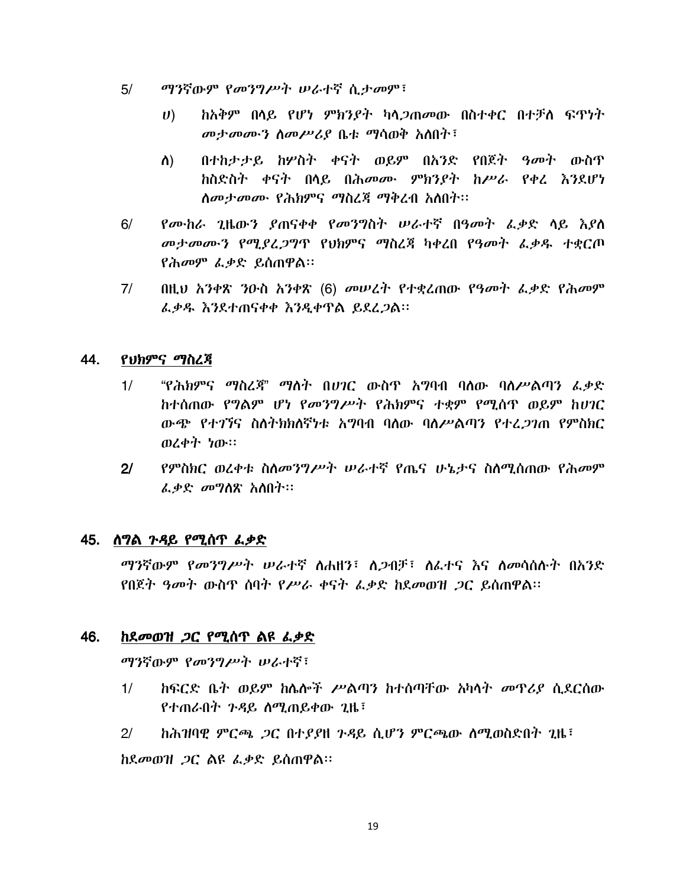5/ ማንኛውም የመንግሥት ሠራተኛ ሲታመም፣

ሀ) ከአቅም በላይ የሆነ ምክንያት ካላጋጠመው በስተቀር በተቻለ ፍጥነት መታመሙን ለመሥሪያ ቤቱ ማሳወቅ አለበት፣

ለ) በተከታታይ ከሦስት ቀናት ወይም በአንድ የበጀት ዓመት ውስጥ ከስድስት ቀናት በላይ በሕመሙ ምክንያት ከሥራ የቀረ እንደሆነ ለመታመሙ የሕክምና ማስረጃ ማቅረብ አለበት።

6/ የሙከራ ጊዜውን ያጠናቀቀ የመንግስት ሠራተኛ በዓመት ፈቃድ ላይ እያለ መታመሙን የሚያረጋግጥ የህክምና ማስረጃ ካቀረበ የዓመት ፈቃዱ ተቋርጦ የሕመም ፈቃድ ይሰጠዋል።

7/ በዚህ አንቀጽ ንዑስ አንቀጽ (6) መሠረት የተቋረጠው የዓመት ፈቃድ የሕመም ፈቃዱ እንደተጠናቀቀ እንዲቀጥል ይደረጋል።

## 44. የህክምና ማስረጃ

1/ "የሕክምና ማስረጃ" ማለት በሀገር ውስጥ አግባብ ባለው ባለሥልጣን ፈቃድ ከተሰጠው የግልም ሆነ የመንግሥት የሕክምና ተቋም የሚሰጥ ወይም ከሀገር ውጭ የተገኘና ስለትክክለኛነቱ አግባብ ባለው ባለሥልጣን የተረጋገጠ የምስክር ወረቀት ነው።

2/ የምስክር ወረቀቱ ስለመንግሥት ሠራተኛ የጤና ሁኔታና ስለሚሰጠው የሕመም ፈቃድ መግለጽ አለበት።

## 45. ለግል ጉዳይ የሚሰጥ ፈቃድ

ማንኛውም የመንግሥት ሠራተኛ ለሐዘን፣ ለጋብቻ፣ ለፈተና እና ለመሳሰሉት በአንድ የበጀት ዓመት ውስጥ ሰባት የሥራ ቀናት ፈቃድ ከደመወዝ ጋር ይሰጠዋል።

## 46. ከደመወዝ ጋር የሚሰጥ ልዩ ፈቃድ

ማንኛውም የመንግሥት ሠራተኛ፣

1/ ከፍርድ ቤት ወይም ከሌሎች ሥልጣን ከተሰጣቸው አካላት መጥሪያ ሲደርሰው የተጠራበት ጉዳይ ለሚጠይቀው ጊዜ፣

2/ ከሕዝባዊ ምርጫ ጋር በተያያዘ ጉዳይ ሲሆን ምርጫው ለሚወስድበት ጊዜ፣

ከደመወዝ ጋር ልዩ ፈቃድ ይሰጠዋል።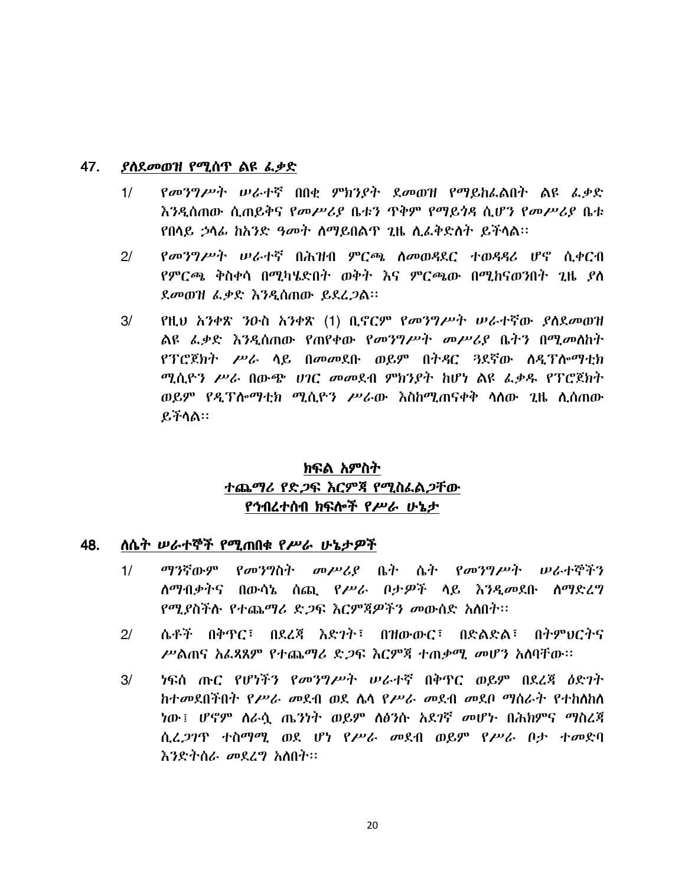## 47. ***ያለደመወዝ የሚሰጥ ልዩ ፈቃድ***

1/ *የመንግሥት ሠራተኛ በበቂ ምክንያት ደመወዝ የማይከፈልበት ልዩ ፈቃድ እንዲሰጠው ሲጠይቅና የመሥሪያ ቤቱን ጥቅም የማይጎዳ ሲሆን የመሥሪያ ቤቱ የበላይ ኃላፊ ከአንድ ዓመት ለማይበልጥ ጊዜ ሊፈቅድለት ይችላል፡፡*

2/ *የመንግሥት ሠራተኛ በሕዝብ ምርጫ ለመወዳደር ተወዳዳሪ ሆኖ ሲቀርብ የምርጫ ቅስቀሳ በሚካሄድበት ወቅት እና ምርጫው በሚከናወንበት ጊዜ ያለ ደመወዝ ፈቃድ እንዲሰጠው ይደረጋል፡፡*

3/ *የዚህ አንቀጽ ንዑስ አንቀጽ (1) ቢኖርም የመንግሥት ሠራተኛው ያለደመወዝ ልዩ ፈቃድ እንዲሰጠው የጠየቀው የመንግሥት መሥሪያ ቤትን በሚመለከት የፕሮጀክት ሥራ ላይ በመመደቡ ወይም በትዳር ጓደኛው ለዲፕሎማቲክ ሚሲዮን ሥራ በውጭ ሀገር መመደብ ምክንያት ከሆነ ልዩ ፈቃዱ የፕሮጀክት ወይም የዲፕሎማቲክ ሚሲዮን ሥራው እስከሚጠናቀቅ ላለው ጊዜ ሊሰጠው ይችላል፡፡*

# ***ክፍል አምስት***
# ***ተጨማሪ የድጋፍ እርምጃ የሚስፈልጋቸው***
# ***የኅብረተሰብ ክፍሎች የሥራ ሁኔታ***

## 48. ***ለሴት ሠራተኞች የሚጠበቁ የሥራ ሁኔታዎች***

1/ *ማንኛውም የመንግስት መሥሪያ ቤት ሴት የመንግሥት ሠራተኞችን ለማብቃትና በውሳኔ ሰጪ የሥራ ቦታዎች ላይ እንዲመደቡ ለማድረግ የሚያስችሉ የተጨማሪ ድጋፍ እርምጃዎችን መውሰድ አለበት፡፡*

2/ *ሴቶች በቅጥር፣ በደረጃ እድገት፣ በዝውውር፣ በድልድል፣ በትምህርትና ሥልጠና አፈጻጸም የተጨማሪ ድጋፍ እርምጃ ተጠቃሚ መሆን አለባቸው፡፡*

3/ *ነፍሰ ጡር የሆነችን የመንግሥት ሠራተኛ በቅጥር ወይም በደረጃ ዕድገት ከተመደበችበት የሥራ መደብ ወደ ሌላ የሥራ መደብ መደቦ ማሰራት የተከለከለ ነው፤ ሆኖም ለራሷ ጤንነት ወይም ለፅንሱ አደገኛ መሆኑ በሕክምና ማስረጃ ሲረጋገጥ ተስማሚ ወደ ሆነ የሥራ መደብ ወይም የሥራ ቦታ ተመድባ እንድትሰራ መደረግ አለበት፡፡*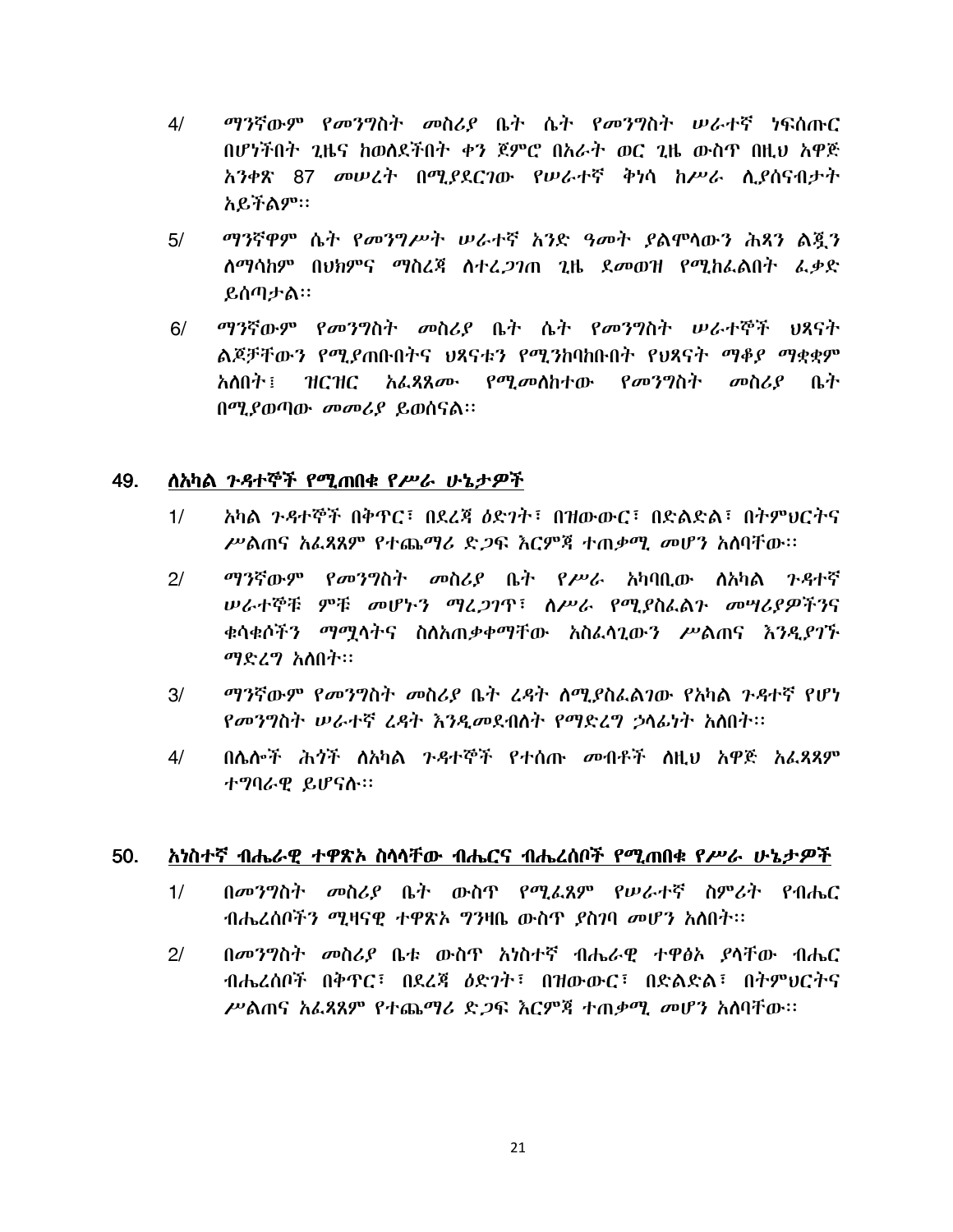4/ ማንኛውም የመንግስት መስሪያ ቤት ሴት የመንግስት ሠራተኛ ነፍሰጡር በሆነችበት ጊዜና ከወለደችበት ቀን ጀምሮ በአራት ወር ጊዜ ውስጥ በዚህ አዋጅ አንቀጽ 87 መሠረት በሚያደርገው የሠራተኛ ቅነሳ ከሥራ ሊያሰናብታት አይችልም፡፡

5/ ማንኛዋም ሴት የመንግሥት ሠራተኛ አንድ ዓመት ያልሞላውን ሕጻን ልጇን ለማሳከም በህክምና ማስረጃ ለተረጋገጠ ጊዜ ደመወዝ የሚከፈልበት ፈቃድ ይሰጣታል፡፡

6/ ማንኛውም የመንግስት መስሪያ ቤት ሴት የመንግስት ሠራተኞች ህጻናት ልጆቻቸውን የሚያጠቡበትና ህጻናቱን የሚንከባከቡበት የህጻናት ማቆያ ማቋቋም አለበት፤ ዝርዝር አፈጻጸሙ የሚመለከተው የመንግስት መስሪያ ቤት በሚያወጣው መመሪያ ይወሰናል፡፡

## 49. <u>ለአካል ጉዳተኞች የሚጠበቁ የሥራ ሁኔታዎች</u>

1/ አካል ጉዳተኞች በቅጥር፣ በደረጃ ዕድገት፣ በዝውውር፣ በድልድል፣ በትምህርትና ሥልጠና አፈጻጸም የተጨማሪ ድጋፍ እርምጃ ተጠቃሚ መሆን አለባቸው፡፡

2/ ማንኛውም የመንግስት መስሪያ ቤት የሥራ አካባቢው ለአካል ጉዳተኛ ሠራተኞቹ ምቹ መሆኑን ማረጋገጥ፣ ለሥራ የሚያስፈልጉ መሣሪያዎችንና ቁሳቁሶችን ማሟላትና ስለአጠቃቀማቸው አስፈላጊውን ሥልጠና እንዲያገኙ ማድረግ አለበት፡፡

3/ ማንኛውም የመንግስት መስሪያ ቤት ረዳት ለሚያስፈልገው የአካል ጉዳተኛ የሆነ የመንግስት ሠራተኛ ረዳት እንዲመደብለት የማድረግ ኃላፊነት አለበት፡፡

4/ በሌሎች ሕጎች ለአካል ጉዳተኞች የተሰጡ መብቶች ለዚህ አዋጅ አፈጻጸም ተግባራዊ ይሆናሉ፡፡

## 50. <u>አነስተኛ ብሔራዊ ተዋጽኦ ስላላቸው ብሔርና ብሔረሰቦች የሚጠበቁ የሥራ ሁኔታዎች</u>

1/ በመንግስት መስሪያ ቤት ውስጥ የሚፈጸም የሠራተኛ ስምሪት የብሔር ብሔረሰቦችን ሚዛናዊ ተዋጽኦ ግንዛቤ ውስጥ ያስገባ መሆን አለበት፡፡

2/ በመንግስት መስሪያ ቤቱ ውስጥ አነስተኛ ብሔራዊ ተዋፅኦ ያላቸው ብሔር ብሔረሰቦች በቅጥር፣ በደረጃ ዕድገት፣ በዝውውር፣ በድልድል፣ በትምህርትና ሥልጠና አፈጻጸም የተጨማሪ ድጋፍ እርምጃ ተጠቃሚ መሆን አለባቸው፡፡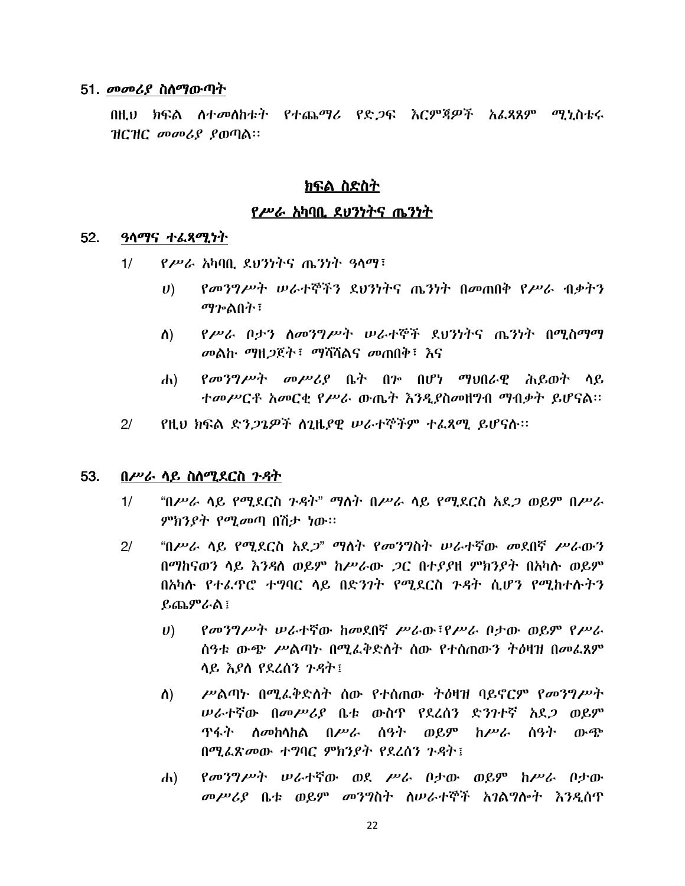### 51. *መመሪያ ስለማውጣት*

በዚህ ክፍል ለተመለከቱት የተጨማሪ የድጋፍ እርምጃዎች አፈጻጸም ሚኒስቴሩ ዝርዝር መመሪያ ያወጣል፡፡

## ክፍል ስድስት

## *የሥራ አካባቢ ደህንነትና ጤንነት*

### 52. *ዓላማና ተፈጻሚነት*

1/ *የሥራ አካባቢ ደህንነትና ጤንነት ዓላማ፣*

*ሀ) የመንግሥት ሠራተኞችን ደህንነትና ጤንነት በመጠበቅ የሥራ ብቃትን ማጐልበት፣*

*ለ) የሥራ ቦታን ለመንግሥት ሠራተኞች ደህንነትና ጤንነት በሚስማማ መልኩ ማዘጋጀት፣ ማሻሻልና መጠበቅ፣ እና*

*ሐ) የመንግሥት መሥሪያ ቤት በጐ በሆነ ማህበራዊ ሕይወት ላይ ተመሥርቶ አመርቂ የሥራ ውጤት እንዲያስመዘግብ ማብቃት ይሆናል፡፡*

2/ የዚህ ክፍል ድንጋጌዎች ለጊዜያዊ ሠራተኞችም ተፈጻሚ ይሆናሉ፡፡

### 53. *በሥራ ላይ ስለሚደርስ ጉዳት*

1/ "በሥራ ላይ የሚደርስ ጉዳት" ማለት በሥራ ላይ የሚደርስ አደጋ ወይም በሥራ ምክንያት የሚመጣ በሽታ ነው፡፡

2/ "በሥራ ላይ የሚደርስ አደጋ" ማለት የመንግስት ሠራተኛው መደበኛ ሥራውን በማከናወን ላይ እንዳለ ወይም ከሥራው ጋር በተያያዘ ምክንያት በአካሉ ወይም በአካሉ የተፈጥሮ ተግባር ላይ በድንገት የሚደርስ ጉዳት ሲሆን የሚከተሉትን ይጨምራል፤

*ሀ) የመንግሥት ሠራተኛው ከመደበኛ ሥራው፣የሥራ ቦታው ወይም የሥራ ሰዓቱ ውጭ ሥልጣኑ በሚፈቅድለት ሰው የተሰጠውን ትዕዛዝ በመፈጸም ላይ እያለ የደረሰን ጉዳት፤*

*ለ) ሥልጣኑ በሚፈቅድለት ሰው የተሰጠው ትዕዛዝ ባይኖርም የመንግሥት ሠራተኛው በመሥሪያ ቤቱ ውስጥ የደረሰን ድንገተኛ አደጋ ወይም ጥፋት ለመከላከል በሥራ ሰዓት ወይም ከሥራ ሰዓት ውጭ በሚፈጽመው ተግባር ምክንያት የደረሰን ጉዳት፤*

*ሐ) የመንግሥት ሠራተኛው ወደ ሥራ ቦታው ወይም ከሥራ ቦታው መሥሪያ ቤቱ ወይም መንግስት ለሠራተኞች አገልግሎት እንዲሰጥ*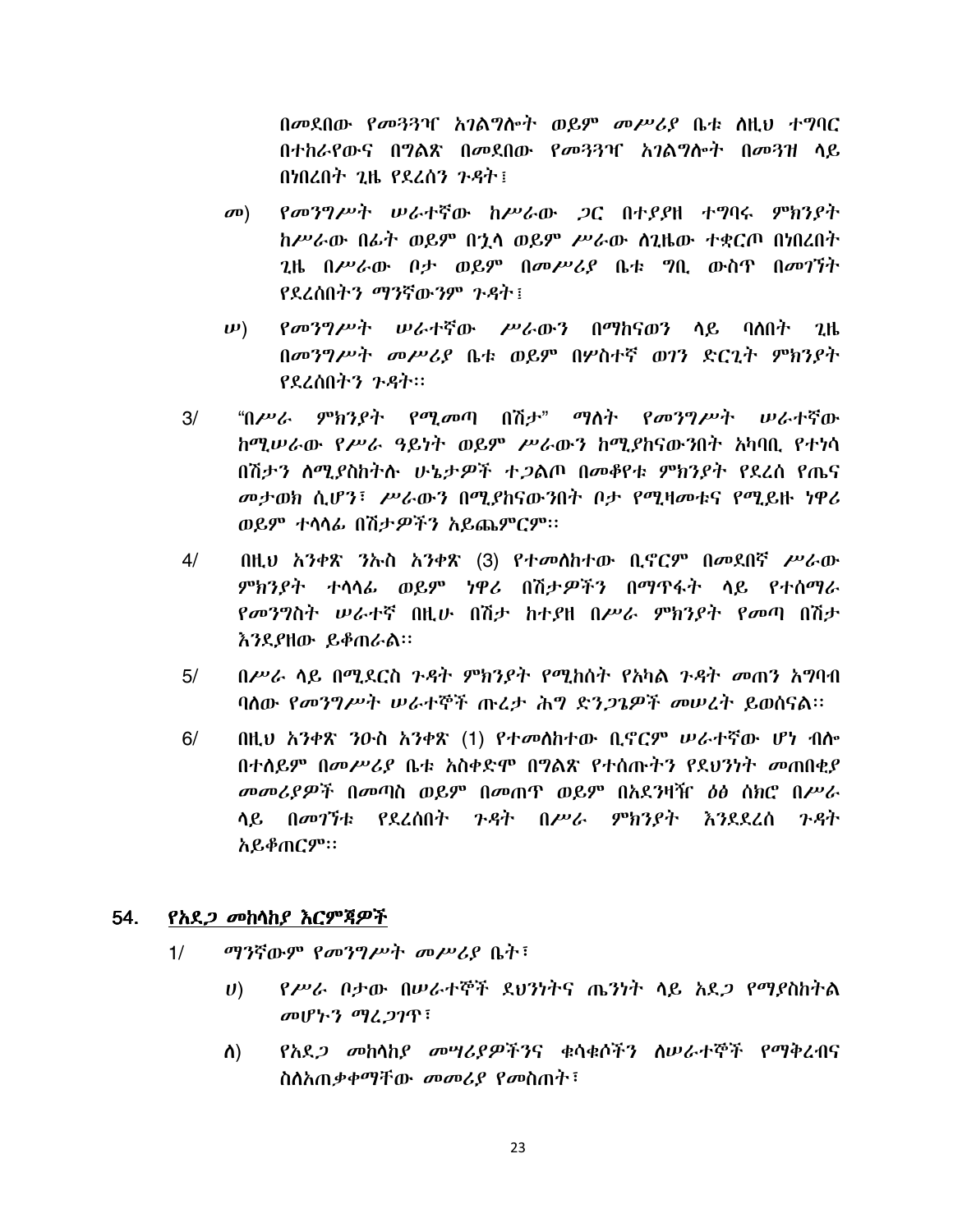በመደበው የመጓጓዣ አገልግሎት ወይም መሥሪያ ቤቱ ለዚህ ተግባር በተከራየውና በግልጽ በመደበው የመጓጓዣ አገልግሎት በመጓዝ ላይ በነበረበት ጊዜ የደረሰን ጉዳት፤

መ) የመንግሥት ሠራተኛው ከሥራው ጋር በተያያዘ ተግባሩ ምክንያት ከሥራው በፊት ወይም በኋላ ወይም ሥራው ለጊዜው ተቋርጦ በነበረበት ጊዜ በሥራው ቦታ ወይም በመሥሪያ ቤቱ ግቢ ውስጥ በመገኘት የደረሰበትን ማንኛውንም ጉዳት፤

ሠ) የመንግሥት ሠራተኛው ሥራውን በማከናወን ላይ ባለበት ጊዜ በመንግሥት መሥሪያ ቤቱ ወይም በሦስተኛ ወገን ድርጊት ምክንያት የደረሰበትን ጉዳት።

3/ "በሥራ ምክንያት የሚመጣ በሽታ" ማለት የመንግሥት ሠራተኛው ከሚሠራው የሥራ ዓይነት ወይም ሥራውን ከሚያከናውንበት አካባቢ የተነሳ በሽታን ለሚያስከትሉ ሁኔታዎች ተጋልጦ በመቆየቱ ምክንያት የደረሰ የጤና መታወክ ሲሆን፣ ሥራውን በሚያከናውንበት ቦታ የሚዛመቱና የሚይዙ ነዋሪ ወይም ተላላፊ በሽታዎችን አይጨምርም።

4/ በዚህ አንቀጽ ንኡስ አንቀጽ (3) የተመለከተው ቢኖርም በመደበኛ ሥራው ምክንያት ተላላፊ ወይም ነዋሪ በሽታዎችን በማጥፋት ላይ የተሰማራ የመንግስት ሠራተኛ በዚሁ በሽታ ከተያዘ በሥራ ምክንያት የመጣ በሽታ እንደያዘው ይቆጠራል።

5/ በሥራ ላይ በሚደርስ ጉዳት ምክንያት የሚከሰት የአካል ጉዳት መጠን አግባብ ባለው የመንግሥት ሠራተኞች ጡረታ ሕግ ድንጋጌዎች መሠረት ይወሰናል።

6/ በዚህ አንቀጽ ንዑስ አንቀጽ (1) የተመለከተው ቢኖርም ሠራተኛው ሆነ ብሎ በተለይም በመሥሪያ ቤቱ አስቀድሞ በግልጽ የተሰጡትን የደህንነት መጠበቂያ መመሪያዎች በመጣስ ወይም በመጠጥ ወይም በአደንዛዥ ዕፅ ሰክሮ በሥራ ላይ በመገኘቱ የደረሰበት ጉዳት በሥራ ምክንያት እንደደረሰ ጉዳት አይቆጠርም።

## 54. የአደጋ መከላከያ እርምጃዎች

1/ ማንኛውም የመንግሥት መሥሪያ ቤት፣

ሀ) የሥራ ቦታው በሠራተኞች ደህንነትና ጤንነት ላይ አደጋ የማያስከትል መሆኑን ማረጋገጥ፣

ለ) የአደጋ መከላከያ መሣሪያዎችንና ቁሳቁሶችን ለሠራተኞች የማቅረብና ስለአጠቃቀማቸው መመሪያ የመስጠት፣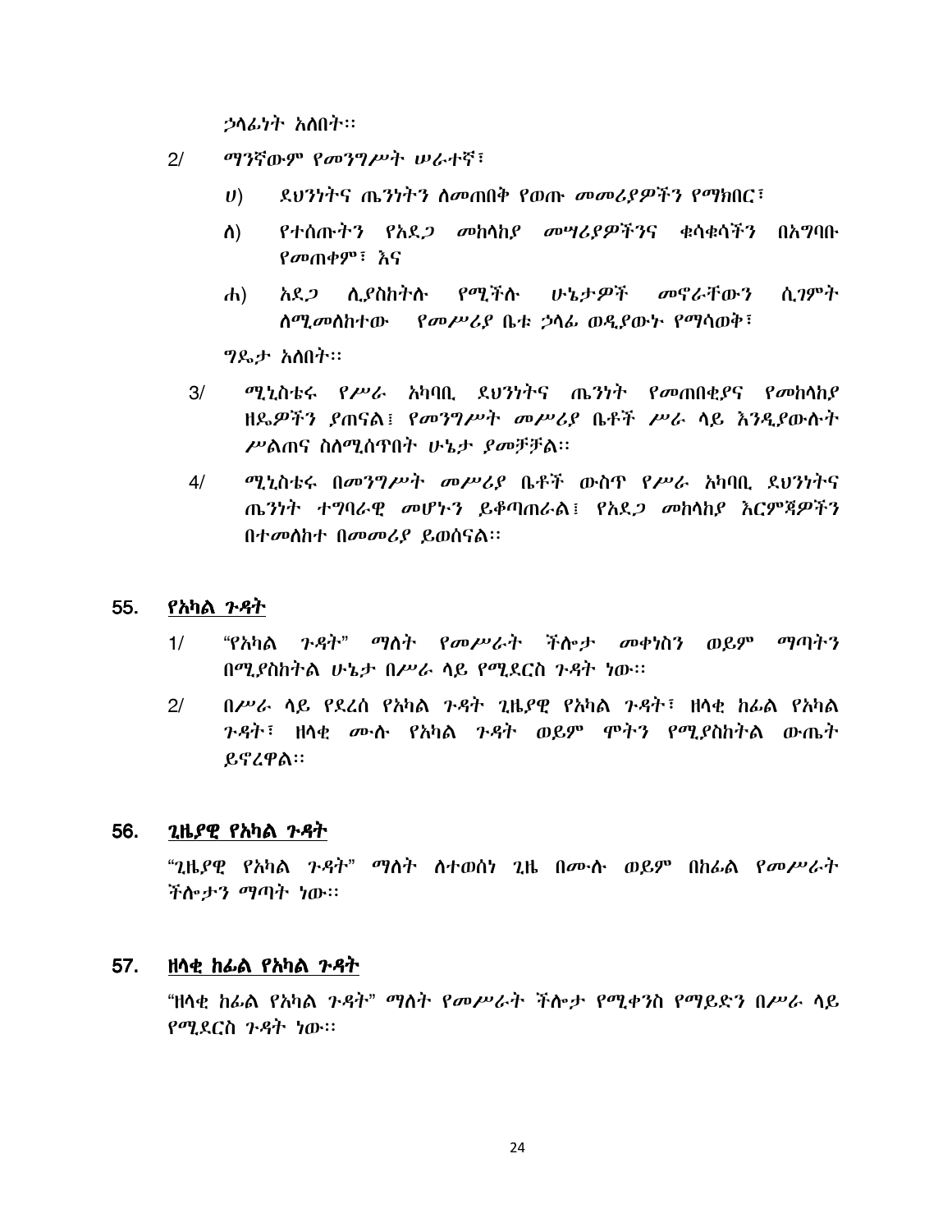ኃላፊነት አለበት፡፡

2/ ማንኛውም የመንግሥት ሠራተኛ፣

ሀ) ደህንነትና ጤንነትን ለመጠበቅ የወጡ መመሪያዎችን የማክበር፣

ለ) የተሰጡትን የአደጋ መከላከያ መሣሪያዎችንና ቁሳቁሳችን በአግባቡ የመጠቀም፣ እና

ሐ) አደጋ ሊያስከትሉ የሚችሉ ሁኔታዎች መኖራቸውን ሲገምት ለሚመለከተው የመሥሪያ ቤቱ ኃላፊ ወዲያውኑ የማሳወቅ፣

ግዴታ አለበት፡፡

3/ ሚኒስቴሩ የሥራ አካባቢ ደህንነትና ጤንነት የመጠበቂያና የመከላከያ ዘዴዎችን ያጠናል፤ የመንግሥት መሥሪያ ቤቶች ሥራ ላይ እንዲያውሉት ሥልጠና ስለሚሰጥበት ሁኔታ ያመቻቻል፡፡

4/ ሚኒስቴሩ በመንግሥት መሥሪያ ቤቶች ውስጥ የሥራ አካባቢ ደህንነትና ጤንነት ተግባራዊ መሆኑን ይቆጣጠራል፤ የአደጋ መከላከያ እርምጃዎችን በተመለከተ በመመሪያ ይወሰናል፡፡

## 55. <u>የአካል ጉዳት</u>

1/ "የአካል ጉዳት" ማለት የመሥራት ችሎታ መቀነስን ወይም ማጣትን በሚያስከትል ሁኔታ በሥራ ላይ የሚደርስ ጉዳት ነው፡፡

2/ በሥራ ላይ የደረሰ የአካል ጉዳት ጊዜያዊ የአካል ጉዳት፣ ዘላቂ ከፊል የአካል ጉዳት፣ ዘላቂ ሙሉ የአካል ጉዳት ወይም ሞትን የሚያስከትል ውጤት ይኖረዋል፡፡

## 56. <u>ጊዜያዊ የአካል ጉዳት</u>

"ጊዜያዊ የአካል ጉዳት" ማለት ለተወሰነ ጊዜ በሙሉ ወይም በከፊል የመሥራት ችሎታን ማጣት ነው፡፡

## 57. <u>ዘላቂ ከፊል የአካል ጉዳት</u>

"ዘላቂ ከፊል የአካል ጉዳት" ማለት የመሥራት ችሎታ የሚቀንስ የማይድን በሥራ ላይ የሚደርስ ጉዳት ነው፡፡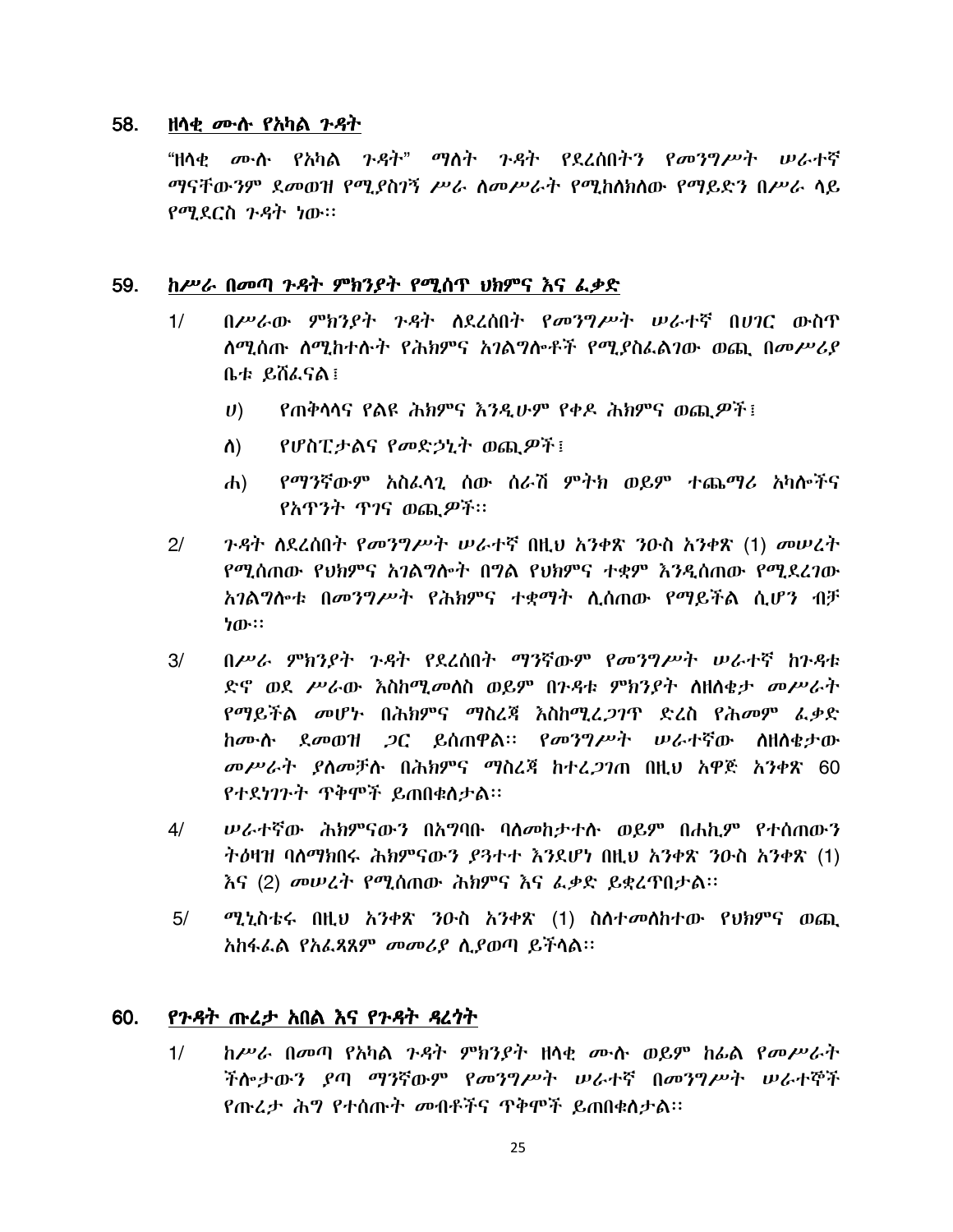### 58. ዘላቂ ሙሉ የአካል ጉዳት

"ዘላቂ ሙሉ የአካል ጉዳት" ማለት ጉዳት የደረሰበትን የመንግሥት ሠራተኛ ማናቸውንም ደመወዝ የሚያስገኝ ሥራ ለመሥራት የሚከለክለው የማይድን በሥራ ላይ የሚደርስ ጉዳት ነው፡፡

### 59. ከሥራ በመጣ ጉዳት ምክንያት የሚሰጥ ህክምና እና ፈቃድ

1/ በሥራው ምክንያት ጉዳት ለደረሰበት የመንግሥት ሠራተኛ በሀገር ውስጥ ለሚሰጡ ለሚከተሉት የሕክምና አገልግሎቶች የሚያስፈልገው ወጪ በመሥሪያ ቤቱ ይሸፈናል፤

   ሀ) የጠቅላላና የልዩ ሕክምና እንዲሁም የቀዶ ሕክምና ወጪዎች፤

   ለ) የሆስፒታልና የመድኃኒት ወጪዎች፤

   ሐ) የማንኛውም አስፈላጊ ሰው ሰራሽ ምትክ ወይም ተጨማሪ አካሎችና የአጥንት ጥገና ወጪዎች፡፡

2/ ጉዳት ለደረሰበት የመንግሥት ሠራተኛ በዚህ አንቀጽ ንዑስ አንቀጽ (1) መሠረት የሚሰጠው የህክምና አገልግሎት በግል የህክምና ተቋም እንዲሰጠው የሚደረገው አገልግሎቱ በመንግሥት የሕክምና ተቋማት ሊሰጠው የማይችል ሲሆን ብቻ ነው፡፡

3/ በሥራ ምክንያት ጉዳት የደረሰበት ማንኛውም የመንግሥት ሠራተኛ ከጉዳቱ ድኖ ወደ ሥራው እስከሚመለስ ወይም በጉዳቱ ምክንያት ለዘለቄታ መሥራት የማይችል መሆኑ በሕክምና ማስረጃ እስከሚረጋገጥ ድረስ የሕመም ፈቃድ ከሙሉ ደመወዝ ጋር ይሰጠዋል፡፡ የመንግሥት ሠራተኛው ለዘለቄታው መሥራት ያለመቻሉ በሕክምና ማስረጃ ከተረጋገጠ በዚህ አዋጅ አንቀጽ 60 የተደነገጉት ጥቅሞች ይጠበቁለታል፡፡

4/ ሠራተኛው ሕክምናውን በአግባቡ ባለመከታተሉ ወይም በሐኪም የተሰጠውን ትዕዛዝ ባለማክበሩ ሕክምናውን ያጓተተ እንደሆነ በዚህ አንቀጽ ንዑስ አንቀጽ (1) እና (2) መሠረት የሚሰጠው ሕክምና እና ፈቃድ ይቋረጥበታል፡፡

5/ ሚኒስቴሩ በዚህ አንቀጽ ንዑስ አንቀጽ (1) ስለተመለከተው የህክምና ወጪ አከፋፈል የአፈጻጸም መመሪያ ሊያወጣ ይችላል፡፡

### 60. የጉዳት ጡረታ አበል እና የጉዳት ዳረጎት

1/ ከሥራ በመጣ የአካል ጉዳት ምክንያት ዘላቂ ሙሉ ወይም ከፊል የመሥራት ችሎታውን ያጣ ማንኛውም የመንግሥት ሠራተኛ በመንግሥት ሠራተኞች የጡረታ ሕግ የተሰጡት መብቶችና ጥቅሞች ይጠበቁለታል፡፡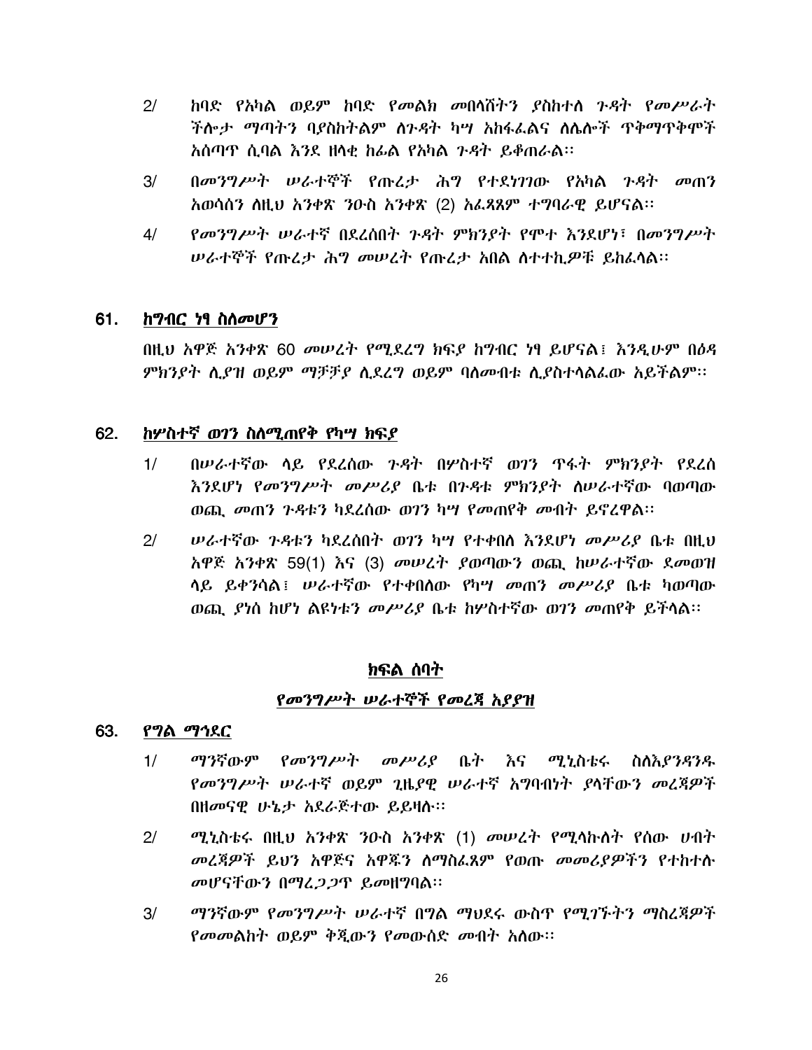2/ ከባድ የአካል ወይም ከባድ የመልክ መበላሸትን ያስከተለ ጉዳት የመሥራት ችሎታ ማጣትን ባያስከትልም ለጉዳት ካሣ አከፋፈልና ለሌሎች ጥቅማጥቅሞች አሰጣጥ ሲባል እንደ ዘላቂ ከፊል የአካል ጉዳት ይቆጠራል፡፡

3/ በመንግሥት ሠራተኞች የጡረታ ሕግ የተደነገገው የአካል ጉዳት መጠን አወሳሰን ለዚህ አንቀጽ ንዑስ አንቀጽ (2) አፈጻጸም ተግባራዊ ይሆናል፡፡

4/ የመንግሥት ሠራተኛ በደረሰበት ጉዳት ምክንያት የሞተ እንደሆነ፣ በመንግሥት ሠራተኞች የጡረታ ሕግ መሠረት የጡረታ አበል ለተተኪዎቹ ይከፈላል፡፡

## 61. ከግብር ነፃ ስለመሆን

በዚህ አዋጅ አንቀጽ 60 መሠረት የሚደረግ ክፍያ ከግብር ነፃ ይሆናል፤ እንዲሁም በዕዳ ምክንያት ሊያዝ ወይም ማቻቻያ ሊደረግ ወይም ባለመብቱ ሊያስተላልፈው አይችልም፡፡

## 62. ከሦስተኛ ወገን ስለሚጠየቅ የካሣ ክፍያ

1/ በሠራተኛው ላይ የደረሰው ጉዳት በሦስተኛ ወገን ጥፋት ምክንያት የደረሰ እንደሆነ የመንግሥት መሥሪያ ቤቱ በጉዳቱ ምክንያት ለሠራተኛው ባወጣው ወጪ መጠን ጉዳቱን ካደረሰው ወገን ካሣ የመጠየቅ መብት ይኖረዋል፡፡

2/ ሠራተኛው ጉዳቱን ካደረሰበት ወገን ካሣ የተቀበለ እንደሆነ መሥሪያ ቤቱ በዚህ አዋጅ አንቀጽ 59(1) እና (3) መሠረት ያወጣውን ወጪ ከሠራተኛው ደመወዝ ላይ ይቀንሳል፤ ሠራተኛው የተቀበለው የካሣ መጠን መሥሪያ ቤቱ ካወጣው ወጪ ያነሰ ከሆነ ልዩነቱን መሥሪያ ቤቱ ከሦስተኛው ወገን መጠየቅ ይችላል፡፡

# ክፍል ሰባት

## የመንግሥት ሠራተኞች የመረጃ አያያዝ

## 63. የግል ማኅደር

1/ ማንኛውም የመንግሥት መሥሪያ ቤት እና ሚኒስቴሩ ስለእያንዳንዱ የመንግሥት ሠራተኛ ወይም ጊዜያዊ ሠራተኛ አግባብነት ያላቸውን መረጃዎች በዘመናዊ ሁኔታ አደራጅተው ይይዛሉ፡፡

2/ ሚኒስቴሩ በዚህ አንቀጽ ንዑስ አንቀጽ (1) መሠረት የሚላኩለት የሰው ሀብት መረጃዎች ይህን አዋጅና አዋጁን ለማስፈጸም የወጡ መመሪያዎችን የተከተሉ መሆናቸውን በማረጋገጥ ይመዘግባል፡፡

3/ ማንኛውም የመንግሥት ሠራተኛ በግል ማህደሩ ውስጥ የሚገኙትን ማስረጃዎች የመመልከት ወይም ቅጂውን የመውሰድ መብት አለው፡፡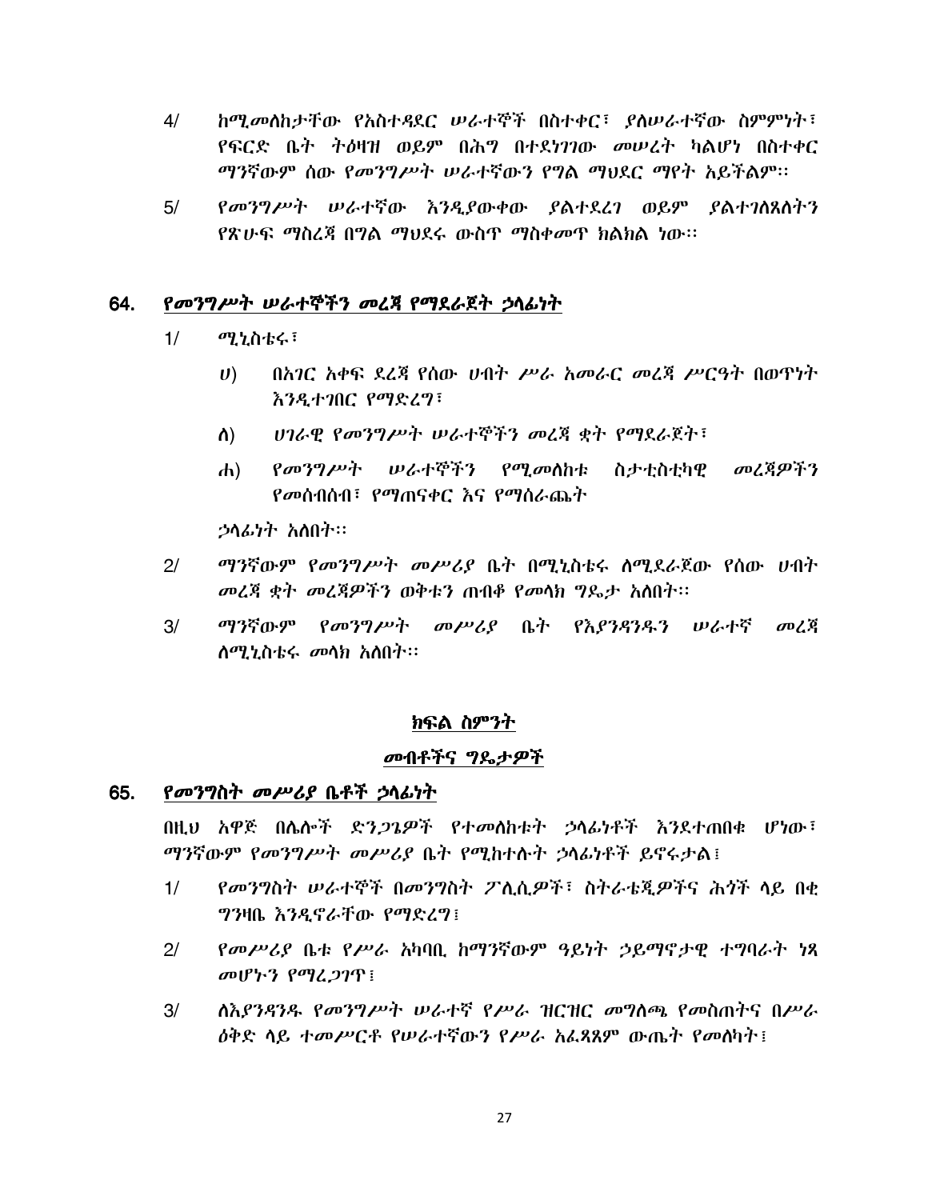4/ ከሚመለከታቸው የአስተዳደር ሠራተኞች በስተቀር፣ ያለሠራተኛው ስምምነት፣ የፍርድ ቤት ትዕዛዝ ወይም በሕግ በተደነገገው መሠረት ካልሆነ በስተቀር ማንኛውም ሰው የመንግሥት ሠራተኛውን የግል ማህደር ማየት አይችልም፡፡

5/ የመንግሥት ሠራተኛው እንዲያውቀው ያልተደረገ ወይም ያልተገለጸለትን የጽሁፍ ማስረጃ በግል ማህደሩ ውስጥ ማስቀመጥ ክልክል ነው፡፡

## 64. የመንግሥት ሠራተኞችን መረጃ የማደራጀት ኃላፊነት

1/ ሚኒስቴሩ፣

ሀ) በአገር አቀፍ ደረጃ የሰው ሀብት ሥራ አመራር መረጃ ሥርዓት በወጥነት እንዲተገበር የማድረግ፣

ለ) ሀገራዊ የመንግሥት ሠራተኞችን መረጃ ቋት የማደራጀት፣

ሐ) የመንግሥት ሠራተኞችን የሚመለከቱ ስታቲስቲካዊ መረጃዎችን የመሰብሰብ፣ የማጠናቀር እና የማሰራጨት

ኃላፊነት አለበት፡፡

2/ ማንኛውም የመንግሥት መሥሪያ ቤት በሚኒስቴሩ ለሚደራጀው የሰው ሀብት መረጃ ቋት መረጃዎችን ወቅቱን ጠብቆ የመላክ ግዴታ አለበት፡፡

3/ ማንኛውም የመንግሥት መሥሪያ ቤት የእያንዳንዱን ሠራተኛ መረጃ ለሚኒስቴሩ መላክ አለበት፡፡

## ክፍል ስምንት

## መብቶችና ግዴታዎች

## 65. የመንግስት መሥሪያ ቤቶች ኃላፊነት

በዚህ አዋጅ በሌሎች ድንጋጌዎች የተመለከቱት ኃላፊነቶች እንደተጠበቁ ሆነው፣ ማንኛውም የመንግሥት መሥሪያ ቤት የሚከተሉት ኃላፊነቶች ይኖሩታል፤

1/ የመንግስት ሠራተኞች በመንግስት ፖሊሲዎች፣ ስትራቴጂዎችና ሕጎች ላይ በቂ ግንዛቤ እንዲኖራቸው የማድረግ፤

2/ የመሥሪያ ቤቱ የሥራ አካባቢ ከማንኛውም ዓይነት ኃይማኖታዊ ተግባራት ነጻ መሆኑን የማረጋገጥ፤

3/ ለእያንዳንዱ የመንግሥት ሠራተኛ የሥራ ዝርዝር መግለጫ የመስጠትና በሥራ ዕቅድ ላይ ተመሥርቶ የሠራተኛውን የሥራ አፈጻጸም ውጤት የመለካት፤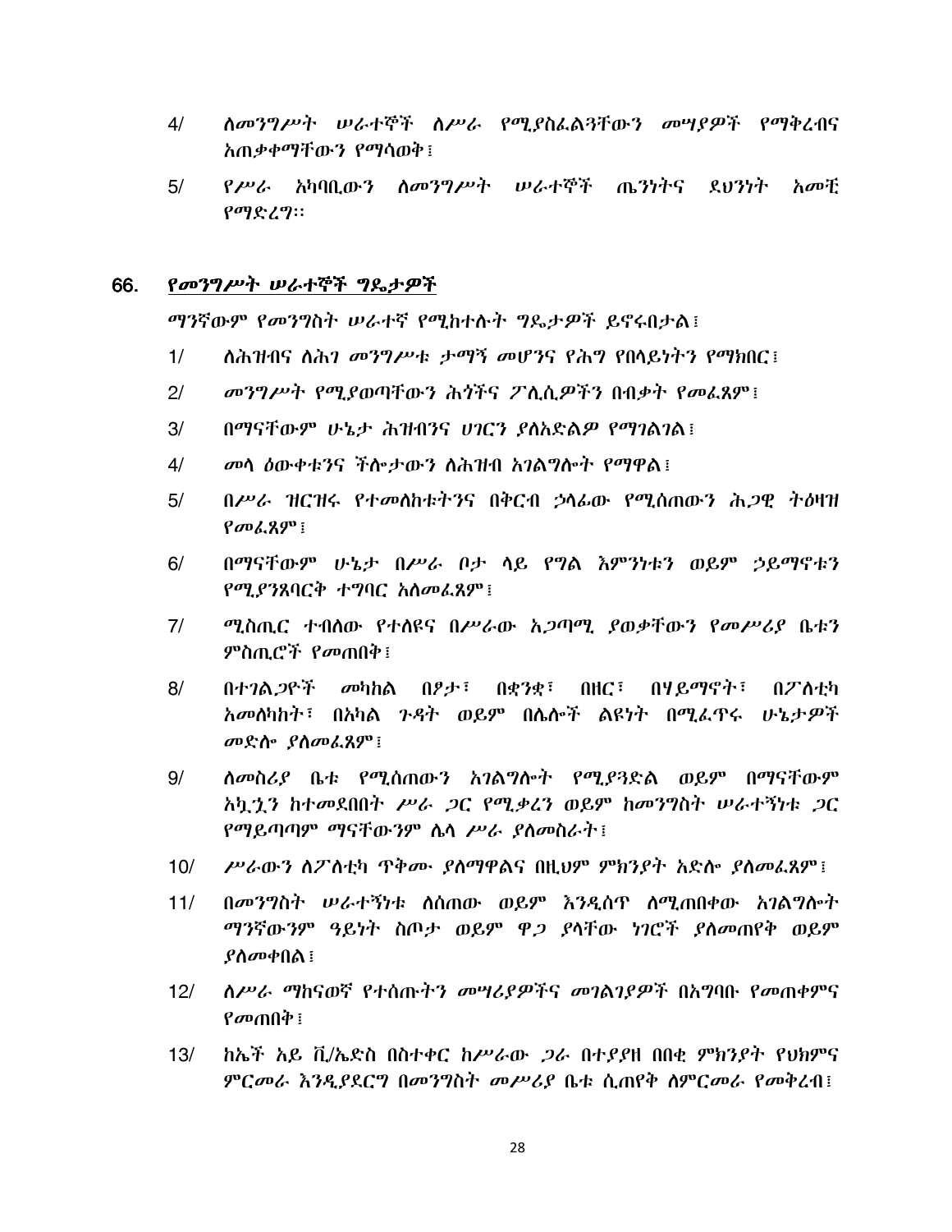4/ ለመንግሥት ሠራተኞች ለሥራ የሚያስፈልጓቸውን መሣያዎች የማቅረብና አጠቃቀማቸውን የማሳወቅ፤

5/ የሥራ አካባቢውን ለመንግሥት ሠራተኞች ጤንነትና ደህንነት አመቺ የማድረግ፡፡

## 66. የመንግሥት ሠራተኞች ግዴታዎች

ማንኛውም የመንግስት ሠራተኛ የሚከተሉት ግዴታዎች ይኖሩበታል፤

1/ ለሕዝብና ለሕገ መንግሥቱ ታማኝ መሆንና የሕግ የበላይነትን የማክበር፤

2/ መንግሥት የሚያወጣቸውን ሕጎችና ፖሊሲዎችን በብቃት የመፈጸም፤

3/ በማናቸውም ሁኔታ ሕዝብንና ሀገርን ያለአድልዎ የማገልገል፤

4/ መላ ዕውቀቱንና ችሎታውን ለሕዝብ አገልግሎት የማዋል፤

5/ በሥራ ዝርዝሩ የተመለከቱትንና በቅርብ ኃላፊው የሚሰጠውን ሕጋዊ ትዕዛዝ የመፈጸም፤

6/ በማናቸውም ሁኔታ በሥራ ቦታ ላይ የግል እምነቱን ወይም ኃይማኖቱን የሚያንጸባርቅ ተግባር አለመፈጸም፤

7/ ሚስጢር ተብለው የተለዩና በሥራው አጋጣሚ ያወቃቸውን የመሥሪያ ቤቱን ምስጢሮች የመጠበቅ፤

8/ በተገልጋዮች መካከል በፆታ፣ በቋንቋ፣ በዘር፣ በሃይማኖት፣ በፖለቲካ አመለካከት፣ በአካል ጉዳት ወይም በሌሎች ልዩነት በሚፈጥሩ ሁኔታዎች መድሎ ያለመፈጸም፤

9/ ለመስሪያ ቤቱ የሚሰጠውን አገልግሎት የሚያጓድል ወይም በማናቸውም አኳኋን ከተመደበበት ሥራ ጋር የሚቃረን ወይም ከመንግስት ሠራተኝነቱ ጋር የማይጣጣም ማናቸውንም ሌላ ሥራ ያለመስራት፤

10/ ሥራውን ለፖለቲካ ጥቅሙ ያለማዋልና በዚህም ምክንያት አድሎ ያለመፈጸም፤

11/ በመንግስት ሠራተኝነቱ ለሰጠው ወይም እንዲሰጥ ለሚጠበቀው አገልግሎት ማንኛውንም ዓይነት ስጦታ ወይም ዋጋ ያላቸው ነገሮች ያለመጠየቅ ወይም ያለመቀበል፤

12/ ለሥራ ማከናወኛ የተሰጡትን መሣሪያዎችና መገልገያዎች በአግባቡ የመጠቀምና የመጠበቅ፤

13/ ከኤች አይ ቪ/ኤድስ በስተቀር ከሥራው ጋራ በተያያዘ በበቂ ምክንያት የህክምና ምርመራ እንዲያደርግ በመንግስት መሥሪያ ቤቱ ሲጠየቅ ለምርመራ የመቅረብ፤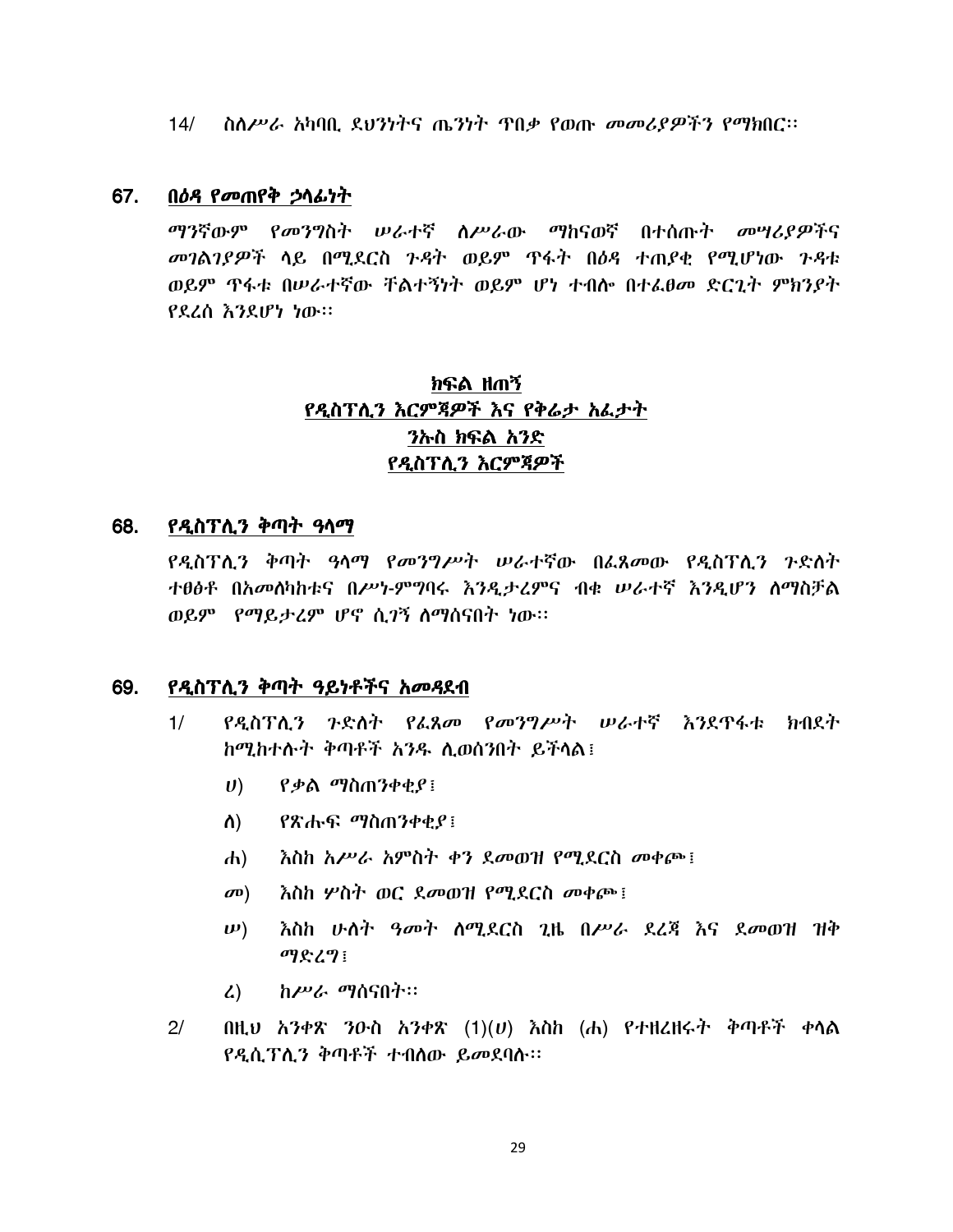14/ ስለሥራ አካባቢ ደህንነትና ጤንነት ጥበቃ የወጡ መመሪያዎችን የማክበር፡፡

## 67. በዕዳ የመጠየቅ ኃላፊነት

ማንኛውም የመንግስት ሠራተኛ ለሥራው ማከናወኛ በተሰጡት መሣሪያዎችና መገልገያዎች ላይ በሚደርስ ጉዳት ወይም ጥፋት በዕዳ ተጠያቂ የሚሆነው ጉዳቱ ወይም ጥፋቱ በሠራተኛው ቸልተኝነት ወይም ሆነ ተብሎ በተፈፀመ ድርጊት ምክንያት የደረሰ እንደሆነ ነው፡፡

# ክፍል ዘጠኝ

# የዲስፕሊን እርምጃዎች እና የቅሬታ አፈታት

## ንኡስ ክፍል አንድ

## የዲስፕሊን እርምጃዎች

## 68. የዲስፕሊን ቅጣት ዓላማ

የዲስፕሊን ቅጣት ዓላማ የመንግሥት ሠራተኛው በፈጸመው የዲስፕሊን ጉድለት ተፀፅቶ በአመለካከቱና በሥነ-ምግባሩ እንዲታረምና ብቁ ሠራተኛ እንዲሆን ለማስቻል ወይም የማይታረም ሆኖ ሲገኝ ለማሰናበት ነው፡፡

## 69. የዲስፕሊን ቅጣት ዓይነቶችና አመዳደብ

1/ የዲስፕሊን ጉድለት የፈጸመ የመንግሥት ሠራተኛ እንደጥፋቱ ክብደት ከሚከተሉት ቅጣቶች አንዱ ሊወሰንበት ይችላል፤

ሀ) የቃል ማስጠንቀቂያ፤

ለ) የጽሑፍ ማስጠንቀቂያ፤

ሐ) እስከ አሥራ አምስት ቀን ደመወዝ የሚደርስ መቀጮ፤

መ) እስከ ሦስት ወር ደመወዝ የሚደርስ መቀጮ፤

ሠ) እስከ ሁለት ዓመት ለሚደርስ ጊዜ በሥራ ደረጃ እና ደመወዝ ዝቅ ማድረግ፤

ረ) ከሥራ ማሰናበት፡፡

2/ በዚህ አንቀጽ ንዑስ አንቀጽ (1)(ሀ) እስከ (ሐ) የተዘረዘሩት ቅጣቶች ቀላል የዲሲፕሊን ቅጣቶች ተብለው ይመደባሉ፡፡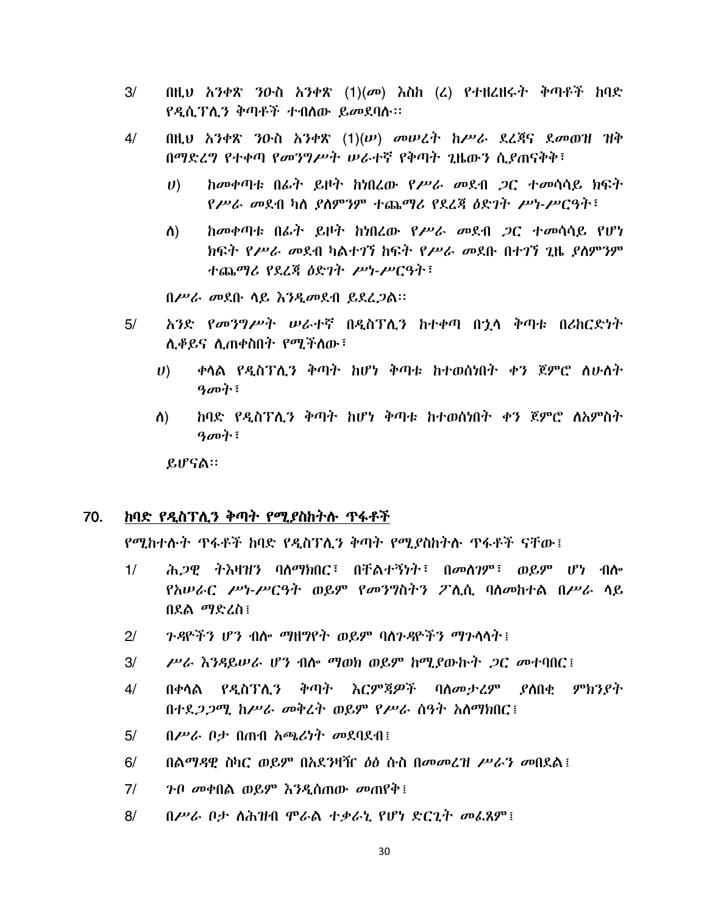3/ በዚህ አንቀጽ ንዑስ አንቀጽ (1)(መ) እስከ (ረ) የተዘረዘሩት ቅጣቶች ከባድ የዲሲፕሊን ቅጣቶች ተብለው ይመደባሉ፡፡

4/ በዚህ አንቀጽ ንዑስ አንቀጽ (1)(ሠ) መሠረት ከሥራ ደረጃና ደመወዝ ዝቅ በማድረግ የተቀጣ የመንግሥት ሠራተኛ የቅጣት ጊዜውን ሲያጠናቅቅ፣

ሀ) ከመቀጣቱ በፊት ይዞት ከነበረው የሥራ መደብ ጋር ተመሳሳይ ክፍት የሥራ መደብ ካለ ያለምንም ተጨማሪ የደረጃ ዕድገት ሥነ-ሥርዓት፣

ለ) ከመቀጣቱ በፊት ይዞት ከነበረው የሥራ መደብ ጋር ተመሳሳይ የሆነ ክፍት የሥራ መደብ ካልተገኘ ክፍት የሥራ መደቡ በተገኘ ጊዜ ያለምንም ተጨማሪ የደረጃ ዕድገት ሥነ-ሥርዓት፣

በሥራ መደቡ ላይ እንዲመደብ ይደረጋል፡፡

5/ አንድ የመንግሥት ሠራተኛ በዲስፕሊን ከተቀጣ በኋላ ቅጣቱ በሪከርድነት ሊቆይና ሊጠቀስበት የሚችለው፣

ሀ) ቀላል የዲስፕሊን ቅጣት ከሆነ ቅጣቱ ከተወሰነበት ቀን ጀምሮ ለሁለት ዓመት፣

ለ) ከባድ የዲስፕሊን ቅጣት ከሆነ ቅጣቱ ከተወሰነበት ቀን ጀምሮ ለአምስት ዓመት፣

ይሆናል፡፡

## 70. ከባድ የዲስፕሊን ቅጣት የሚያስከትሉ ጥፋቶች

የሚከተሉት ጥፋቶች ከባድ የዲስፕሊን ቅጣት የሚያስከትሉ ጥፋቶች ናቸው፤

1/ ሕጋዊ ትእዛዝን ባለማክበር፣ በቸልተኝነት፣ በመለገም፣ ወይም ሆነ ብሎ የአሠራር ሥነ-ሥርዓት ወይም የመንግስትን ፖሊሲ ባለመከተል በሥራ ላይ በደል ማድረስ፤

2/ ጉዳዮችን ሆን ብሎ ማዘግየት ወይም ባለጉዳዮችን ማጉላላት፤

3/ ሥራ እንዳይሠራ ሆን ብሎ ማወክ ወይም ከሚያውኩት ጋር መተባበር፤

4/ በቀላል የዲስፕሊን ቅጣት እርምጃዎች ባለመታረም ያለበቂ ምክንያት በተደጋጋሚ ከሥራ መቅረት ወይም የሥራ ሰዓት አለማክበር፤

5/ በሥራ ቦታ በጠብ አጫሪነት መደባደብ፤

6/ በልማዳዊ ስካር ወይም በአደንዛዥ ዕፅ ሱስ በመመረዝ ሥራን መበደል፤

7/ ጉቦ መቀበል ወይም እንዲሰጠው መጠየቅ፤

8/ በሥራ ቦታ ለሕዝብ ሞራል ተቃራኒ የሆነ ድርጊት መፈጸም፤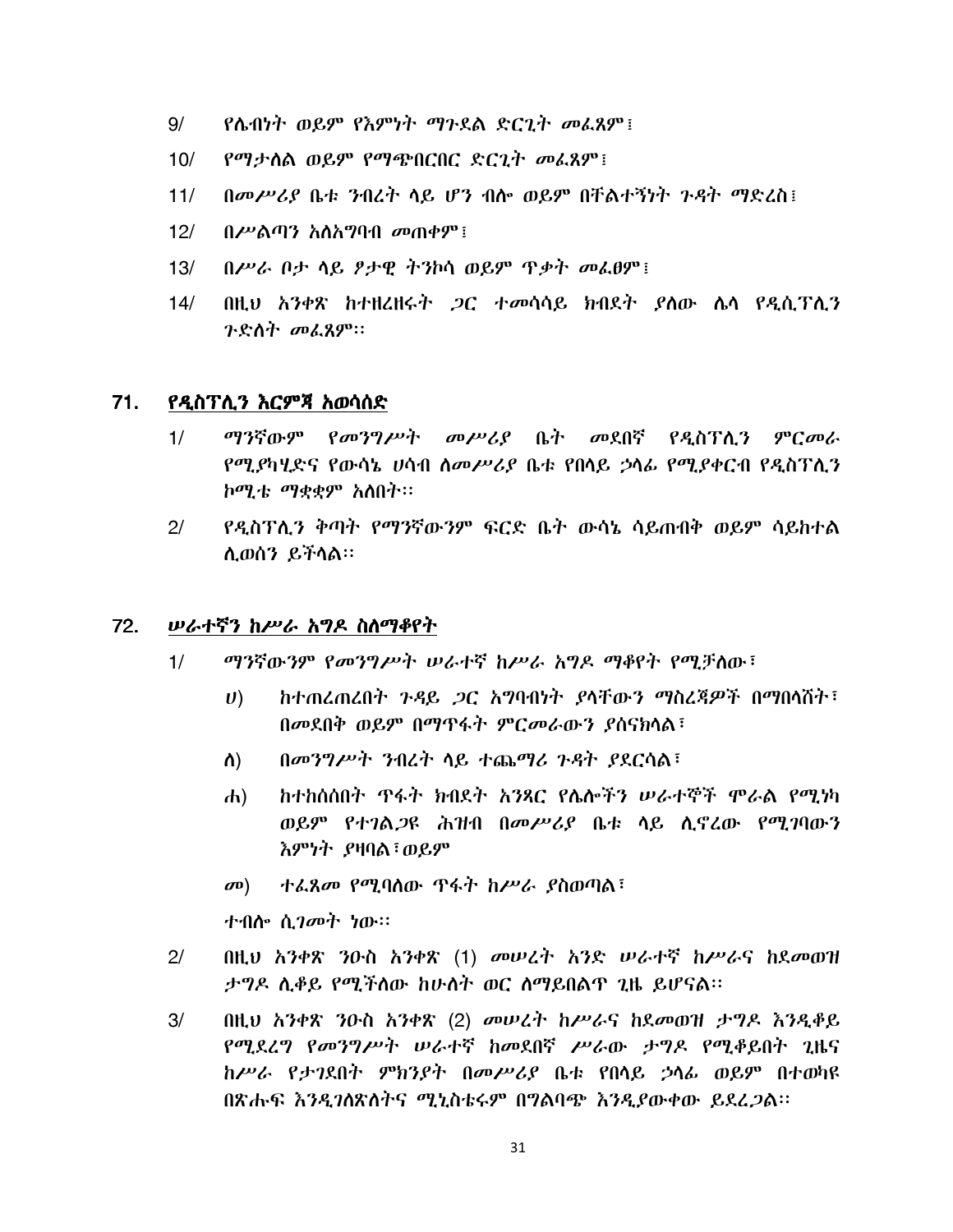9/ የሌብነት ወይም የእምነት ማጉደል ድርጊት መፈጸም፤

10/ የማታለል ወይም የማጭበርበር ድርጊት መፈጸም፤

11/ በመሥሪያ ቤቱ ንብረት ላይ ሆን ብሎ ወይም በቸልተኝነት ጉዳት ማድረስ፤

12/ በሥልጣን አለአግባብ መጠቀም፤

13/ በሥራ ቦታ ላይ ፆታዊ ትንኮሳ ወይም ጥቃት መፈፀም፤

14/ በዚህ አንቀጽ ከተዘረዘሩት ጋር ተመሳሳይ ክብደት ያለው ሌላ የዲሲፕሊን ጉድለት መፈጸም።

## 71. የዲስፕሊን እርምጃ አወሳሰድ

1/ ማንኛውም የመንግሥት መሥሪያ ቤት መደበኛ የዲስፕሊን ምርመራ የሚያካሂድና የውሳኔ ሀሳብ ለመሥሪያ ቤቱ የበላይ ኃላፊ የሚያቀርብ የዲስፕሊን ኮሚቴ ማቋቋም አለበት።

2/ የዲስፕሊን ቅጣት የማንኛውንም ፍርድ ቤት ውሳኔ ሳይጠብቅ ወይም ሳይከተል ሊወሰን ይችላል።

## 72. ሠራተኛን ከሥራ አግዶ ስለማቆየት

1/ ማንኛውም የመንግሥት ሠራተኛ ከሥራ አግዶ ማቆየት የሚቻለው፣

ሀ) ከተጠረጠረበት ጉዳይ ጋር አግባብነት ያላቸውን ማስረጃዎች በማበላሸት፣ በመደበቅ ወይም በማጥፋት ምርመራውን ያሰናክላል፣

ለ) በመንግሥት ንብረት ላይ ተጨማሪ ጉዳት ያደርሳል፣

ሐ) ከተከሰሰበት ጥፋት ክብደት አንጻር የሌሎችን ሠራተኞች ሞራል የሚነካ ወይም የተገልጋዩ ሕዝብ በመሥሪያ ቤቱ ላይ ሊኖረው የሚገባውን እምነት ያዛባል፣ወይም

መ) ተፈጸመ የሚባለው ጥፋት ከሥራ ያስወጣል፣

ተብሎ ሲገመት ነው።

2/ በዚህ አንቀጽ ንዑስ አንቀጽ (1) መሠረት አንድ ሠራተኛ ከሥራና ከደመወዝ ታግዶ ሊቆይ የሚችለው ከሁለት ወር ለማይበልጥ ጊዜ ይሆናል።

3/ በዚህ አንቀጽ ንዑስ አንቀጽ (2) መሠረት ከሥራና ከደመወዝ ታግዶ እንዲቆይ የሚደረግ የመንግሥት ሠራተኛ ከመደበኛ ሥራው ታግዶ የሚቆይበት ጊዜና ከሥራ የታገደበት ምክንያት በመሥሪያ ቤቱ የበላይ ኃላፊ ወይም በተወካዩ በጽሑፍ እንዲገለጽለትና ሚኒስቴሩም በግልባጭ እንዲያውቀው ይደረጋል።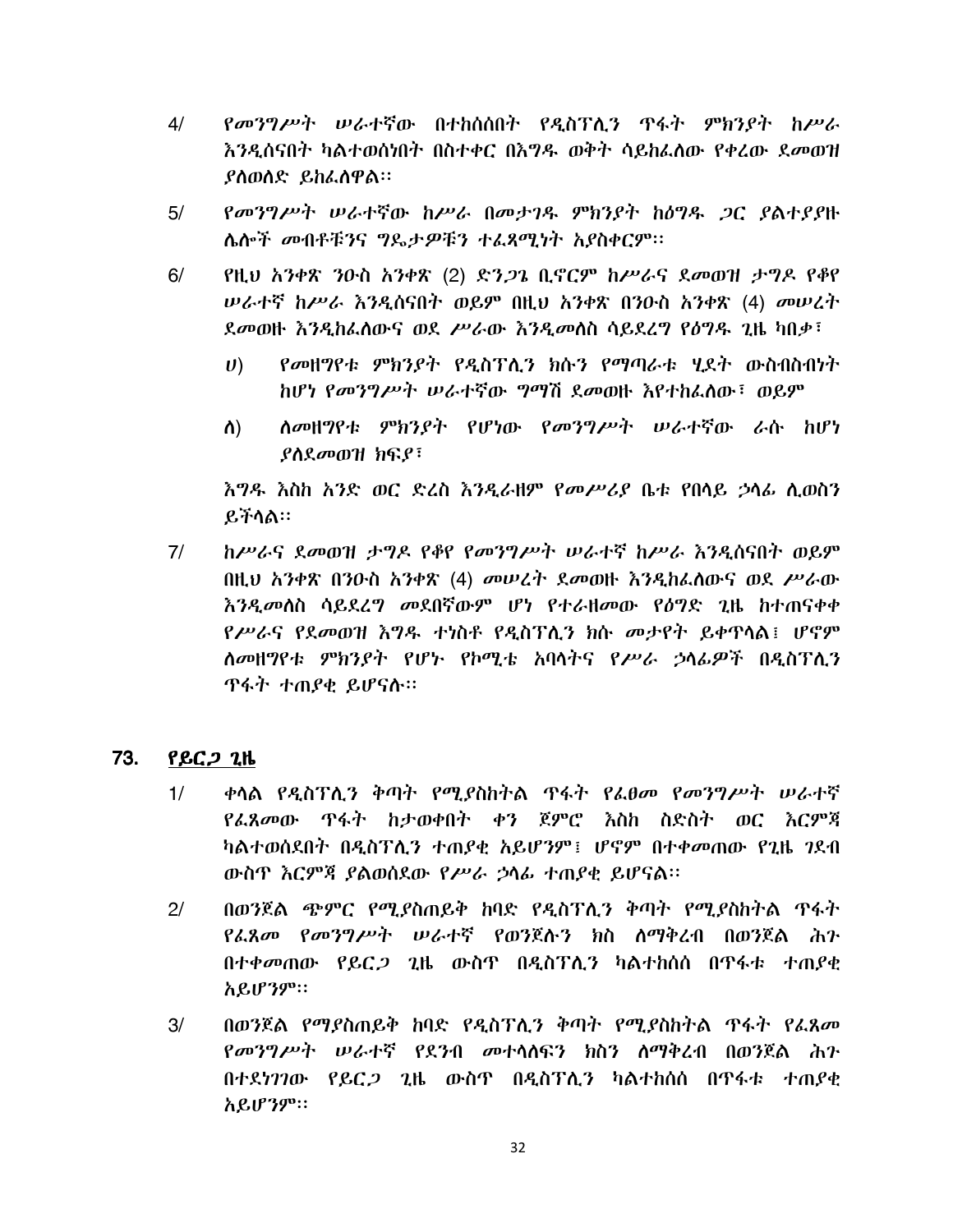4/ የመንግሥት ሠራተኛው በተከሰሰበት የዲስፕሊን ጥፋት ምክንያት ከሥራ እንዲሰናበት ካልተወሰነበት በስተቀር በእግዱ ወቅት ሳይከፈለው የቀረው ደመወዝ ያለወለድ ይከፈለዋል፡፡

5/ የመንግሥት ሠራተኛው ከሥራ በመታገዱ ምክንያት ከዕግዱ ጋር ያልተያያዙ ሌሎች መብቶቹንና ግዴታዎቹን ተፈጻሚነት አያስቀርም፡፡

6/ የዚህ አንቀጽ ንዑስ አንቀጽ (2) ድንጋጌ ቢኖርም ከሥራና ደመወዝ ታግዶ የቆየ ሠራተኛ ከሥራ እንዲሰናበት ወይም በዚህ አንቀጽ በንዑስ አንቀጽ (4) መሠረት ደመወዙ እንዲከፈለውና ወደ ሥራው እንዲመለስ ሳይደረግ የዕግዱ ጊዜ ካበቃ፣

ሀ) የመዘግየቱ ምክንያት የዲስፕሊን ክሱን የማጣራቱ ሂደት ውስብስብነት ከሆነ የመንግሥት ሠራተኛው ግማሽ ደመወዙ እየተከፈለው፣ ወይም

ለ) ለመዘግየቱ ምክንያት የሆነው የመንግሥት ሠራተኛው ራሱ ከሆነ ያለደመወዝ ክፍያ፣

እግዱ እስከ አንድ ወር ድረስ እንዲራዘም የመሥሪያ ቤቱ የበላይ ኃላፊ ሊወስን ይችላል፡፡

7/ ከሥራና ደመወዝ ታግዶ የቆየ የመንግሥት ሠራተኛ ከሥራ እንዲሰናበት ወይም በዚህ አንቀጽ በንዑስ አንቀጽ (4) መሠረት ደመወዙ እንዲከፈለውና ወደ ሥራው እንዲመለስ ሳይደረግ መደበኛውም ሆነ የተራዘመው የዕግድ ጊዜ ከተጠናቀቀ የሥራና የደመወዝ እግዱ ተነስቶ የዲስፕሊን ክሱ መታየት ይቀጥላል፤ ሆኖም ለመዘግየቱ ምክንያት የሆኑ የኮሚቴ አባላትና የሥራ ኃላፊዎች በዲስፕሊን ጥፋት ተጠያቂ ይሆናሉ፡፡

## 73. የይርጋ ጊዜ

1/ ቀላል የዲስፕሊን ቅጣት የሚያስከትል ጥፋት የፈፀመ የመንግሥት ሠራተኛ የፈጸመው ጥፋት ከታወቀበት ቀን ጀምሮ እስከ ስድስት ወር እርምጃ ካልተወሰደበት በዲስፕሊን ተጠያቂ አይሆንም፤ ሆኖም በተቀመጠው የጊዜ ገደብ ውስጥ እርምጃ ያልወሰደው የሥራ ኃላፊ ተጠያቂ ይሆናል፡፡

2/ በወንጀል ጭምር የሚያስጠይቅ ከባድ የዲስፕሊን ቅጣት የሚያስከትል ጥፋት የፈጸመ የመንግሥት ሠራተኛ የወንጀሉን ክስ ለማቅረብ በወንጀል ሕጉ በተቀመጠው የይርጋ ጊዜ ውስጥ በዲስፕሊን ካልተከሰሰ በጥፋቱ ተጠያቂ አይሆንም፡፡

3/ በወንጀል የማያስጠይቅ ከባድ የዲስፕሊን ቅጣት የሚያስከትል ጥፋት የፈጸመ የመንግሥት ሠራተኛ የደንብ መተላለፍን ክስን ለማቅረብ በወንጀል ሕጉ በተደነገገው የይርጋ ጊዜ ውስጥ በዲስፕሊን ካልተከሰሰ በጥፋቱ ተጠያቂ አይሆንም፡፡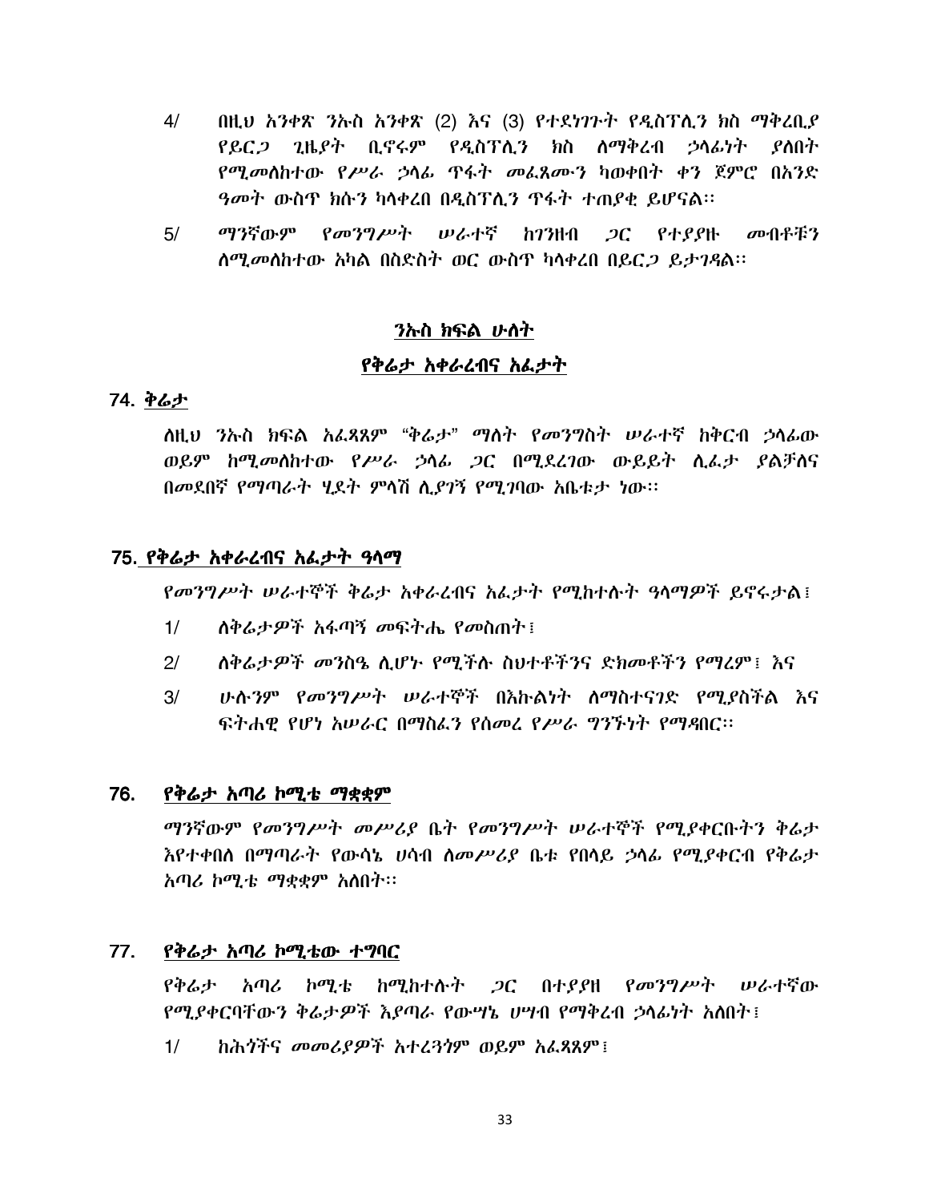4/ በዚህ አንቀጽ ንኡስ አንቀጽ (2) እና (3) የተደነገጉት የዲስፕሊን ክስ ማቅረቢያ የይርጋ ጊዜያት ቢኖሩም የዲስፕሊን ክስ ለማቅረብ ኃላፊነት ያለበት የሚመለከተው የሥራ ኃላፊ ጥፋት መፈጸሙን ካወቀበት ቀን ጀምሮ በአንድ ዓመት ውስጥ ክሱን ካላቀረበ በዲስፕሊን ጥፋት ተጠያቂ ይሆናል፡፡

5/ ማንኛውም የመንግሥት ሠራተኛ ከገንዘብ ጋር የተያያዙ መብቶቹን ለሚመለከተው አካል በስድስት ወር ውስጥ ካላቀረበ በይርጋ ይታገዳል፡፡

## ንኡስ ክፍል ሁለት

## የቅሬታ አቀራረብና አፈታት

### 74. ቅሬታ

ለዚህ ንኡስ ክፍል አፈጻጸም "ቅሬታ" ማለት የመንግስት ሠራተኛ ከቅርብ ኃላፊው ወይም ከሚመለከተው የሥራ ኃላፊ ጋር በሚደረገው ውይይት ሊፈታ ያልቻለና በመደበኛ የማጣራት ሂደት ምላሽ ሊያገኝ የሚገባው አቤቱታ ነው፡፡

### 75. የቅሬታ አቀራረብና አፈታት ዓላማ

የመንግሥት ሠራተኞች ቅሬታ አቀራረብና አፈታት የሚከተሉት ዓላማዎች ይኖሩታል፤

1/ ለቅሬታዎች አፋጣኝ መፍትሔ የመስጠት፤

2/ ለቅሬታዎች መንስዔ ሊሆኑ የሚችሉ ስህተቶችንና ድክመቶችን የማረም፤ እና

3/ ሁሉንም የመንግሥት ሠራተኞች በእኩልነት ለማስተናገድ የሚያስችል እና ፍትሐዊ የሆነ አሠራር በማስፈን የሰመረ የሥራ ግንኙነት የማዳበር፡፡

### 76. የቅሬታ አጣሪ ኮሚቴ ማቋቋም

ማንኛውም የመንግሥት መሥሪያ ቤት የመንግሥት ሠራተኞች የሚያቀርቡትን ቅሬታ እየተቀበለ በማጣራት የውሳኔ ሀሳብ ለመሥሪያ ቤቱ የበላይ ኃላፊ የሚያቀርብ የቅሬታ አጣሪ ኮሚቴ ማቋቋም አለበት፡፡

### 77. የቅሬታ አጣሪ ኮሚቴው ተግባር

የቅሬታ አጣሪ ኮሚቴ ከሚከተሉት ጋር በተያያዘ የመንግሥት ሠራተኛው የሚያቀርባቸውን ቅሬታዎች እያጣራ የውሣኔ ሀሣብ የማቅረብ ኃላፊነት አለበት፤

1/ ከሕጎችና መመሪያዎች አተረጓጎም ወይም አፈጻጸም፤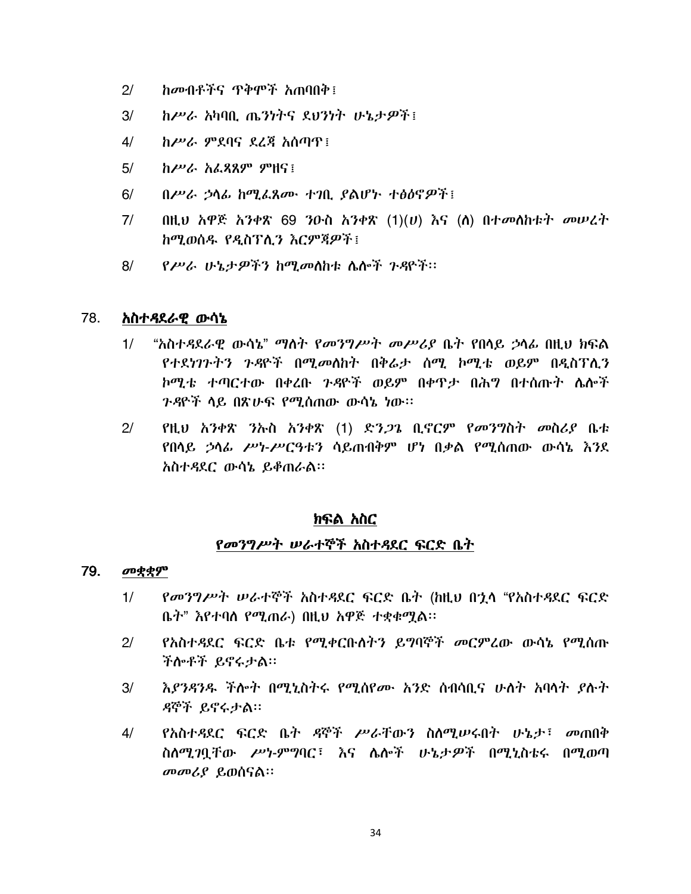2/ ከመብቶችና ጥቅሞች አጠባበቅ፤

3/ ከሥራ አካባቢ ጤንነትና ደህንነት ሁኔታዎች፤

4/ ከሥራ ምደባና ደረጃ አሰጣጥ፤

5/ ከሥራ አፈጻጸም ምዘና፤

6/ በሥራ ኃላፊ ከሚፈጸሙ ተገቢ ያልሆኑ ተፅዕኖዎች፤

7/ በዚህ አዋጅ አንቀጽ 69 ንዑስ አንቀጽ (1)(ሀ) እና (ለ) በተመለከቱት መሠረት ከሚወሰዱ የዲስፕሊን እርምጃዎች፤

8/ የሥራ ሁኔታዎችን ከሚመለከቱ ሌሎች ጉዳዮች።

## 78. <u>አስተዳደራዊ ውሳኔ</u>

1/ "አስተዳደራዊ ውሳኔ" ማለት የመንግሥት መሥሪያ ቤት የበላይ ኃላፊ በዚህ ክፍል የተደነገጉትን ጉዳዮች በሚመለከት በቅሬታ ሰሚ ኮሚቴ ወይም በዲስፕሊን ኮሚቴ ተጣርተው በቀረቡ ጉዳዮች ወይም በቀጥታ በሕግ በተሰጡት ሌሎች ጉዳዮች ላይ በጽሁፍ የሚሰጠው ውሳኔ ነው።

2/ የዚህ አንቀጽ ንኡስ አንቀጽ (1) ድንጋጌ ቢኖርም የመንግስት መስሪያ ቤቱ የበላይ ኃላፊ ሥነ-ሥርዓቱን ሳይጠብቅም ሆነ በቃል የሚሰጠው ውሳኔ እንደ አስተዳደር ውሳኔ ይቆጠራል።

# <u>ክፍል አስር</u>

## <u>የመንግሥት ሠራተኞች አስተዳደር ፍርድ ቤት</u>

## 79. <u>መቋቋም</u>

1/ የመንግሥት ሠራተኞች አስተዳደር ፍርድ ቤት (ከዚህ በኋላ "የአስተዳደር ፍርድ ቤት" እየተባለ የሚጠራ) በዚህ አዋጅ ተቋቁሟል።

2/ የአስተዳደር ፍርድ ቤቱ የሚቀርቡለትን ይግባኞች መርምረው ውሳኔ የሚሰጡ ችሎቶች ይኖሩታል።

3/ እያንዳንዱ ችሎት በሚኒስትሩ የሚሰየሙ አንድ ሰብሳቢና ሁለት አባላት ያሉት ዳኞች ይኖሩታል።

4/ የአስተዳደር ፍርድ ቤት ዳኞች ሥራቸውን ስለሚሠሩበት ሁኔታ፣ መጠበቅ ስለሚገባቸው ሥነ-ምግባር፣ እና ሌሎች ሁኔታዎች በሚኒስቴሩ በሚወጣ መመሪያ ይወሰናል።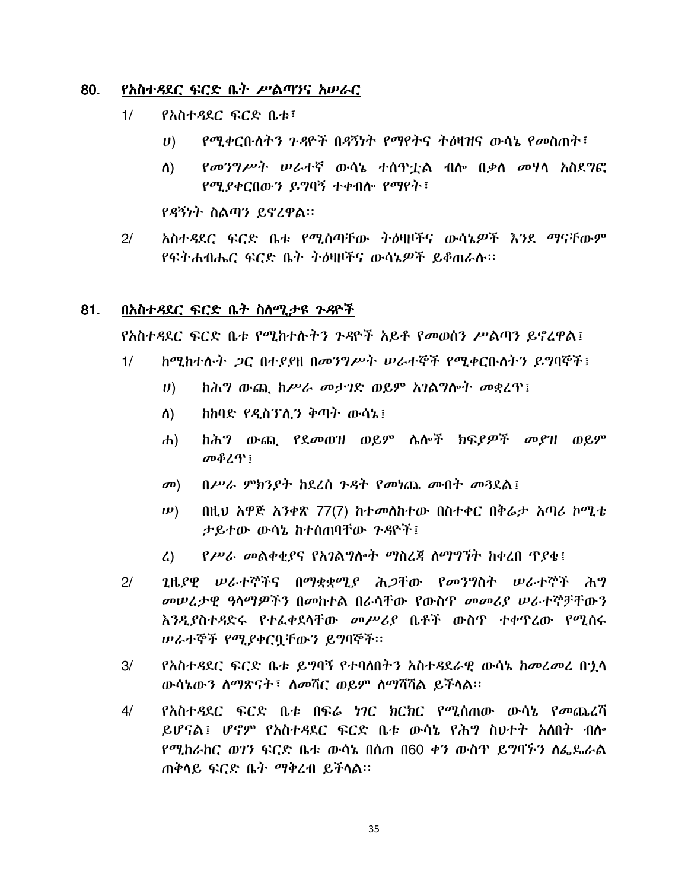## 80. <u>የአስተዳደር ፍርድ ቤት ሥልጣንና አሠራር</u>

1/ የአስተዳደር ፍርድ ቤቱ፣

ሀ) የሚቀርቡለትን ጉዳዮች በዳኝነት የማየትና ትዕዛዝና ውሳኔ የመስጠት፣

ለ) የመንግሥት ሠራተኛ ውሳኔ ተሰጥቷል ብሎ በቃለ መሃላ አስደግፎ የሚያቀርበውን ይግባኝ ተቀብሎ የማየት፣

የዳኝነት ስልጣን ይኖረዋል፡፡

2/ አስተዳደር ፍርድ ቤቱ የሚሰጣቸው ትዕዛዞችና ውሳኔዎች እንደ ማናቸውም የፍትሐብሔር ፍርድ ቤት ትዕዛዞችና ውሳኔዎች ይቆጠራሉ፡፡

## 81. <u>በአስተዳደር ፍርድ ቤት ስለሚታዩ ጉዳዮች</u>

የአስተዳደር ፍርድ ቤቱ የሚከተሉትን ጉዳዮች አይቶ የመወሰን ሥልጣን ይኖረዋል፤

1/ ከሚከተሉት ጋር በተያያዘ በመንግሥት ሠራተኞች የሚቀርቡለትን ይግባኞች፤

ሀ) ከሕግ ውጪ ከሥራ መታገድ ወይም አገልግሎት መቋረጥ፤

ለ) ከከባድ የዲስፕሊን ቅጣት ውሳኔ፤

ሐ) ከሕግ ውጪ የደመወዝ ወይም ሌሎች ክፍያዎች መያዝ ወይም መቆረጥ፤

መ) በሥራ ምክንያት ከደረሰ ጉዳት የመነጨ መብት መጓደል፤

ሠ) በዚህ አዋጅ አንቀጽ 77(7) ከተመለከተው በስተቀር በቅሬታ አጣሪ ኮሚቴ ታይተው ውሳኔ ከተሰጠባቸው ጉዳዮች፤

ረ) የሥራ መልቀቂያና የአገልግሎት ማስረጃ ለማግኘት ከቀረበ ጥያቄ፤

2/ ጊዜያዊ ሠራተኞችና በማቋቋሚያ ሕጋቸው የመንግስት ሠራተኞች ሕግ መሠረታዊ ዓላማዎችን በመከተል በራሳቸው የውስጥ መመሪያ ሠራተኞቻቸውን እንዲያስተዳድሩ የተፈቀደላቸው መሥሪያ ቤቶች ውስጥ ተቀጥረው የሚሰሩ ሠራተኞች የሚያቀርቧቸውን ይግባኞች፡፡

3/ የአስተዳደር ፍርድ ቤቱ ይግባኝ የተባለበትን አስተዳደራዊ ውሳኔ ከመረመረ በኋላ ውሳኔውን ለማጽናት፣ ለመሻር ወይም ለማሻሻል ይችላል፡፡

4/ የአስተዳደር ፍርድ ቤቱ በፍሬ ነገር ክርክር የሚሰጠው ውሳኔ የመጨረሻ ይሆናል፤ ሆኖም የአስተዳደር ፍርድ ቤቱ ውሳኔ የሕግ ስህተት አለበት ብሎ የሚከራከር ወገን ፍርድ ቤቱ ውሳኔ በሰጠ በ60 ቀን ውስጥ ይግባኙን ለፌዴራል ጠቅላይ ፍርድ ቤት ማቅረብ ይችላል፡፡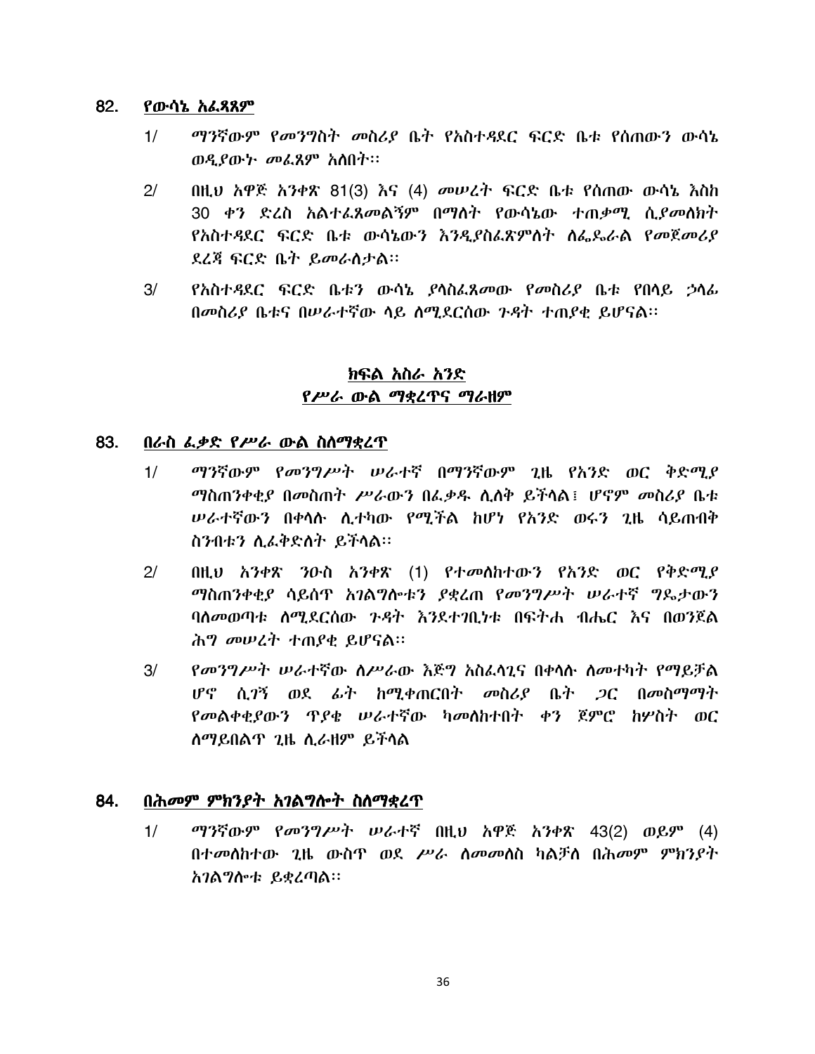## 82. የውሳኔ አፈጻጸም

1/ ማንኛውም የመንግስት መስሪያ ቤት የአስተዳደር ፍርድ ቤቱ የሰጠውን ውሳኔ ወዲያውኑ መፈጸም አለበት፡፡

2/ በዚህ አዋጅ አንቀጽ 81(3) እና (4) መሠረት ፍርድ ቤቱ የሰጠው ውሳኔ እስከ 30 ቀን ድረስ አልተፈጸመልኝም በማለት የውሳኔው ተጠቃሚ ሲያመለክት የአስተዳደር ፍርድ ቤቱ ውሳኔውን እንዲያስፈጽምለት ለፌዴራል የመጀመሪያ ደረጃ ፍርድ ቤት ይመራለታል፡፡

3/ የአስተዳደር ፍርድ ቤቱን ውሳኔ ያላስፈጸመው የመስሪያ ቤቱ የበላይ ኃላፊ በመስሪያ ቤቱና በሠራተኛው ላይ ለሚደርሰው ጉዳት ተጠያቂ ይሆናል፡፡

## ክፍል አስራ አንድ
## የሥራ ውል ማቋረጥና ማራዘም

## 83. በራስ ፈቃድ የሥራ ውል ስለማቋረጥ

1/ ማንኛውም የመንግሥት ሠራተኛ በማንኛውም ጊዜ የአንድ ወር ቅድሚያ ማስጠንቀቂያ በመስጠት ሥራውን በፈቃዱ ሊለቅ ይችላል፤ ሆኖም መስሪያ ቤቱ ሠራተኛውን በቀላሉ ሊተካው የሚችል ከሆነ የአንድ ወሩን ጊዜ ሳይጠብቅ ስንብቱን ሊፈቅድለት ይችላል፡፡

2/ በዚህ አንቀጽ ንዑስ አንቀጽ (1) የተመለከተውን የአንድ ወር የቅድሚያ ማስጠንቀቂያ ሳይሰጥ አገልግሎቱን ያቋረጠ የመንግሥት ሠራተኛ ግዴታውን ባለመወጣቱ ለሚደርሰው ጉዳት እንደተገቢነቱ በፍትሐ ብሔር እና በወንጀል ሕግ መሠረት ተጠያቂ ይሆናል፡፡

3/ የመንግሥት ሠራተኛው ለሥራው እጅግ አስፈላጊና በቀላሉ ለመተካት የማይቻል ሆኖ ሲገኝ ወደ ፊት ከሚቀጠርበት መስሪያ ቤት ጋር በመስማማት የመልቀቂያውን ጥያቄ ሠራተኛው ካመለከተበት ቀን ጀምሮ ከሦስት ወር ለማይበልጥ ጊዜ ሊራዘም ይችላል

## 84. በሕመም ምክንያት አገልግሎት ስለማቋረጥ

1/ ማንኛውም የመንግሥት ሠራተኛ በዚህ አዋጅ አንቀጽ 43(2) ወይም (4) በተመለከተው ጊዜ ውስጥ ወደ ሥራ ለመመለስ ካልቻለ በሕመም ምክንያት አገልግሎቱ ይቋረጣል፡፡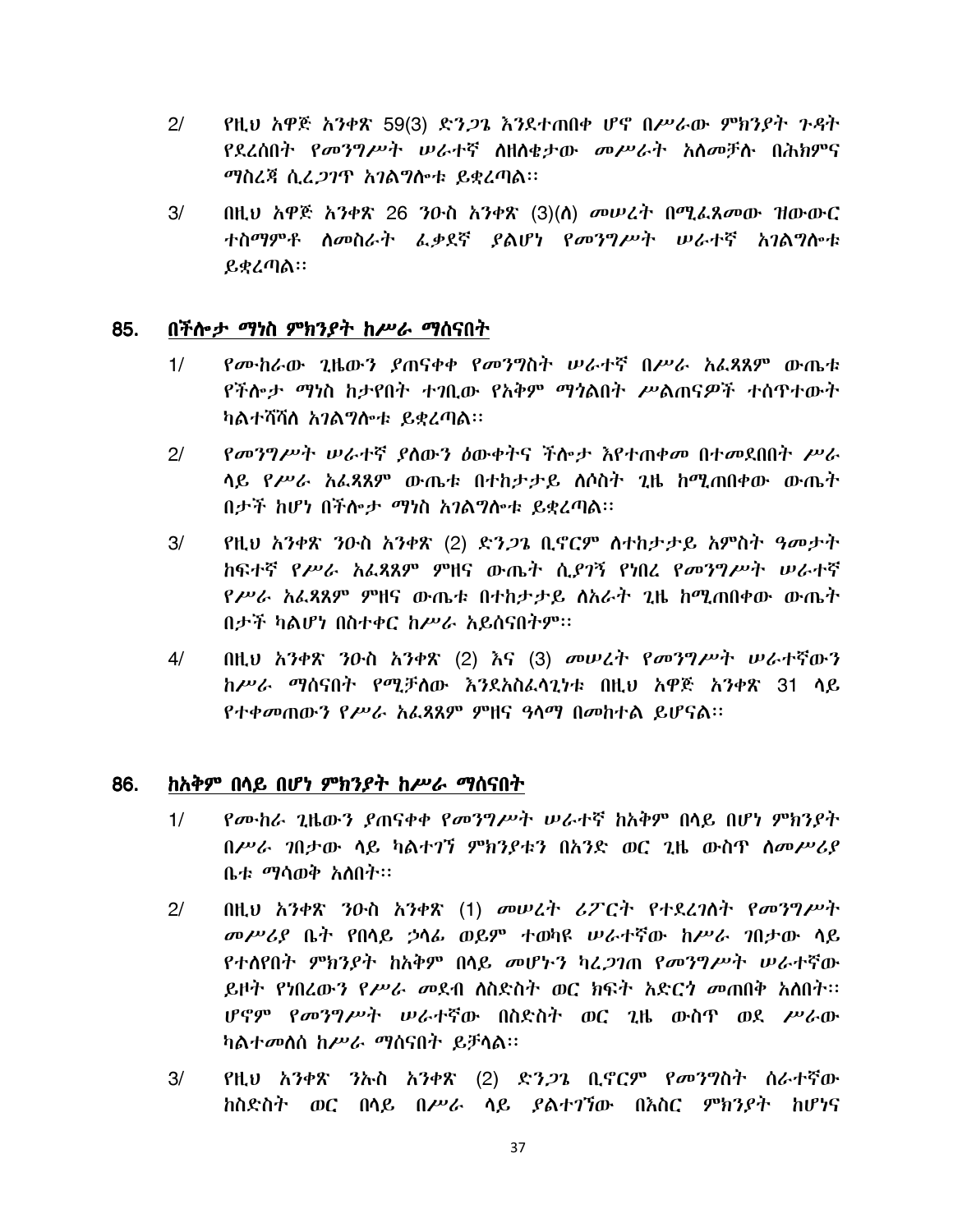2/ የዚህ አዋጅ አንቀጽ 59(3) ድንጋጌ እንደተጠበቀ ሆኖ በሥራው ምክንያት ጉዳት የደረሰበት የመንግሥት ሠራተኛ ለዘለቄታው መሥራት አለመቻሉ በሕክምና ማስረጃ ሲረጋገጥ አገልግሎቱ ይቋረጣል፡፡

3/ በዚህ አዋጅ አንቀጽ 26 ንዑስ አንቀጽ (3)(ለ) መሠረት በሚፈጸመው ዝውውር ተስማምቶ ለመስራት ፈቃደኛ ያልሆነ የመንግሥት ሠራተኛ አገልግሎቱ ይቋረጣል፡፡

## 85. <u>በችሎታ ማነስ ምክንያት ከሥራ ማሰናበት</u>

1/ የሙከራው ጊዜውን ያጠናቀቀ የመንግስት ሠራተኛ በሥራ አፈጻጸም ውጤቱ የችሎታ ማነስ ከታየበት ተገቢው የአቅም ማጎልበት ሥልጠናዎች ተሰጥተውት ካልተሻሻለ አገልግሎቱ ይቋረጣል፡፡

2/ የመንግሥት ሠራተኛ ያለውን ዕውቀትና ችሎታ እየተጠቀመ በተመደበበት ሥራ ላይ የሥራ አፈጻጸም ውጤቱ በተከታታይ ለሶስት ጊዜ ከሚጠበቀው ውጤት በታች ከሆነ በችሎታ ማነስ አገልግሎቱ ይቋረጣል፡፡

3/ የዚህ አንቀጽ ንዑስ አንቀጽ (2) ድንጋጌ ቢኖርም ለተከታታይ አምስት ዓመታት ከፍተኛ የሥራ አፈጻጸም ምዘና ውጤት ሲያገኝ የነበረ የመንግሥት ሠራተኛ የሥራ አፈጻጸም ምዘና ውጤቱ በተከታታይ ለአራት ጊዜ ከሚጠበቀው ውጤት በታች ካልሆነ በስተቀር ከሥራ አይሰናበትም፡፡

4/ በዚህ አንቀጽ ንዑስ አንቀጽ (2) እና (3) መሠረት የመንግሥት ሠራተኛውን ከሥራ ማሰናበት የሚቻለው እንደአስፈላጊነቱ በዚህ አዋጅ አንቀጽ 31 ላይ የተቀመጠውን የሥራ አፈጻጸም ምዘና ዓላማ በመከተል ይሆናል፡፡

## 86. <u>ከአቅም በላይ በሆነ ምክንያት ከሥራ ማሰናበት</u>

1/ የሙከራ ጊዜውን ያጠናቀቀ የመንግሥት ሠራተኛ ከአቅም በላይ በሆነ ምክንያት በሥራ ገበታው ላይ ካልተገኘ ምክንያቱን በአንድ ወር ጊዜ ውስጥ ለመሥሪያ ቤቱ ማሳወቅ አለበት፡፡

2/ በዚህ አንቀጽ ንዑስ አንቀጽ (1) መሠረት ሪፖርት የተደረገለት የመንግሥት መሥሪያ ቤት የበላይ ኃላፊ ወይም ተወካዩ ሠራተኛው ከሥራ ገበታው ላይ የተለየበት ምክንያት ከአቅም በላይ መሆኑን ካረጋገጠ የመንግሥት ሠራተኛው ይዞት የነበረውን የሥራ መደብ ለስድስት ወር ክፍት አድርጎ መጠበቅ አለበት፡፡ ሆኖም የመንግሥት ሠራተኛው በስድስት ወር ጊዜ ውስጥ ወደ ሥራው ካልተመለሰ ከሥራ ማሰናበት ይቻላል፡፡

3/ የዚህ አንቀጽ ንኡስ አንቀጽ (2) ድንጋጌ ቢኖርም የመንግስት ሰራተኛው ከስድስት ወር በላይ በሥራ ላይ ያልተገኘው በእስር ምክንያት ከሆነና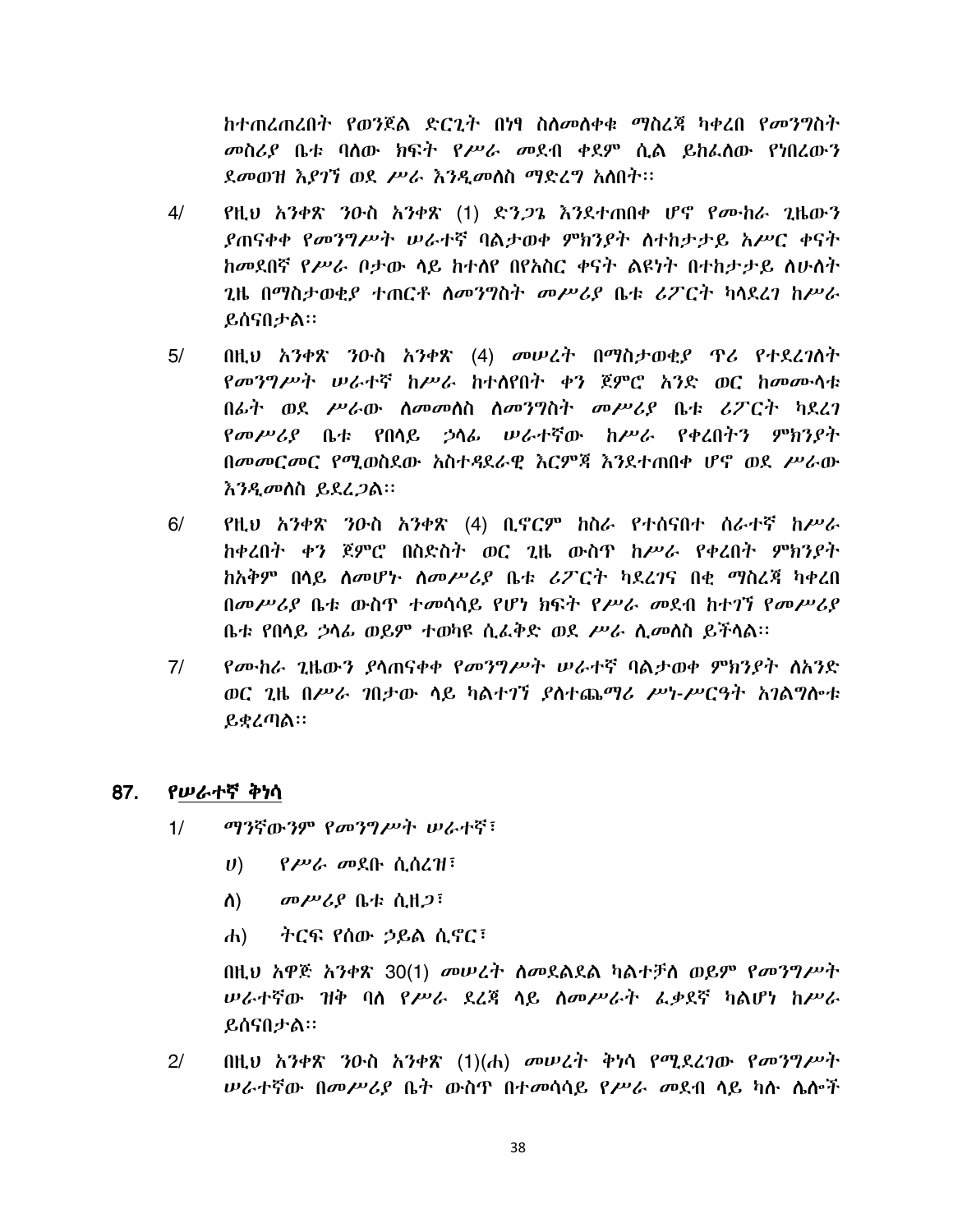ከተጠረጠረበት የወንጀል ድርጊት በነፃ ስለመለቀቁ ማስረጃ ካቀረበ የመንግስት መስሪያ ቤቱ ባለው ክፍት የሥራ መደብ ቀደም ሲል ይከፈለው የነበረውን ደመወዝ እያገኘ ወደ ሥራ እንዲመለስ ማድረግ አለበት፡፡

4/ የዚህ አንቀጽ ንዑስ አንቀጽ (1) ድንጋጌ እንደተጠበቀ ሆኖ የሙከራ ጊዜውን ያጠናቀቀ የመንግሥት ሠራተኛ ባልታወቀ ምክንያት ለተከታታይ አሥር ቀናት ከመደበኛ የሥራ ቦታው ላይ ከተለየ በየአስር ቀናት ልዩነት በተከታታይ ለሁለት ጊዜ በማስታወቂያ ተጠርቶ ለመንግስት መሥሪያ ቤቱ ሪፖርት ካላደረገ ከሥራ ይሰናበታል፡፡

5/ በዚህ አንቀጽ ንዑስ አንቀጽ (4) መሠረት በማስታወቂያ ጥሪ የተደረገለት የመንግሥት ሠራተኛ ከሥራ ከተለየበት ቀን ጀምሮ አንድ ወር ከመሙላቱ በፊት ወደ ሥራው ለመመለስ ለመንግስት መሥሪያ ቤቱ ሪፖርት ካደረገ የመሥሪያ ቤቱ የበላይ ኃላፊ ሠራተኛው ከሥራ የቀረበትን ምክንያት በመመርመር የሚወስደው አስተዳደራዊ እርምጃ እንደተጠበቀ ሆኖ ወደ ሥራው እንዲመለስ ይደረጋል፡፡

6/ የዚህ አንቀጽ ንዑስ አንቀጽ (4) ቢኖርም ከስራ የተሰናበተ ሰራተኛ ከሥራ ከቀረበት ቀን ጀምሮ በስድስት ወር ጊዜ ውስጥ ከሥራ የቀረበት ምክንያት ከአቅም በላይ ለመሆኑ ለመሥሪያ ቤቱ ሪፖርት ካደረገና በቂ ማስረጃ ካቀረበ በመሥሪያ ቤቱ ውስጥ ተመሳሳይ የሆነ ክፍት የሥራ መደብ ከተገኘ የመሥሪያ ቤቱ የበላይ ኃላፊ ወይም ተወካዩ ሲፈቅድ ወደ ሥራ ሊመለስ ይችላል፡፡

7/ የሙከራ ጊዜውን ያላጠናቀቀ የመንግሥት ሠራተኛ ባልታወቀ ምክንያት ለአንድ ወር ጊዜ በሥራ ገበታው ላይ ካልተገኘ ያለተጨማሪ ሥነ-ሥርዓት አገልግሎቱ ይቋረጣል፡፡

## 87. <u>የሠራተኛ ቅነሳ</u>

1/ ማንኛውንም የመንግሥት ሠራተኛ፣

ሀ) የሥራ መደቡ ሲሰረዝ፣

ለ) መሥሪያ ቤቱ ሲዘጋ፣

ሐ) ትርፍ የሰው ኃይል ሲኖር፣

በዚህ አዋጅ አንቀጽ 30(1) መሠረት ለመደልደል ካልተቻለ ወይም የመንግሥት ሠራተኛው ዝቅ ባለ የሥራ ደረጃ ላይ ለመሥራት ፈቃደኛ ካልሆነ ከሥራ ይሰናበታል፡፡

2/ በዚህ አንቀጽ ንዑስ አንቀጽ (1)(ሐ) መሠረት ቅነሳ የሚደረገው የመንግሥት ሠራተኛው በመሥሪያ ቤት ውስጥ በተመሳሳይ የሥራ መደብ ላይ ካሉ ሌሎች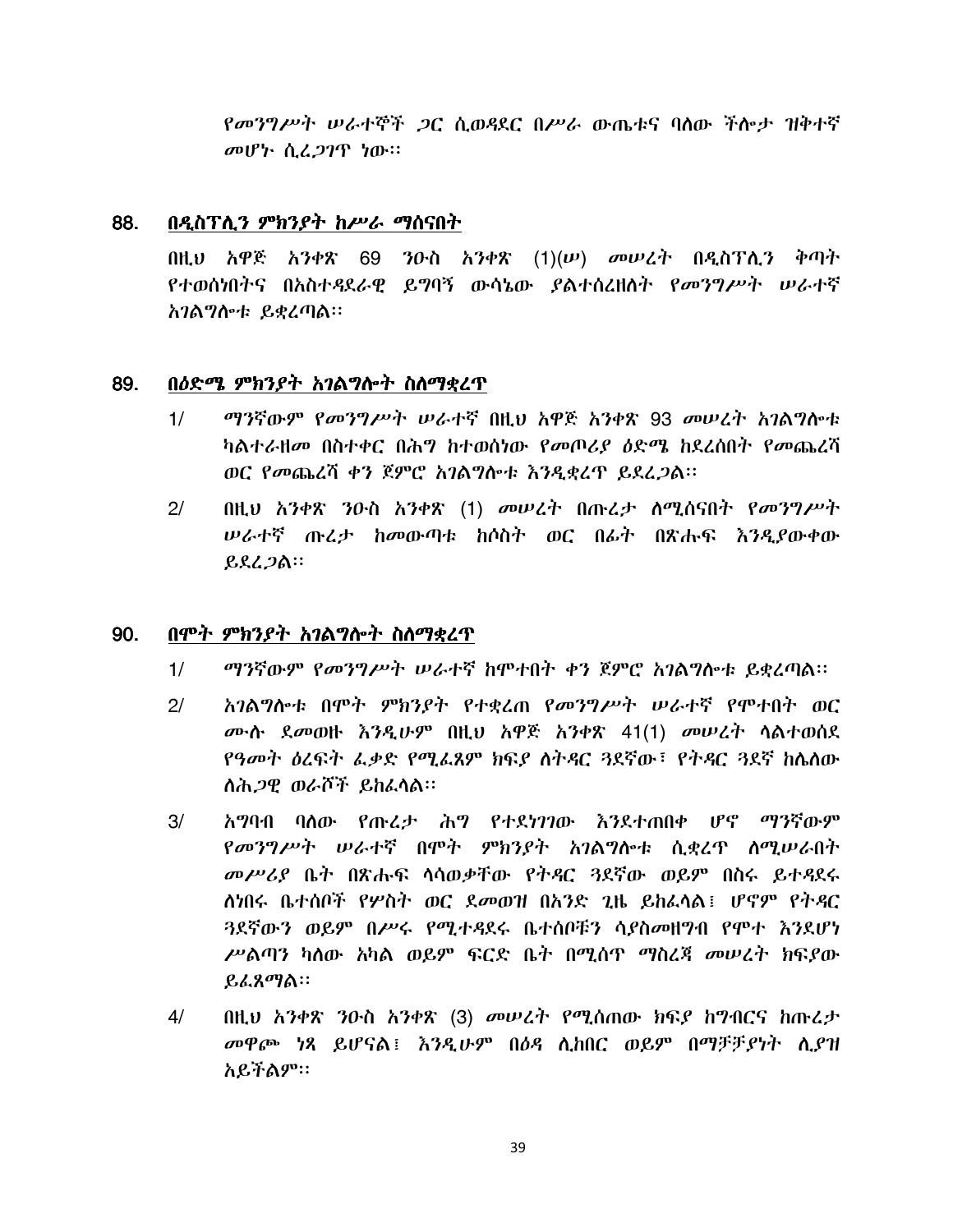የመንግሥት ሠራተኞች ጋር ሲወዳደር በሥራ ውጤቱና ባለው ችሎታ ዝቅተኛ መሆኑ ሲረጋገጥ ነው፡፡

## 88. በዲስፕሊን ምክንያት ከሥራ ማሰናበት

በዚህ አዋጅ አንቀጽ 69 ንዑስ አንቀጽ (1)(ሠ) መሠረት በዲስፕሊን ቅጣት የተወሰነበትና በአስተዳደራዊ ይግባኝ ውሳኔው ያልተሰረዘለት የመንግሥት ሠራተኛ አገልግሎቱ ይቋረጣል፡፡

## 89. በዕድሜ ምክንያት አገልግሎት ስለማቋረጥ

1/ ማንኛውም የመንግሥት ሠራተኛ በዚህ አዋጅ አንቀጽ 93 መሠረት አገልግሎቱ ካልተራዘመ በስተቀር በሕግ ከተወሰነው የመጦሪያ ዕድሜ ከደረሰበት የመጨረሻ ወር የመጨረሻ ቀን ጀምሮ አገልግሎቱ እንዲቋረጥ ይደረጋል፡፡

2/ በዚህ አንቀጽ ንዑስ አንቀጽ (1) መሠረት በጡረታ ለሚሰናበት የመንግሥት ሠራተኛ ጡረታ ከመውጣቱ ከሶስት ወር በፊት በጽሑፍ እንዲያውቀው ይደረጋል፡፡

## 90. በሞት ምክንያት አገልግሎት ስለማቋረጥ

1/ ማንኛውም የመንግሥት ሠራተኛ ከሞተበት ቀን ጀምሮ አገልግሎቱ ይቋረጣል፡፡

2/ አገልግሎቱ በሞት ምክንያት የተቋረጠ የመንግሥት ሠራተኛ የሞተበት ወር ሙሉ ደመወዙ እንዲሁም በዚህ አዋጅ አንቀጽ 41(1) መሠረት ላልተወሰደ የዓመት ዕረፍት ፈቃድ የሚፈጸም ክፍያ ለትዳር ጓደኛው፣ የትዳር ጓደኛ ከሌለው ለሕጋዊ ወራሾች ይከፈላል፡፡

3/ አግባብ ባለው የጡረታ ሕግ የተደነገገው እንደተጠበቀ ሆኖ ማንኛውም የመንግሥት ሠራተኛ በሞት ምክንያት አገልግሎቱ ሲቋረጥ ለሚሠራበት መሥሪያ ቤት በጽሑፍ ላሳወቃቸው የትዳር ጓደኛው ወይም በስሩ ይተዳደሩ ለነበሩ ቤተሰቦች የሦስት ወር ደመወዝ በአንድ ጊዜ ይከፈላል፤ ሆኖም የትዳር ጓደኛውን ወይም በሥሩ የሚተዳደሩ ቤተሰቦቹን ሳያስመዘግብ የሞተ እንደሆነ ሥልጣን ካለው አካል ወይም ፍርድ ቤት በሚሰጥ ማስረጃ መሠረት ክፍያው ይፈጸማል፡፡

4/ በዚህ አንቀጽ ንዑስ አንቀጽ (3) መሠረት የሚሰጠው ክፍያ ከግብርና ከጡረታ መዋጮ ነጻ ይሆናል፤ እንዲሁም በዕዳ ሊከበር ወይም በማቻቻያነት ሊያዝ አይችልም፡፡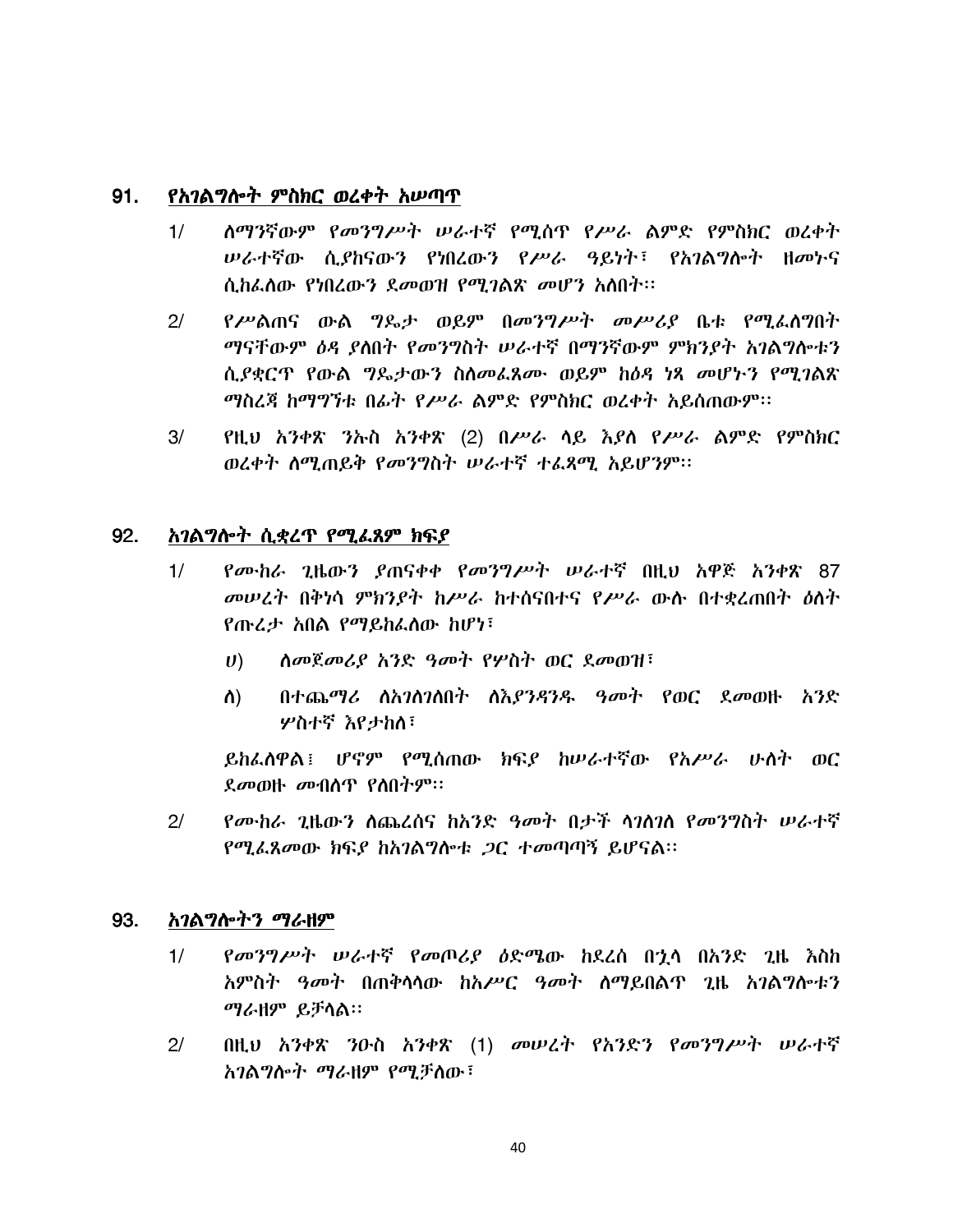## 91. <u>የአገልግሎት ምስክር ወረቀት አሠጣጥ</u>

1/ ለማንኛውም የመንግሥት ሠራተኛ የሚሰጥ የሥራ ልምድ የምስክር ወረቀት ሠራተኛው ሲያከናውን የነበረውን የሥራ ዓይነት፣ የአገልግሎት ዘመኑና ሲከፈለው የነበረውን ደመወዝ የሚገልጽ መሆን አለበት፡፡

2/ የሥልጠና ውል ግዴታ ወይም በመንግሥት መሥሪያ ቤቱ የሚፈለግበት ማናቸውም ዕዳ ያለበት የመንግስት ሠራተኛ በማንኛውም ምክንያት አገልግሎቱን ሲያቋርጥ የውል ግዴታውን ስለመፈጸሙ ወይም ከዕዳ ነጻ መሆኑን የሚገልጽ ማስረጃ ከማግኘቱ በፊት የሥራ ልምድ የምስክር ወረቀት አይሰጠውም፡፡

3/ የዚህ አንቀጽ ንኡስ አንቀጽ (2) በሥራ ላይ እያለ የሥራ ልምድ የምስክር ወረቀት ለሚጠይቅ የመንግስት ሠራተኛ ተፈጻሚ አይሆንም፡፡

## 92. <u>አገልግሎት ሲቋረጥ የሚፈጸም ክፍያ</u>

1/ የሙከራ ጊዜውን ያጠናቀቀ የመንግሥት ሠራተኛ በዚህ አዋጅ አንቀጽ 87 መሠረት በቅነሳ ምክንያት ከሥራ ከተሰናበተና የሥራ ውሉ በተቋረጠበት ዕለት የጡረታ አበል የማይከፈለው ከሆነ፣

   ሀ) ለመጀመሪያ አንድ ዓመት የሦስት ወር ደመወዝ፣

   ለ) በተጨማሪ ለአገለገለበት ለእያንዳንዱ ዓመት የወር ደመወዙ አንድ ሦስተኛ እየታከለ፣

   ይከፈለዋል፤ ሆኖም የሚሰጠው ክፍያ ከሠራተኛው የአሥራ ሁለት ወር ደመወዙ መብለጥ የለበትም፡፡

2/ የሙከራ ጊዜውን ለጨረሰና ከአንድ ዓመት በታች ላገለገለ የመንግስት ሠራተኛ የሚፈጸመው ክፍያ ከአገልግሎቱ ጋር ተመጣጣኝ ይሆናል፡፡

## 93. <u>አገልግሎትን ማራዘም</u>

1/ የመንግሥት ሠራተኛ የመጦሪያ ዕድሜው ከደረሰ በኋላ በአንድ ጊዜ እስከ አምስት ዓመት በጠቅላላው ከአሥር ዓመት ለማይበልጥ ጊዜ አገልግሎቱን ማራዘም ይቻላል፡፡

2/ በዚህ አንቀጽ ንዑስ አንቀጽ (1) መሠረት የአንድን የመንግሥት ሠራተኛ አገልግሎት ማራዘም የሚቻለው፣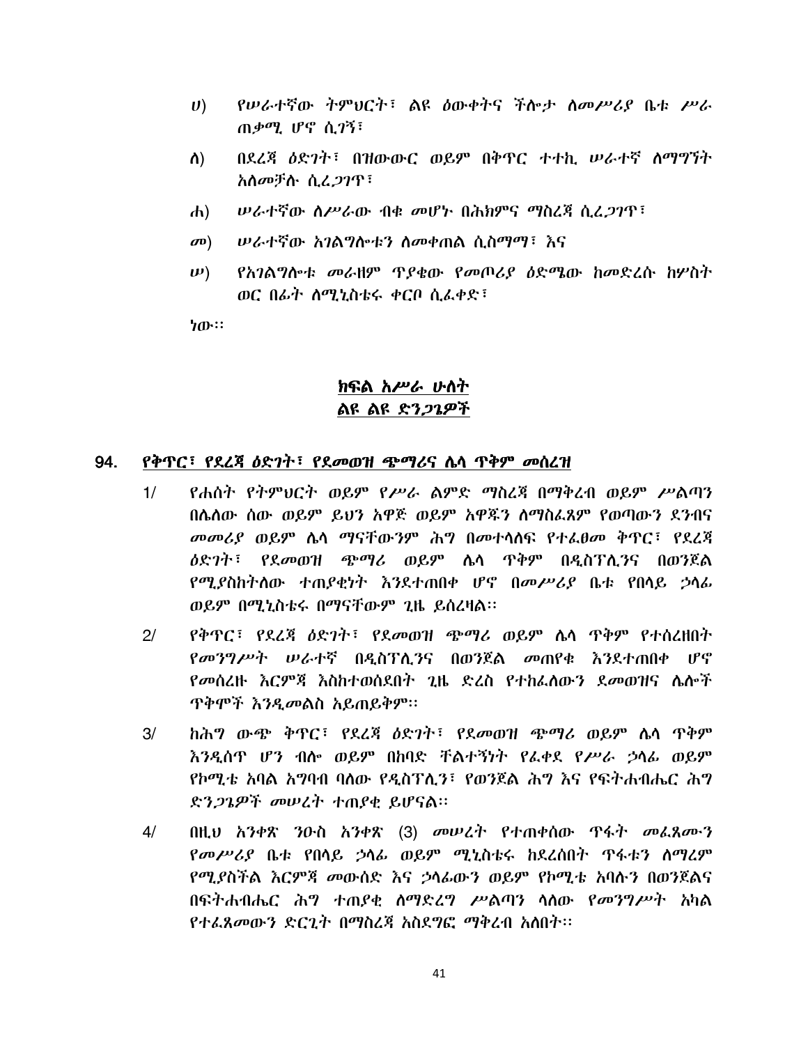ሀ) የሠራተኛው ትምህርት፣ ልዩ ዕውቀትና ችሎታ ለመሥሪያ ቤቱ ሥራ ጠቃሚ ሆኖ ሲገኝ፣

ለ) በደረጃ ዕድገት፣ በዝውውር ወይም በቅጥር ተተኪ ሠራተኛ ለማግኘት አለመቻሉ ሲረጋገጥ፣

ሐ) ሠራተኛው ለሥራው ብቁ መሆኑ በሕክምና ማስረጃ ሲረጋገጥ፣

መ) ሠራተኛው አገልግሎቱን ለመቀጠል ሲስማማ፣ እና

ሠ) የአገልግሎቱ መራዘም ጥያቄው የመጦሪያ ዕድሜው ከመድረሱ ከሦስት ወር በፊት ለሚኒስቴሩ ቀርቦ ሲፈቀድ፣

ነው፡፡

## ክፍል አሥራ ሁለት
## ልዩ ልዩ ድንጋጌዎች

### 94. የቅጥር፣ የደረጃ ዕድገት፣ የደመወዝ ጭማሪና ሌላ ጥቅም መሰረዝ

1/ የሐሰት የትምህርት ወይም የሥራ ልምድ ማስረጃ በማቅረብ ወይም ሥልጣን በሌለው ሰው ወይም ይህን አዋጅ ወይም አዋጁን ለማስፈጸም የወጣውን ደንብና መመሪያ ወይም ሌላ ማናቸውንም ሕግ በመተላለፍ የተፈፀመ ቅጥር፣ የደረጃ ዕድገት፣ የደመወዝ ጭማሪ ወይም ሌላ ጥቅም በዲስፐሊንና በወንጀል የሚያስከትለው ተጠያቂነት እንደተጠበቀ ሆኖ በመሥሪያ ቤቱ የበላይ ኃላፊ ወይም በሚኒስቴሩ በማናቸውም ጊዜ ይሰረዛል፡፡

2/ የቅጥር፣ የደረጃ ዕድገት፣ የደመወዝ ጭማሪ ወይም ሌላ ጥቅም የተሰረዘበት የመንግሥት ሠራተኛ በዲስፐሊንና በወንጀል መጠየቁ እንደተጠበቀ ሆኖ የመሰረዙ እርምጃ እስከተወሰደበት ጊዜ ድረስ የተከፈለውን ደመወዝና ሌሎች ጥቅሞች እንዲመልስ አይጠይቅም፡፡

3/ ከሕግ ውጭ ቅጥር፣ የደረጃ ዕድገት፣ የደመወዝ ጭማሪ ወይም ሌላ ጥቅም እንዲሰጥ ሆን ብሎ ወይም በከባድ ቸልተኝነት የፈቀደ የሥራ ኃላፊ ወይም የኮሚቴ አባል አግባብ ባለው የዲስፐሊን፣ የወንጀል ሕግ እና የፍትሐብሔር ሕግ ድንጋጌዎች መሠረት ተጠያቂ ይሆናል፡፡

4/ በዚህ አንቀጽ ንዑስ አንቀጽ (3) መሠረት የተጠቀሰው ጥፋት መፈጸሙን የመሥሪያ ቤቱ የበላይ ኃላፊ ወይም ሚኒስቴሩ ከደረሰበት ጥፋቱን ለማረም የሚያስችል እርምጃ መውሰድ እና ኃላፊውን ወይም የኮሚቴ አባሉን በወንጀልና በፍትሐብሔር ሕግ ተጠያቂ ለማድረግ ሥልጣን ላለው የመንግሥት አካል የተፈጸመውን ድርጊት በማስረጃ አስደግፎ ማቅረብ አለበት፡፡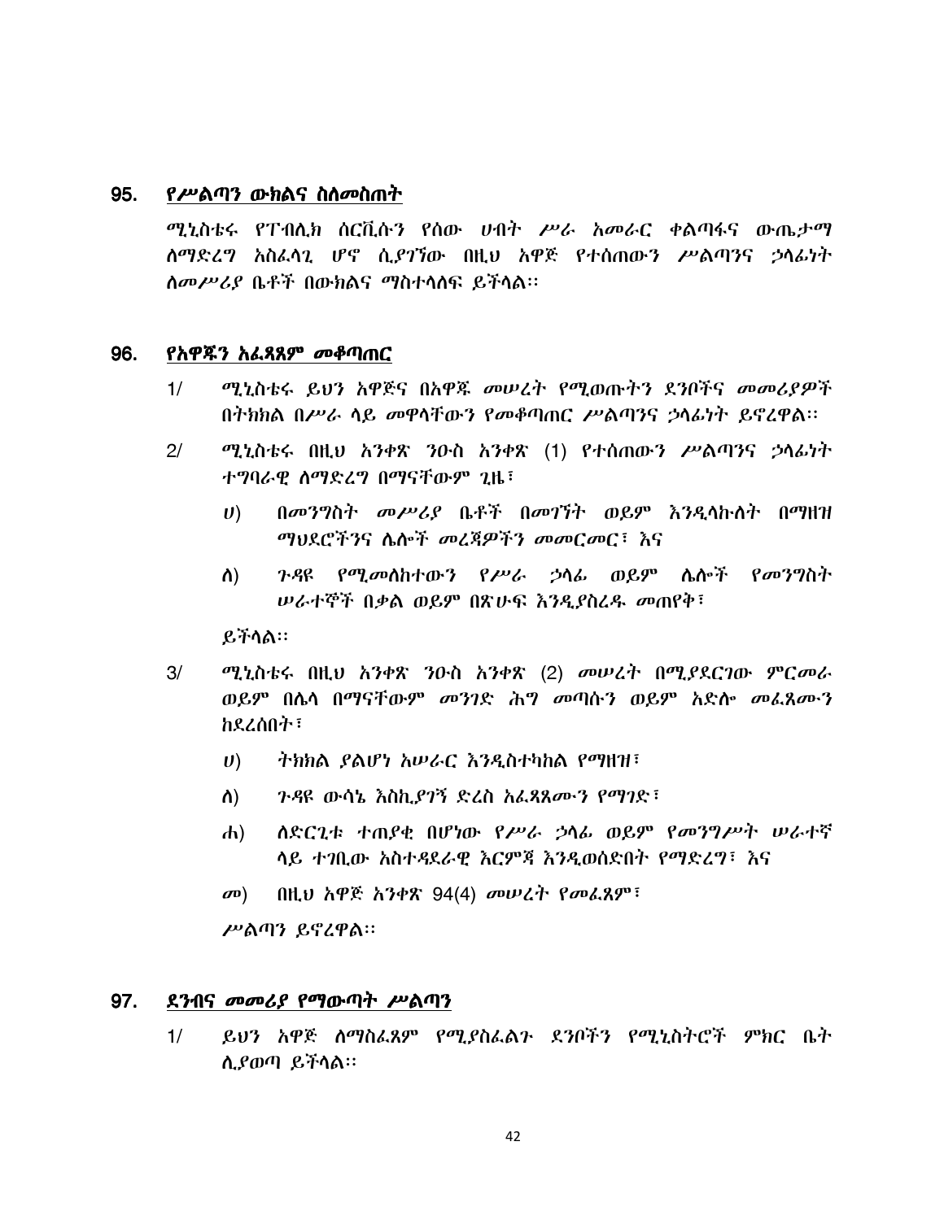## 95. *የሥልጣን ውክልና ስለመስጠት*

*ሚኒስቴሩ የፐብሊክ ሰርቪሱን የሰው ሀብት ሥራ አመራር ቀልጣፋና ውጤታማ ለማድረግ አስፈላጊ ሆኖ ሲያገኘው በዚህ አዋጅ የተሰጠውን ሥልጣንና ኃላፊነት ለመሥሪያ ቤቶች በውክልና ማስተላለፍ ይችላል፡፡*

## 96. *የአዋጁን አፈጻጸም መቆጣጠር*

1/ *ሚኒስቴሩ ይህን አዋጅና በአዋጁ መሠረት የሚወጡትን ደንቦችና መመሪያዎች በትክክል በሥራ ላይ መዋላቸውን የመቆጣጠር ሥልጣንና ኃላፊነት ይኖረዋል፡፡*

2/ *ሚኒስቴሩ በዚህ አንቀጽ ንዑስ አንቀጽ (1) የተሰጠውን ሥልጣንና ኃላፊነት ተግባራዊ ለማድረግ በማናቸውም ጊዜ፣*

   ሀ) *በመንግስት መሥሪያ ቤቶች በመገኘት ወይም እንዲላኩለት በማዘዝ ማህደሮችንና ሌሎች መረጃዎችን መመርመር፣ እና*

   ለ) *ጉዳዩ የሚመለከተውን የሥራ ኃላፊ ወይም ሌሎች የመንግስት ሠራተኞች በቃል ወይም በጽሁፍ እንዲያስረዱ መጠየቅ፣*

   *ይችላል፡፡*

3/ *ሚኒስቴሩ በዚህ አንቀጽ ንዑስ አንቀጽ (2) መሠረት በሚያደርገው ምርመራ ወይም በሌላ በማናቸውም መንገድ ሕግ መጣሱን ወይም አድሎ መፈጸሙን ከደረሰበት፣*

   ሀ) *ትክክል ያልሆነ አሠራር እንዲስተካከል የማዘዝ፣*

   ለ) *ጉዳዩ ውሳኔ እስኪያገኝ ድረስ አፈጻጸሙን የማገድ፣*

   ሐ) *ለድርጊቱ ተጠያቂ በሆነው የሥራ ኃላፊ ወይም የመንግሥት ሠራተኛ ላይ ተገቢው አስተዳደራዊ እርምጃ እንዲወሰድበት የማድረግ፣ እና*

   መ) *በዚህ አዋጅ አንቀጽ 94(4) መሠረት የመፈጸም፣*

   *ሥልጣን ይኖረዋል፡፡*

## 97. *ደንብና መመሪያ የማውጣት ሥልጣን*

1/ *ይህን አዋጅ ለማስፈጸም የሚያስፈልጉ ደንቦችን የሚኒስትሮች ምክር ቤት ሊያወጣ ይችላል፡፡*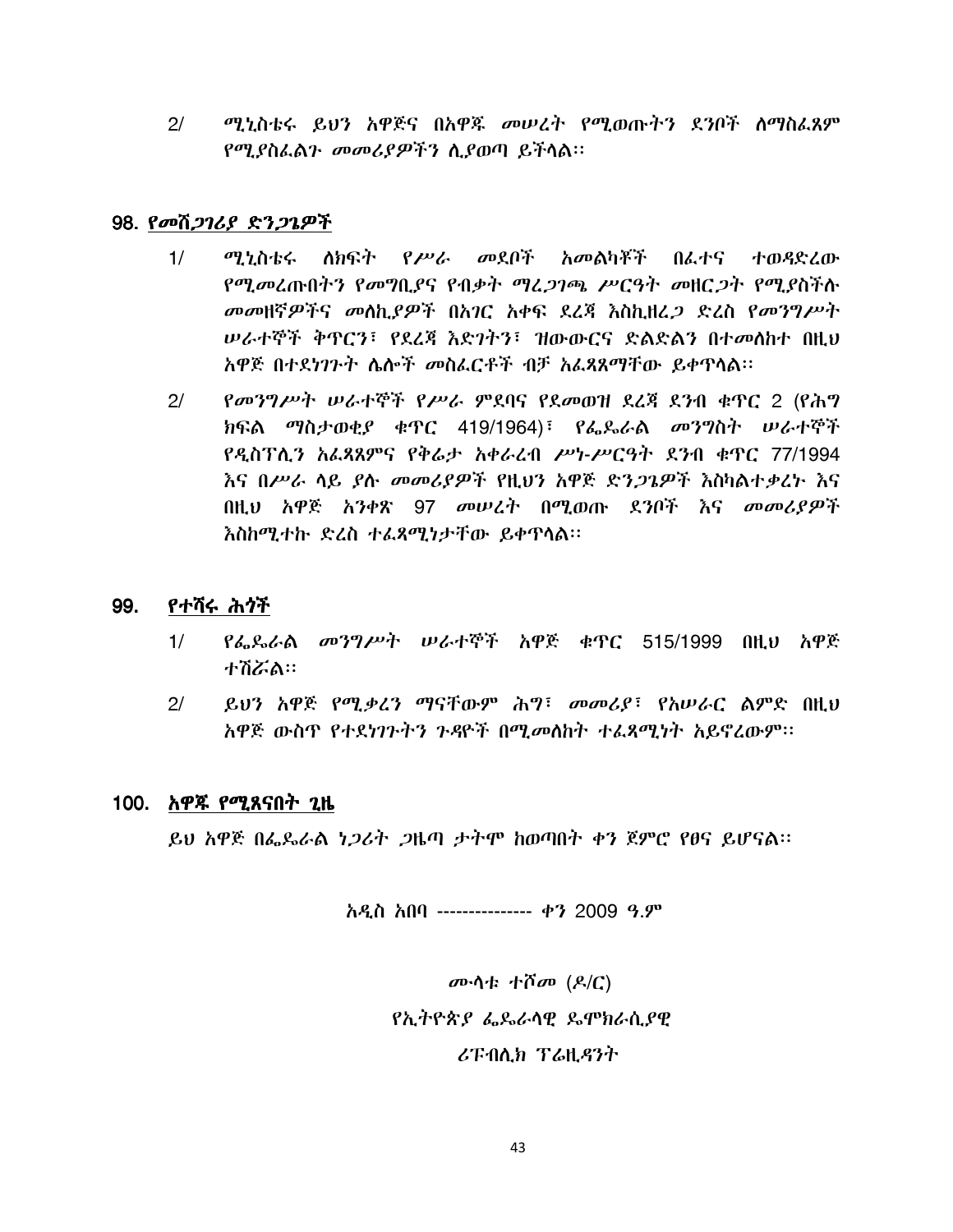2/ ሚኒስቴሩ ይህን አዋጅና በአዋጁ መሠረት የሚወጡትን ደንቦች ለማስፈጸም የሚያስፈልጉ መመሪያዎችን ሊያወጣ ይችላል፡፡

## 98. የመሸጋገሪያ ድንጋጌዎች

1/ ሚኒስቴሩ ለክፍት የሥራ መደቦች አመልካቾች በፈተና ተወዳድረው የሚመረጡበትን የመግቢያና የብቃት ማረጋገጫ ሥርዓት መዘርጋት የሚያስችሉ መመዘኛዎችና መለኪያዎች በአገር አቀፍ ደረጃ እስኪዘረጋ ድረስ የመንግሥት ሠራተኞች ቅጥርን፣ የደረጃ እድገትን፣ ዝውውርና ድልድልን በተመለከተ በዚህ አዋጅ በተደነገጉት ሌሎች መስፈርቶች ብቻ አፈጻጸማቸው ይቀጥላል፡፡

2/ የመንግሥት ሠራተኞች የሥራ ምደባና የደመወዝ ደረጃ ደንብ ቁጥር 2 (የሕግ ክፍል ማስታወቂያ ቁጥር 419/1964)፣ የፌዴራል መንግስት ሠራተኞች የዲስፕሊን አፈጻጸምና የቅሬታ አቀራረብ ሥነ-ሥርዓት ደንብ ቁጥር 77/1994 እና በሥራ ላይ ያሉ መመሪያዎች የዚህን አዋጅ ድንጋጌዎች እስካልተቃረኑ እና በዚህ አዋጅ አንቀጽ 97 መሠረት በሚወጡ ደንቦች እና መመሪያዎች እስከሚተኩ ድረስ ተፈጻሚነታቸው ይቀጥላል፡፡

## 99. የተሻሩ ሕጎች

1/ የፌዴራል መንግሥት ሠራተኞች አዋጅ ቁጥር 515/1999 በዚህ አዋጅ ተሽሯል፡፡

2/ ይህን አዋጅ የሚቃረን ማናቸውም ሕግ፣ መመሪያ፣ የአሠራር ልምድ በዚህ አዋጅ ውስጥ የተደነገጉትን ጉዳዮች በሚመለከት ተፈጻሚነት አይኖረውም፡፡

## 100. አዋጁ የሚጸናበት ጊዜ

ይህ አዋጅ በፌዴራል ነጋሪት ጋዜጣ ታትሞ ከወጣበት ቀን ጀምሮ የፀና ይሆናል፡፡

አዲስ አበባ --------------- ቀን 2009 ዓ.ም

ሙላቱ ተሾመ (ዶ/ር)

የኢትዮጵያ ፌዴራላዊ ዴሞክራሲያዊ

ሪፑብሊክ ፕሬዚዳንት